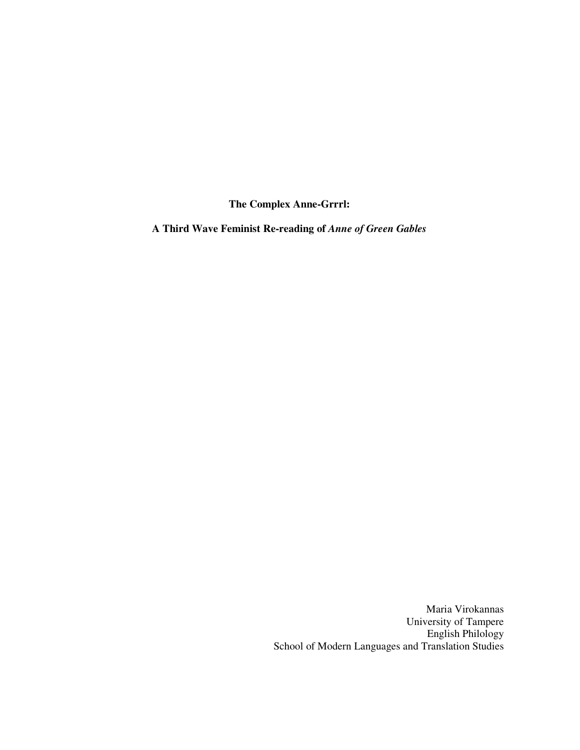# The Complex Anne-Grrrl:

## A Third Wave Feminist Re-reading of *Anne of Green Gables*

Maria Virokannas
University of Tampere
English Philology
School of Modern Languages and Translation Studies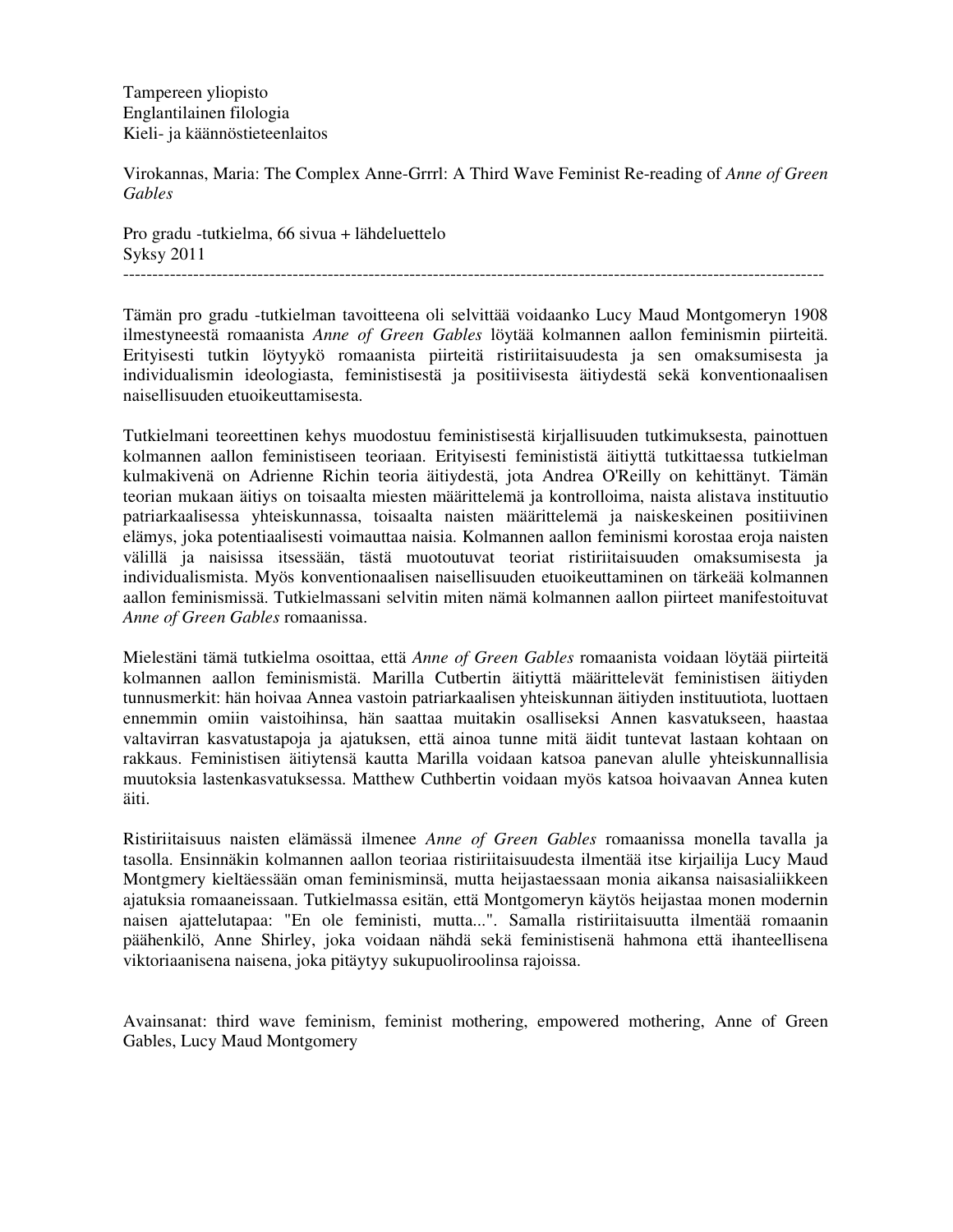Tampereen yliopisto
Englantilainen filologia
Kieli- ja käännöstieteenlaitos

Virokannas, Maria: The Complex Anne-Grrrl: A Third Wave Feminist Re-reading of *Anne of Green Gables*

Pro gradu -tutkielma, 66 sivua + lähdeluettelo
Syksy 2011

---

Tämän pro gradu -tutkielman tavoitteena oli selvittää voidaanko Lucy Maud Montgomeryn 1908 ilmestyneestä romaanista *Anne of Green Gables* löytää kolmannen aallon feminismin piirteitä. Erityisesti tutkin löytyykö romaanista piirteitä ristiriitaisuudesta ja sen omaksumisesta ja individualismin ideologiasta, feministisestä ja positiivisesta äitiydestä sekä konventionaalisen naisellisuuden etuoikeuttamisesta.

Tutkielmani teoreettinen kehys muodostuu feministisestä kirjallisuuden tutkimuksesta, painottuen kolmannen aallon feministiseen teoriaan. Erityisesti feminististä äitiyttä tutkittaessa tutkielman kulmakivenä on Adrienne Richin teoria äitiydestä, jota Andrea O'Reilly on kehittänyt. Tämän teorian mukaan äitiys on toisaalta miesten määrittelemä ja kontrolloima, naista alistava instituutio patriarkaalisessa yhteiskunnassa, toisaalta naisten määrittelemä ja naiskeskeinen positiivinen elämys, joka potentiaalisesti voimauttaa naisia. Kolmannen aallon feminismi korostaa eroja naisten välillä ja naisissa itsessään, tästä muotoutuvat teoriat ristiriitaisuuden omaksumisesta ja individualismista. Myös konventionaalisen naisellisuuden etuoikeuttaminen on tärkeää kolmannen aallon feminismissä. Tutkielmassani selvitin miten nämä kolmannen aallon piirteet manifestoituvat *Anne of Green Gables* romaanissa.

Mielestäni tämä tutkielma osoittaa, että *Anne of Green Gables* romaanista voidaan löytää piirteitä kolmannen aallon feminismistä. Marilla Cutbertin äitiyttä määrittelevät feministisen äitiyden tunnusmerkit: hän hoivaa Annea vastoin patriarkaalisen yhteiskunnan äitiyden instituutiota, luottaen ennemmin omiin vaistoihinsa, hän saattaa muitakin osalliseksi Annen kasvatukseen, haastaa valtavirran kasvatustapoja ja ajatuksen, että ainoa tunne mitä äidit tuntevat lastaan kohtaan on rakkaus. Feministisen äitiytensä kautta Marilla voidaan katsoa panevan alulle yhteiskunnallisia muutoksia lastenkasvatuksessa. Matthew Cuthbertin voidaan myös katsoa hoivaavan Annea kuten äiti.

Ristiriitaisuus naisten elämässä ilmenee *Anne of Green Gables* romaanissa monella tavalla ja tasolla. Ensinnäkin kolmannen aallon teoriaa ristiriitaisuudesta ilmentää itse kirjailija Lucy Maud Montgmery kieltäessään oman feminisminsä, mutta heijastaessaan monia aikansa naisasialiikkeen ajatuksia romaaneissaan. Tutkielmassa esitän, että Montgomeryn käytös heijastaa monen modernin naisen ajattelutapaa: "En ole feministi, mutta...". Samalla ristiriitaisuutta ilmentää romaanin päähenkilö, Anne Shirley, joka voidaan nähdä sekä feministisenä hahmona että ihanteellisena viktoriaanisena naisena, joka pitäytyy sukupuoliroolinsa rajoissa.

Avainsanat: third wave feminism, feminist mothering, empowered mothering, Anne of Green Gables, Lucy Maud Montgomery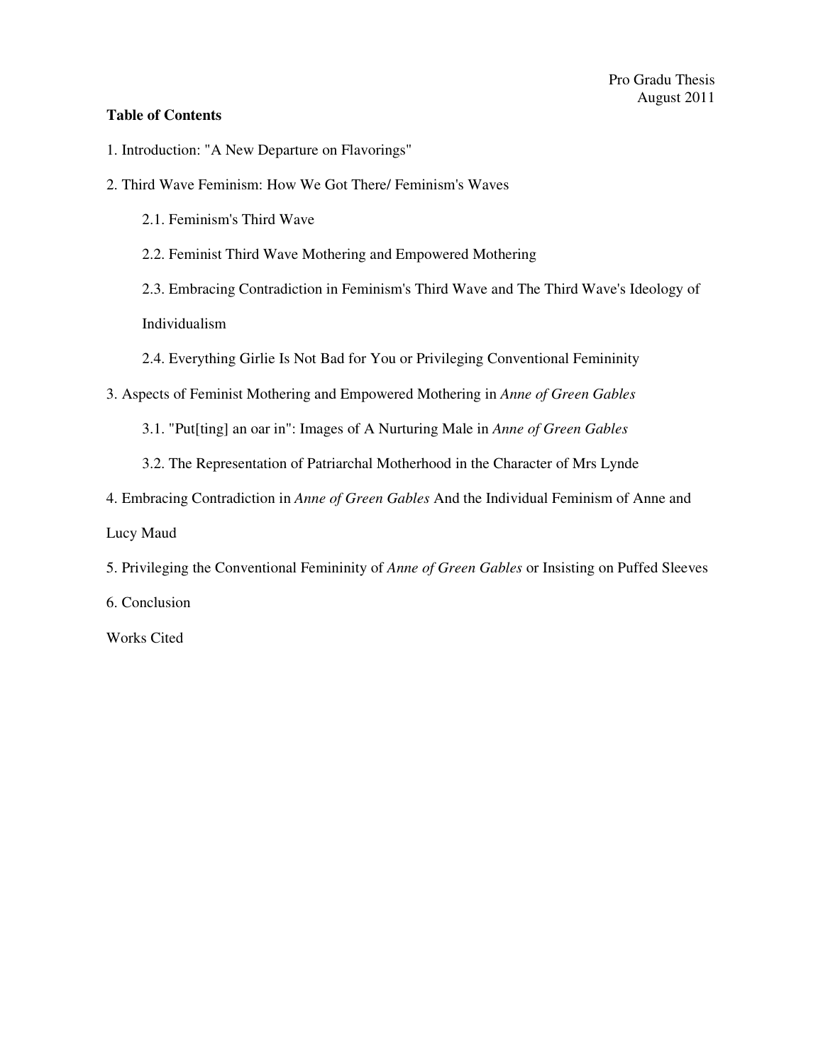Pro Gradu Thesis
August 2011

**Table of Contents**

1. Introduction: "A New Departure on Flavorings"

2. Third Wave Feminism: How We Got There/ Feminism's Waves

    2.1. Feminism's Third Wave

    2.2. Feminist Third Wave Mothering and Empowered Mothering

    2.3. Embracing Contradiction in Feminism's Third Wave and The Third Wave's Ideology of Individualism

    2.4. Everything Girlie Is Not Bad for You or Privileging Conventional Femininity

3. Aspects of Feminist Mothering and Empowered Mothering in *Anne of Green Gables*

    3.1. "Put[ting] an oar in": Images of A Nurturing Male in *Anne of Green Gables*

    3.2. The Representation of Patriarchal Motherhood in the Character of Mrs Lynde

4. Embracing Contradiction in *Anne of Green Gables* And the Individual Feminism of Anne and Lucy Maud

5. Privileging the Conventional Femininity of *Anne of Green Gables* or Insisting on Puffed Sleeves

6. Conclusion

Works Cited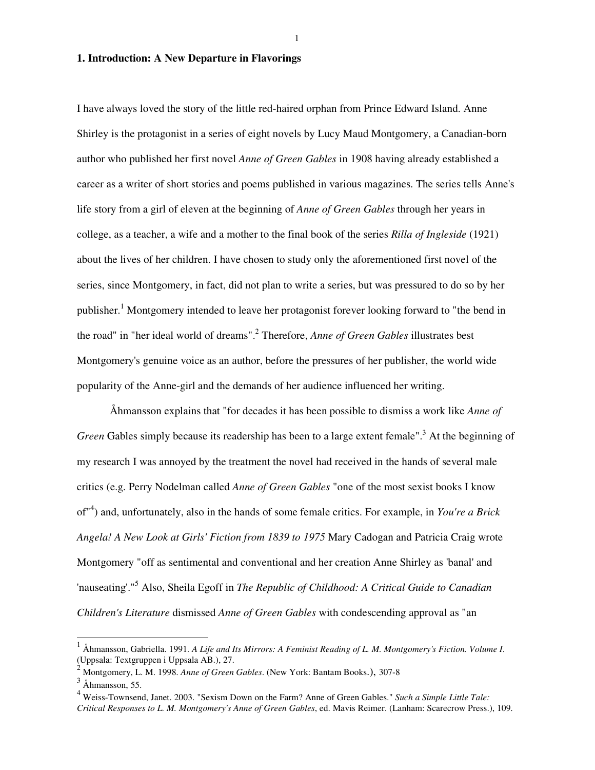## 1. Introduction: A New Departure in Flavorings

I have always loved the story of the little red-haired orphan from Prince Edward Island. Anne Shirley is the protagonist in a series of eight novels by Lucy Maud Montgomery, a Canadian-born author who published her first novel *Anne of Green Gables* in 1908 having already established a career as a writer of short stories and poems published in various magazines. The series tells Anne's life story from a girl of eleven at the beginning of *Anne of Green Gables* through her years in college, as a teacher, a wife and a mother to the final book of the series *Rilla of Ingleside* (1921) about the lives of her children. I have chosen to study only the aforementioned first novel of the series, since Montgomery, in fact, did not plan to write a series, but was pressured to do so by her publisher.[1] Montgomery intended to leave her protagonist forever looking forward to "the bend in the road" in "her ideal world of dreams".[2] Therefore, *Anne of Green Gables* illustrates best Montgomery's genuine voice as an author, before the pressures of her publisher, the world wide popularity of the Anne-girl and the demands of her audience influenced her writing.

Åhmansson explains that "for decades it has been possible to dismiss a work like *Anne of Green* Gables simply because its readership has been to a large extent female".[3] At the beginning of my research I was annoyed by the treatment the novel had received in the hands of several male critics (e.g. Perry Nodelman called *Anne of Green Gables* "one of the most sexist books I know of"[4]) and, unfortunately, also in the hands of some female critics. For example, in *You're a Brick Angela! A New Look at Girls' Fiction from 1839 to 1975* Mary Cadogan and Patricia Craig wrote Montgomery "off as sentimental and conventional and her creation Anne Shirley as 'banal' and 'nauseating'."[5] Also, Sheila Egoff in *The Republic of Childhood: A Critical Guide to Canadian Children's Literature* dismissed *Anne of Green Gables* with condescending approval as "an

---

[1] Åhmansson, Gabriella. 1991. *A Life and Its Mirrors: A Feminist Reading of L. M. Montgomery's Fiction. Volume I*. (Uppsala: Textgruppen i Uppsala AB.), 27.

[2] Montgomery, L. M. 1998. *Anne of Green Gables*. (New York: Bantam Books.), 307-8

[3] Åhmansson, 55.

[4] Weiss-Townsend, Janet. 2003. "Sexism Down on the Farm? Anne of Green Gables." *Such a Simple Little Tale: Critical Responses to L. M. Montgomery's Anne of Green Gables*, ed. Mavis Reimer. (Lanham: Scarecrow Press.), 109.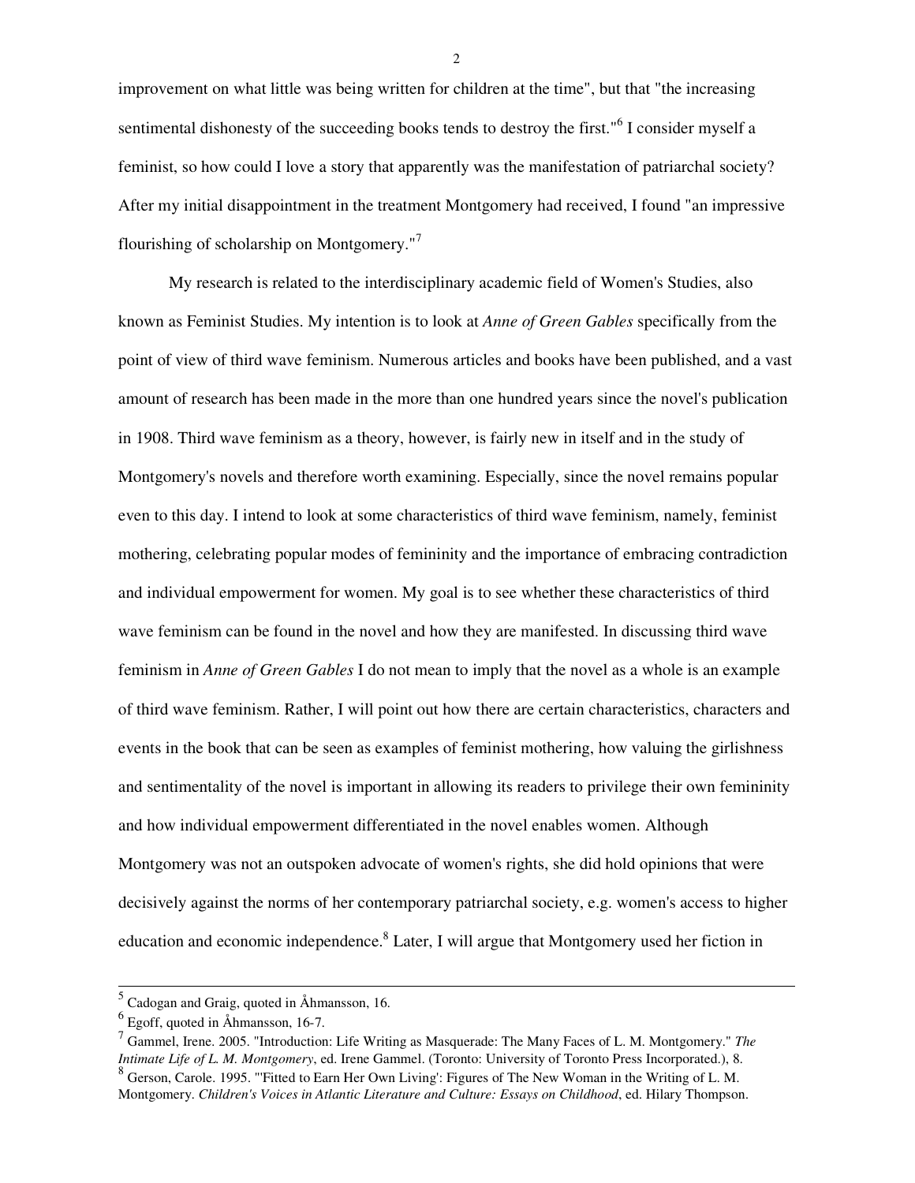improvement on what little was being written for children at the time", but that "the increasing sentimental dishonesty of the succeeding books tends to destroy the first."[6] I consider myself a feminist, so how could I love a story that apparently was the manifestation of patriarchal society? After my initial disappointment in the treatment Montgomery had received, I found "an impressive flourishing of scholarship on Montgomery."[7]

My research is related to the interdisciplinary academic field of Women's Studies, also known as Feminist Studies. My intention is to look at *Anne of Green Gables* specifically from the point of view of third wave feminism. Numerous articles and books have been published, and a vast amount of research has been made in the more than one hundred years since the novel's publication in 1908. Third wave feminism as a theory, however, is fairly new in itself and in the study of Montgomery's novels and therefore worth examining. Especially, since the novel remains popular even to this day. I intend to look at some characteristics of third wave feminism, namely, feminist mothering, celebrating popular modes of femininity and the importance of embracing contradiction and individual empowerment for women. My goal is to see whether these characteristics of third wave feminism can be found in the novel and how they are manifested. In discussing third wave feminism in *Anne of Green Gables* I do not mean to imply that the novel as a whole is an example of third wave feminism. Rather, I will point out how there are certain characteristics, characters and events in the book that can be seen as examples of feminist mothering, how valuing the girlishness and sentimentality of the novel is important in allowing its readers to privilege their own femininity and how individual empowerment differentiated in the novel enables women. Although Montgomery was not an outspoken advocate of women's rights, she did hold opinions that were decisively against the norms of her contemporary patriarchal society, e.g. women's access to higher education and economic independence.[8] Later, I will argue that Montgomery used her fiction in

---

[5] Cadogan and Graig, quoted in Åhmansson, 16.

[6] Egoff, quoted in Åhmansson, 16-7.

[7] Gammel, Irene. 2005. "Introduction: Life Writing as Masquerade: The Many Faces of L. M. Montgomery." *The Intimate Life of L. M. Montgomery*, ed. Irene Gammel. (Toronto: University of Toronto Press Incorporated.), 8.

[8] Gerson, Carole. 1995. "'Fitted to Earn Her Own Living': Figures of The New Woman in the Writing of L. M. Montgomery. *Children's Voices in Atlantic Literature and Culture: Essays on Childhood*, ed. Hilary Thompson.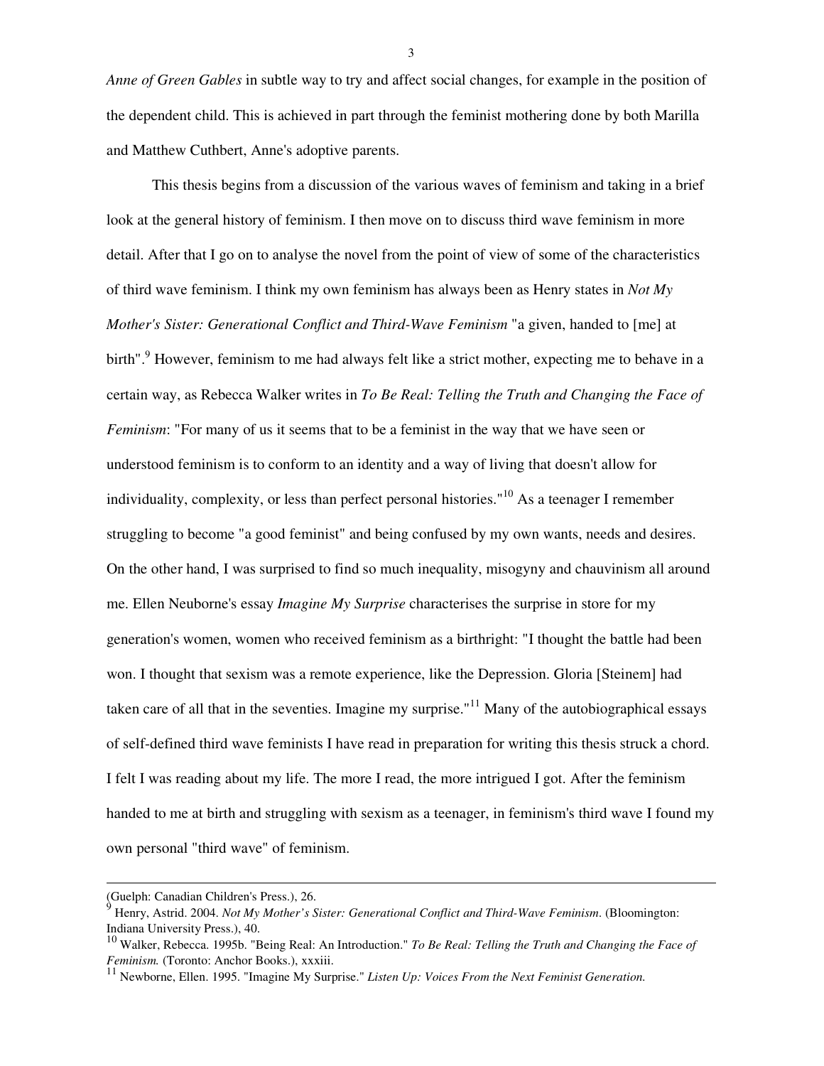*Anne of Green Gables* in subtle way to try and affect social changes, for example in the position of the dependent child. This is achieved in part through the feminist mothering done by both Marilla and Matthew Cuthbert, Anne's adoptive parents.

This thesis begins from a discussion of the various waves of feminism and taking in a brief look at the general history of feminism. I then move on to discuss third wave feminism in more detail. After that I go on to analyse the novel from the point of view of some of the characteristics of third wave feminism. I think my own feminism has always been as Henry states in *Not My Mother's Sister: Generational Conflict and Third-Wave Feminism* "a given, handed to [me] at birth".[9] However, feminism to me had always felt like a strict mother, expecting me to behave in a certain way, as Rebecca Walker writes in *To Be Real: Telling the Truth and Changing the Face of Feminism*: "For many of us it seems that to be a feminist in the way that we have seen or understood feminism is to conform to an identity and a way of living that doesn't allow for individuality, complexity, or less than perfect personal histories."[10] As a teenager I remember struggling to become "a good feminist" and being confused by my own wants, needs and desires. On the other hand, I was surprised to find so much inequality, misogyny and chauvinism all around me. Ellen Neuborne's essay *Imagine My Surprise* characterises the surprise in store for my generation's women, women who received feminism as a birthright: "I thought the battle had been won. I thought that sexism was a remote experience, like the Depression. Gloria [Steinem] had taken care of all that in the seventies. Imagine my surprise."[11] Many of the autobiographical essays of self-defined third wave feminists I have read in preparation for writing this thesis struck a chord. I felt I was reading about my life. The more I read, the more intrigued I got. After the feminism handed to me at birth and struggling with sexism as a teenager, in feminism's third wave I found my own personal "third wave" of feminism.

---

(Guelph: Canadian Children's Press.), 26.

[9] Henry, Astrid. 2004. *Not My Mother's Sister: Generational Conflict and Third-Wave Feminism*. (Bloomington: Indiana University Press.), 40.

[10] Walker, Rebecca. 1995b. "Being Real: An Introduction." *To Be Real: Telling the Truth and Changing the Face of Feminism.* (Toronto: Anchor Books.), xxxiii.

[11] Newborne, Ellen. 1995. "Imagine My Surprise." *Listen Up: Voices From the Next Feminist Generation.*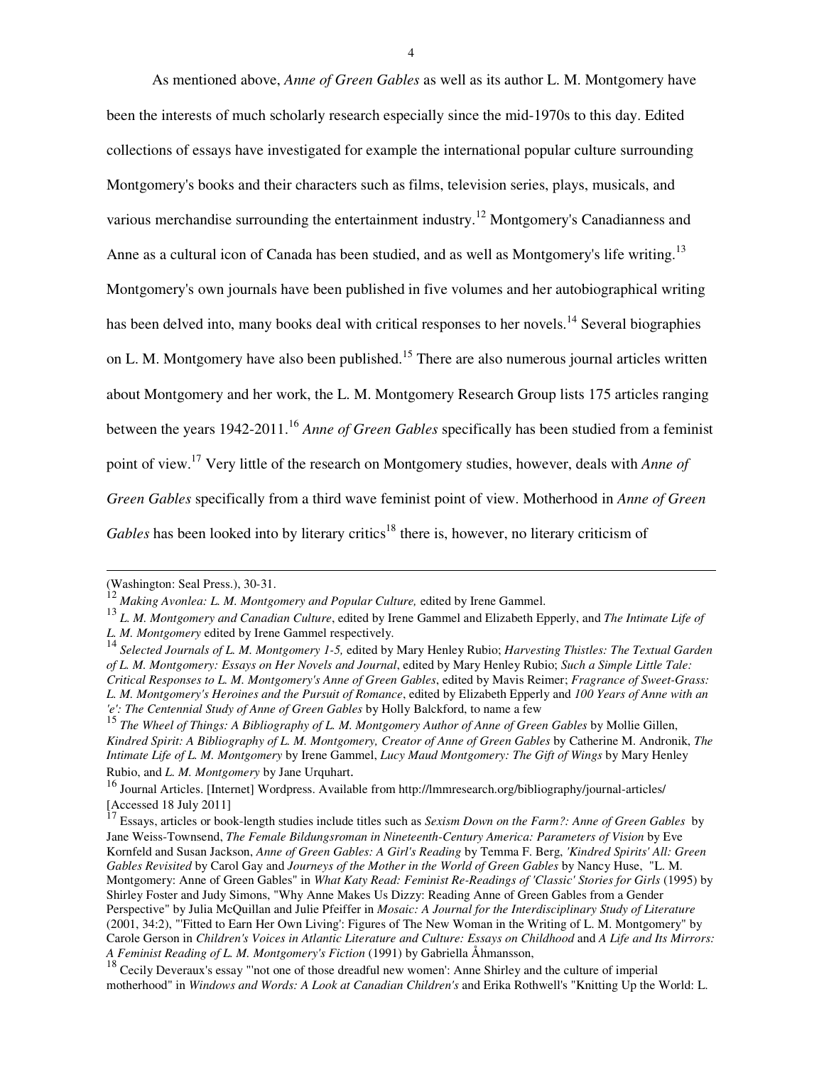As mentioned above, *Anne of Green Gables* as well as its author L. M. Montgomery have been the interests of much scholarly research especially since the mid-1970s to this day. Edited collections of essays have investigated for example the international popular culture surrounding Montgomery's books and their characters such as films, television series, plays, musicals, and various merchandise surrounding the entertainment industry.[12] Montgomery's Canadianness and Anne as a cultural icon of Canada has been studied, and as well as Montgomery's life writing.[13] Montgomery's own journals have been published in five volumes and her autobiographical writing has been delved into, many books deal with critical responses to her novels.[14] Several biographies on L. M. Montgomery have also been published.[15] There are also numerous journal articles written about Montgomery and her work, the L. M. Montgomery Research Group lists 175 articles ranging between the years 1942-2011.[16] *Anne of Green Gables* specifically has been studied from a feminist point of view.[17] Very little of the research on Montgomery studies, however, deals with *Anne of Green Gables* specifically from a third wave feminist point of view. Motherhood in *Anne of Green Gables* has been looked into by literary critics[18] there is, however, no literary criticism of

---

(Washington: Seal Press.), 30-31.

[12] *Making Avonlea: L. M. Montgomery and Popular Culture,* edited by Irene Gammel.

[13] *L. M. Montgomery and Canadian Culture*, edited by Irene Gammel and Elizabeth Epperly, and *The Intimate Life of L. M. Montgomery* edited by Irene Gammel respectively.

[14] *Selected Journals of L. M. Montgomery 1-5,* edited by Mary Henley Rubio; *Harvesting Thistles: The Textual Garden of L. M. Montgomery: Essays on Her Novels and Journal*, edited by Mary Henley Rubio; *Such a Simple Little Tale: Critical Responses to L. M. Montgomery's Anne of Green Gables*, edited by Mavis Reimer; *Fragrance of Sweet-Grass: L. M. Montgomery's Heroines and the Pursuit of Romance*, edited by Elizabeth Epperly and *100 Years of Anne with an 'e': The Centennial Study of Anne of Green Gables* by Holly Balckford, to name a few

[15] *The Wheel of Things: A Bibliography of L. M. Montgomery Author of Anne of Green Gables* by Mollie Gillen, *Kindred Spirit: A Bibliography of L. M. Montgomery, Creator of Anne of Green Gables* by Catherine M. Andronik, *The Intimate Life of L. M. Montgomery* by Irene Gammel, *Lucy Maud Montgomery: The Gift of Wings* by Mary Henley Rubio, and *L. M. Montgomery* by Jane Urquhart.

[16] Journal Articles. [Internet] Wordpress. Available from http://lmmresearch.org/bibliography/journal-articles/ [Accessed 18 July 2011]

[17] Essays, articles or book-length studies include titles such as *Sexism Down on the Farm?: Anne of Green Gables* by Jane Weiss-Townsend, *The Female Bildungsroman in Nineteenth-Century America: Parameters of Vision* by Eve Kornfeld and Susan Jackson, *Anne of Green Gables: A Girl's Reading* by Temma F. Berg, *'Kindred Spirits' All: Green Gables Revisited* by Carol Gay and *Journeys of the Mother in the World of Green Gables* by Nancy Huse, "L. M. Montgomery: Anne of Green Gables" in *What Katy Read: Feminist Re-Readings of 'Classic' Stories for Girls* (1995) by Shirley Foster and Judy Simons, "Why Anne Makes Us Dizzy: Reading Anne of Green Gables from a Gender Perspective" by Julia McQuillan and Julie Pfeiffer in *Mosaic: A Journal for the Interdisciplinary Study of Literature* (2001, 34:2), "'Fitted to Earn Her Own Living': Figures of The New Woman in the Writing of L. M. Montgomery" by Carole Gerson in *Children's Voices in Atlantic Literature and Culture: Essays on Childhood* and *A Life and Its Mirrors: A Feminist Reading of L. M. Montgomery's Fiction* (1991) by Gabriella Åhmansson,

[18] Cecily Deveraux's essay "'not one of those dreadful new women': Anne Shirley and the culture of imperial motherhood" in *Windows and Words: A Look at Canadian Children's* and Erika Rothwell's "Knitting Up the World: L.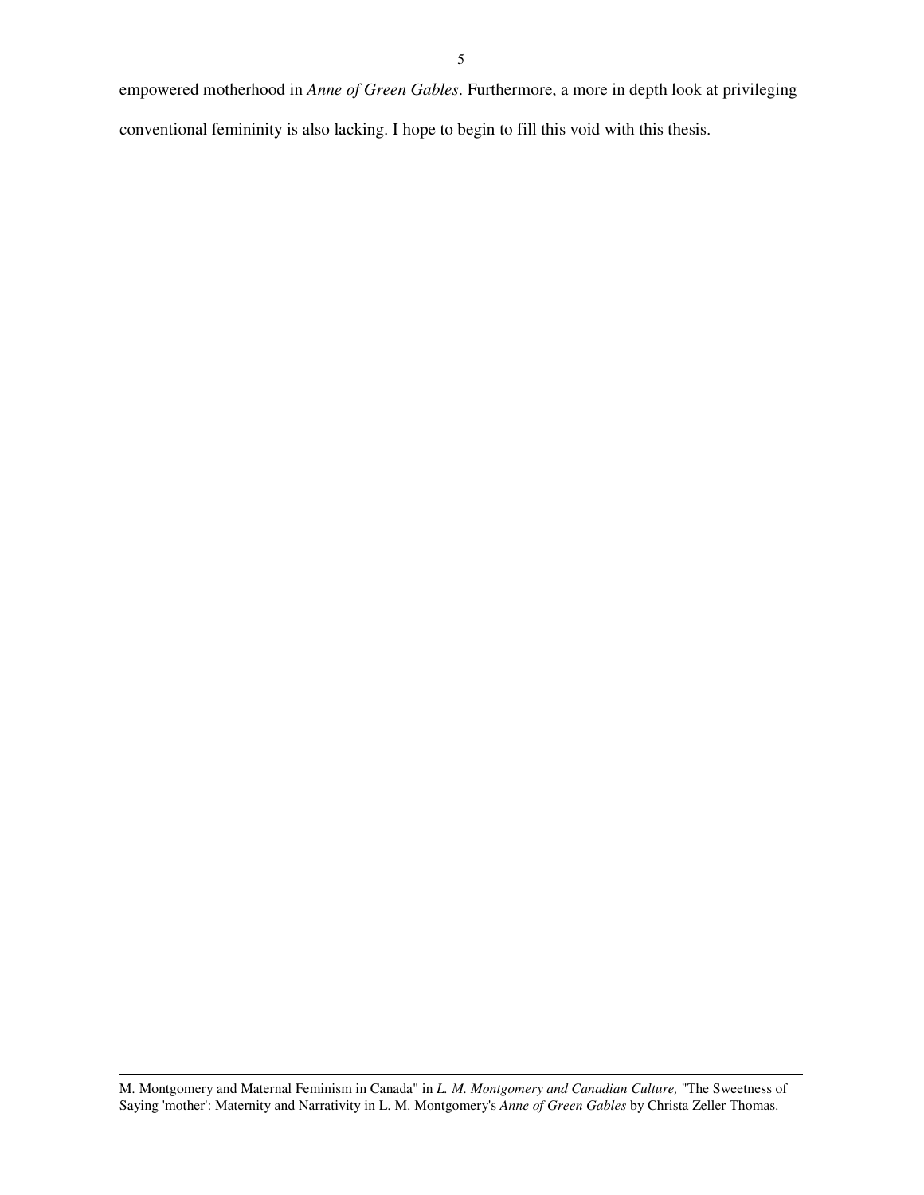empowered motherhood in *Anne of Green Gables*. Furthermore, a more in depth look at privileging conventional femininity is also lacking. I hope to begin to fill this void with this thesis.

---

M. Montgomery and Maternal Feminism in Canada" in *L. M. Montgomery and Canadian Culture,* "The Sweetness of Saying 'mother': Maternity and Narrativity in L. M. Montgomery's *Anne of Green Gables* by Christa Zeller Thomas.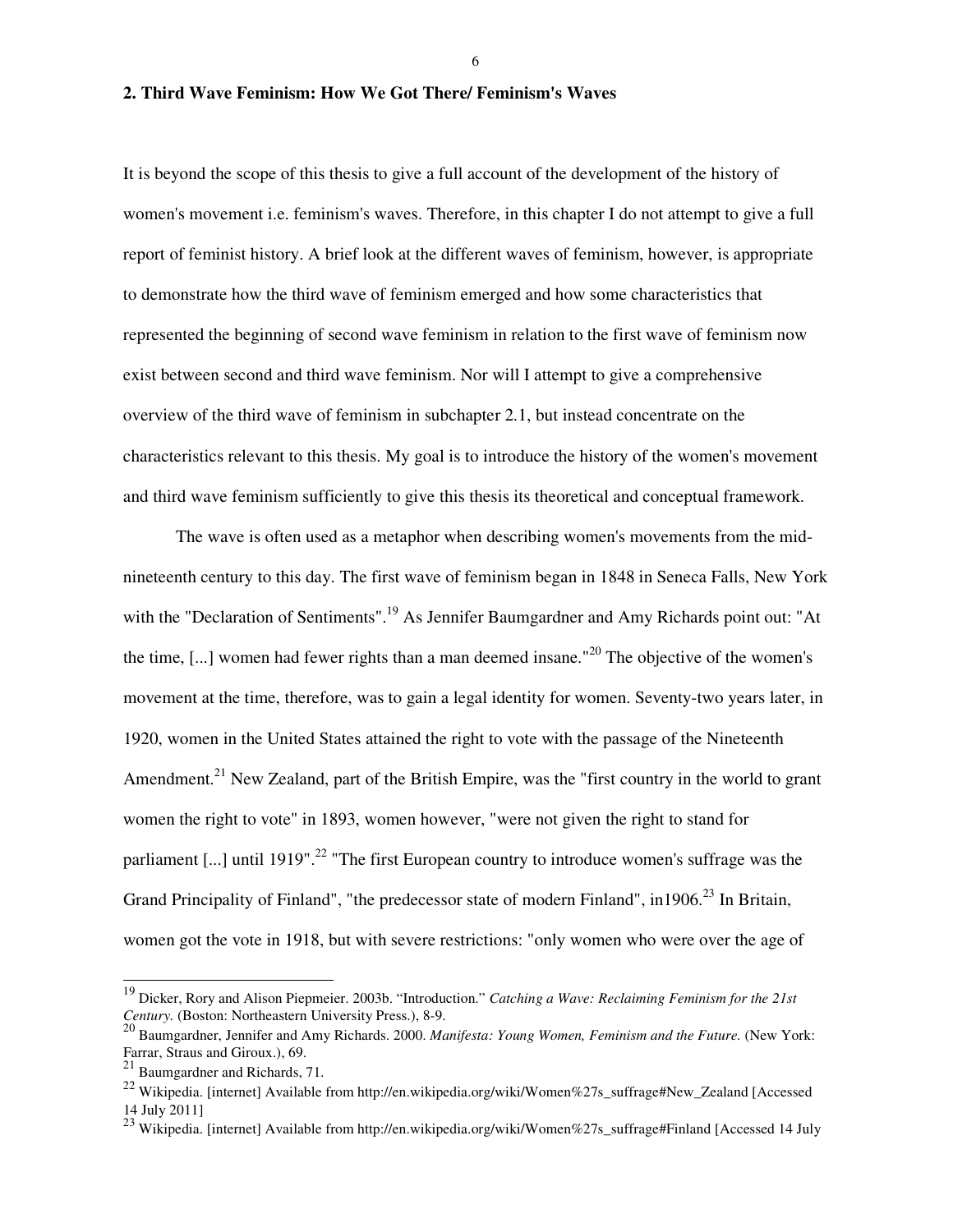## 2. Third Wave Feminism: How We Got There/ Feminism's Waves

It is beyond the scope of this thesis to give a full account of the development of the history of women's movement i.e. feminism's waves. Therefore, in this chapter I do not attempt to give a full report of feminist history. A brief look at the different waves of feminism, however, is appropriate to demonstrate how the third wave of feminism emerged and how some characteristics that represented the beginning of second wave feminism in relation to the first wave of feminism now exist between second and third wave feminism. Nor will I attempt to give a comprehensive overview of the third wave of feminism in subchapter 2.1, but instead concentrate on the characteristics relevant to this thesis. My goal is to introduce the history of the women's movement and third wave feminism sufficiently to give this thesis its theoretical and conceptual framework.

The wave is often used as a metaphor when describing women's movements from the mid-nineteenth century to this day. The first wave of feminism began in 1848 in Seneca Falls, New York with the "Declaration of Sentiments".[19] As Jennifer Baumgardner and Amy Richards point out: "At the time, [...] women had fewer rights than a man deemed insane."[20] The objective of the women's movement at the time, therefore, was to gain a legal identity for women. Seventy-two years later, in 1920, women in the United States attained the right to vote with the passage of the Nineteenth Amendment.[21] New Zealand, part of the British Empire, was the "first country in the world to grant women the right to vote" in 1893, women however, "were not given the right to stand for parliament [...] until 1919".[22] "The first European country to introduce women's suffrage was the Grand Principality of Finland", "the predecessor state of modern Finland", in1906.[23] In Britain, women got the vote in 1918, but with severe restrictions: "only women who were over the age of

---

[19] Dicker, Rory and Alison Piepmeier. 2003b. "Introduction." *Catching a Wave: Reclaiming Feminism for the 21st Century.* (Boston: Northeastern University Press.), 8-9.

[20] Baumgardner, Jennifer and Amy Richards. 2000. *Manifesta: Young Women, Feminism and the Future.* (New York: Farrar, Straus and Giroux.), 69.

[21] Baumgardner and Richards, 71.

[22] Wikipedia. [internet] Available from http://en.wikipedia.org/wiki/Women%27s_suffrage#New_Zealand [Accessed 14 July 2011]

[23] Wikipedia. [internet] Available from http://en.wikipedia.org/wiki/Women%27s_suffrage#Finland [Accessed 14 July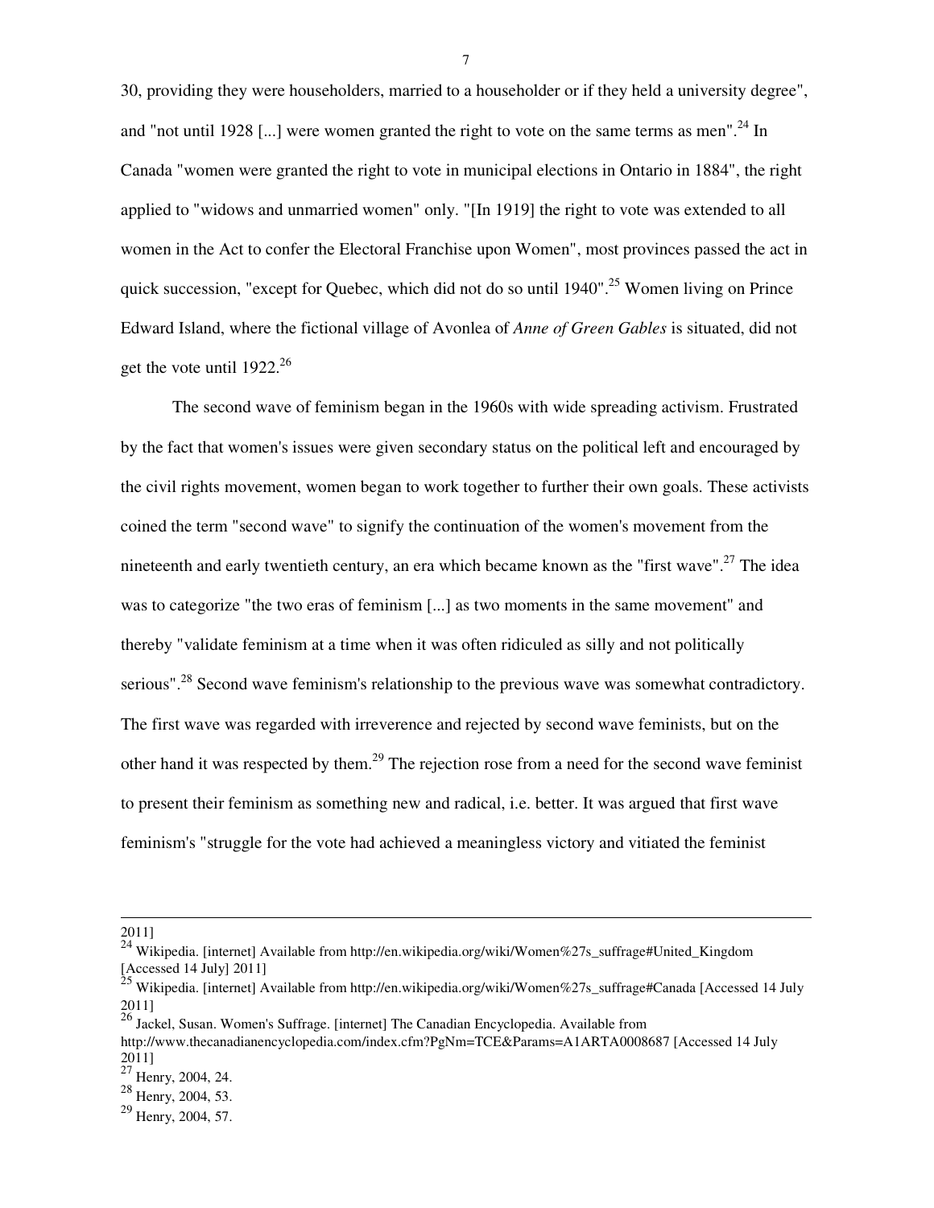30, providing they were householders, married to a householder or if they held a university degree", and "not until 1928 [...] were women granted the right to vote on the same terms as men".[24] In Canada "women were granted the right to vote in municipal elections in Ontario in 1884", the right applied to "widows and unmarried women" only. "[In 1919] the right to vote was extended to all women in the Act to confer the Electoral Franchise upon Women", most provinces passed the act in quick succession, "except for Quebec, which did not do so until 1940".[25] Women living on Prince Edward Island, where the fictional village of Avonlea of *Anne of Green Gables* is situated, did not get the vote until 1922.[26]

The second wave of feminism began in the 1960s with wide spreading activism. Frustrated by the fact that women's issues were given secondary status on the political left and encouraged by the civil rights movement, women began to work together to further their own goals. These activists coined the term "second wave" to signify the continuation of the women's movement from the nineteenth and early twentieth century, an era which became known as the "first wave".[27] The idea was to categorize "the two eras of feminism [...] as two moments in the same movement" and thereby "validate feminism at a time when it was often ridiculed as silly and not politically serious".[28] Second wave feminism's relationship to the previous wave was somewhat contradictory. The first wave was regarded with irreverence and rejected by second wave feminists, but on the other hand it was respected by them.[29] The rejection rose from a need for the second wave feminist to present their feminism as something new and radical, i.e. better. It was argued that first wave feminism's "struggle for the vote had achieved a meaningless victory and vitiated the feminist

---

2011]

[24] Wikipedia. [internet] Available from http://en.wikipedia.org/wiki/Women%27s_suffrage#United_Kingdom [Accessed 14 July] 2011]

[25] Wikipedia. [internet] Available from http://en.wikipedia.org/wiki/Women%27s_suffrage#Canada [Accessed 14 July 2011]

[26] Jackel, Susan. Women's Suffrage. [internet] The Canadian Encyclopedia. Available from http://www.thecanadianencyclopedia.com/index.cfm?PgNm=TCE&Params=A1ARTA0008687 [Accessed 14 July 2011]

[27] Henry, 2004, 24.

[28] Henry, 2004, 53.

[29] Henry, 2004, 57.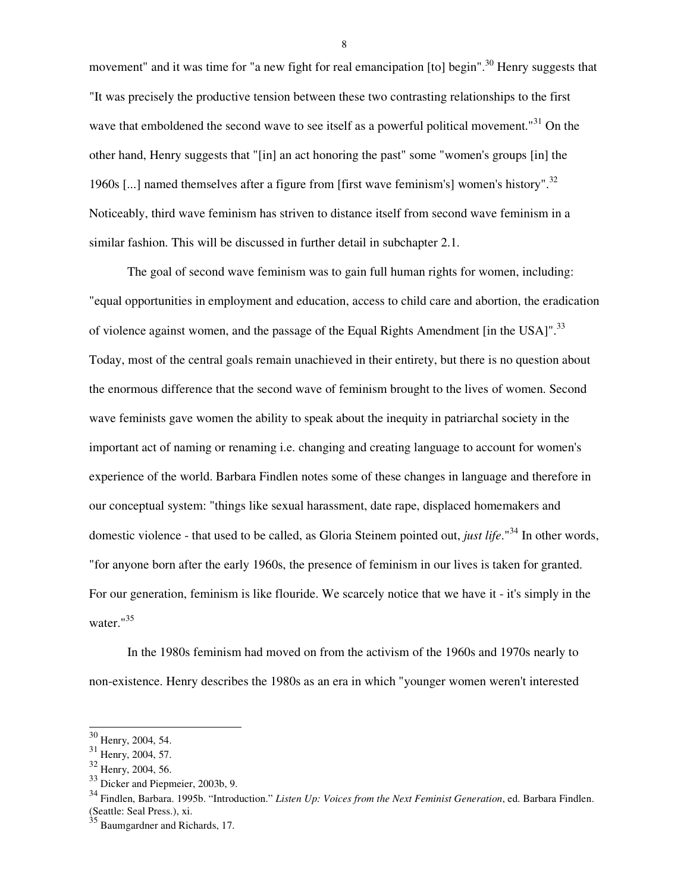movement" and it was time for "a new fight for real emancipation [to] begin".[30] Henry suggests that "It was precisely the productive tension between these two contrasting relationships to the first wave that emboldened the second wave to see itself as a powerful political movement."[31] On the other hand, Henry suggests that "[in] an act honoring the past" some "women's groups [in] the 1960s [...] named themselves after a figure from [first wave feminism's] women's history".[32] Noticeably, third wave feminism has striven to distance itself from second wave feminism in a similar fashion. This will be discussed in further detail in subchapter 2.1.

The goal of second wave feminism was to gain full human rights for women, including: "equal opportunities in employment and education, access to child care and abortion, the eradication of violence against women, and the passage of the Equal Rights Amendment [in the USA]".[33] Today, most of the central goals remain unachieved in their entirety, but there is no question about the enormous difference that the second wave of feminism brought to the lives of women. Second wave feminists gave women the ability to speak about the inequity in patriarchal society in the important act of naming or renaming i.e. changing and creating language to account for women's experience of the world. Barbara Findlen notes some of these changes in language and therefore in our conceptual system: "things like sexual harassment, date rape, displaced homemakers and domestic violence - that used to be called, as Gloria Steinem pointed out, *just life*."[34] In other words, "for anyone born after the early 1960s, the presence of feminism in our lives is taken for granted. For our generation, feminism is like flouride. We scarcely notice that we have it - it's simply in the water."[35]

In the 1980s feminism had moved on from the activism of the 1960s and 1970s nearly to non-existence. Henry describes the 1980s as an era in which "younger women weren't interested

---

[30] Henry, 2004, 54.
[31] Henry, 2004, 57.
[32] Henry, 2004, 56.
[33] Dicker and Piepmeier, 2003b, 9.
[34] Findlen, Barbara. 1995b. "Introduction." *Listen Up: Voices from the Next Feminist Generation*, ed. Barbara Findlen. (Seattle: Seal Press.), xi.
[35] Baumgardner and Richards, 17.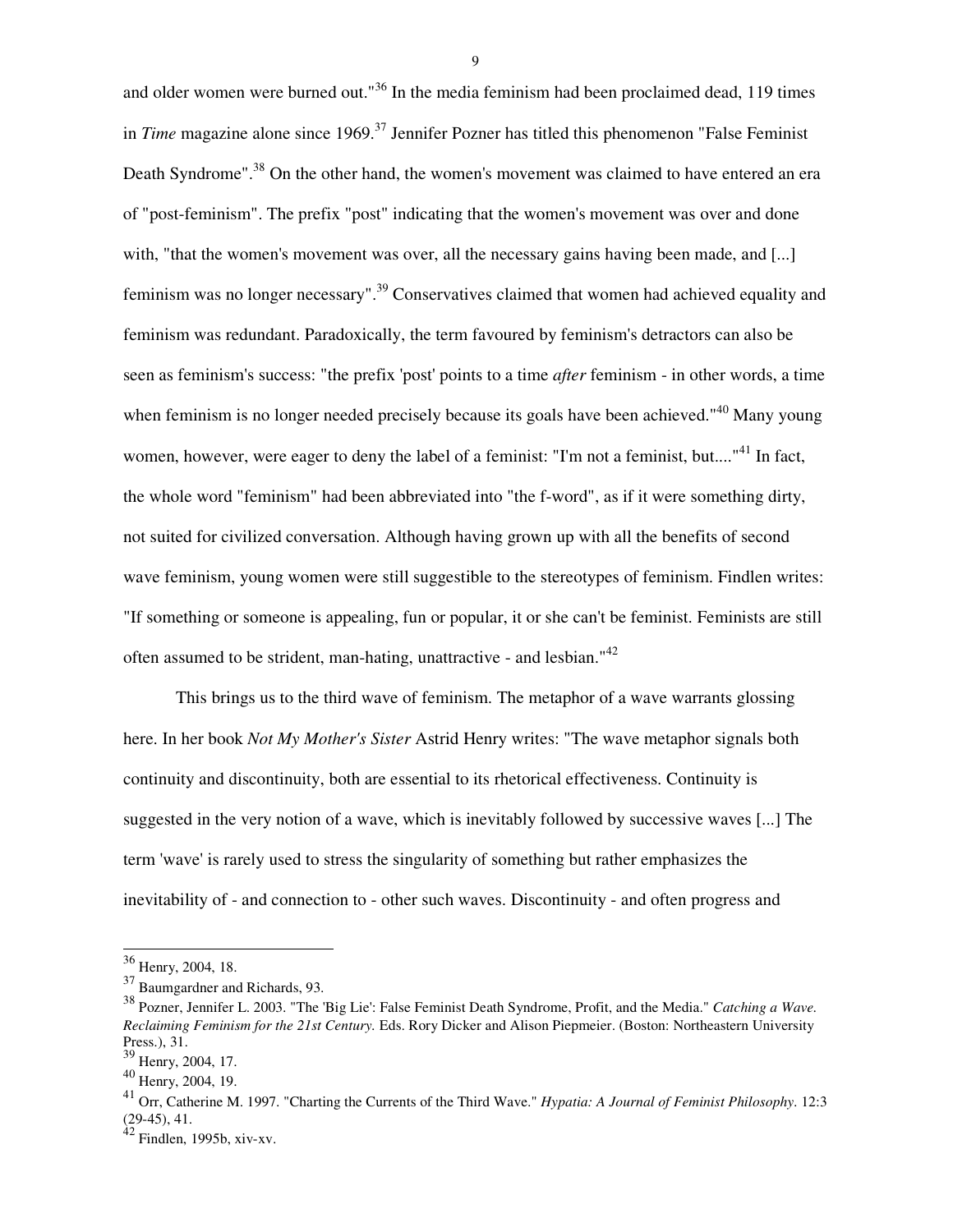and older women were burned out."[36] In the media feminism had been proclaimed dead, 119 times in *Time* magazine alone since 1969.[37] Jennifer Pozner has titled this phenomenon "False Feminist Death Syndrome".[38] On the other hand, the women's movement was claimed to have entered an era of "post-feminism". The prefix "post" indicating that the women's movement was over and done with, "that the women's movement was over, all the necessary gains having been made, and [...] feminism was no longer necessary".[39] Conservatives claimed that women had achieved equality and feminism was redundant. Paradoxically, the term favoured by feminism's detractors can also be seen as feminism's success: "the prefix 'post' points to a time *after* feminism - in other words, a time when feminism is no longer needed precisely because its goals have been achieved."[40] Many young women, however, were eager to deny the label of a feminist: "I'm not a feminist, but...."[41] In fact, the whole word "feminism" had been abbreviated into "the f-word", as if it were something dirty, not suited for civilized conversation. Although having grown up with all the benefits of second wave feminism, young women were still suggestible to the stereotypes of feminism. Findlen writes: "If something or someone is appealing, fun or popular, it or she can't be feminist. Feminists are still often assumed to be strident, man-hating, unattractive - and lesbian."[42]

This brings us to the third wave of feminism. The metaphor of a wave warrants glossing here. In her book *Not My Mother's Sister* Astrid Henry writes: "The wave metaphor signals both continuity and discontinuity, both are essential to its rhetorical effectiveness. Continuity is suggested in the very notion of a wave, which is inevitably followed by successive waves [...] The term 'wave' is rarely used to stress the singularity of something but rather emphasizes the inevitability of - and connection to - other such waves. Discontinuity - and often progress and

---

[36] Henry, 2004, 18.

[37] Baumgardner and Richards, 93.

[38] Pozner, Jennifer L. 2003. "The 'Big Lie': False Feminist Death Syndrome, Profit, and the Media." *Catching a Wave. Reclaiming Feminism for the 21st Century.* Eds. Rory Dicker and Alison Piepmeier. (Boston: Northeastern University Press.), 31.

[39] Henry, 2004, 17.

[40] Henry, 2004, 19.

[41] Orr, Catherine M. 1997. "Charting the Currents of the Third Wave." *Hypatia: A Journal of Feminist Philosophy*. 12:3 (29-45), 41.

[42] Findlen, 1995b, xiv-xv.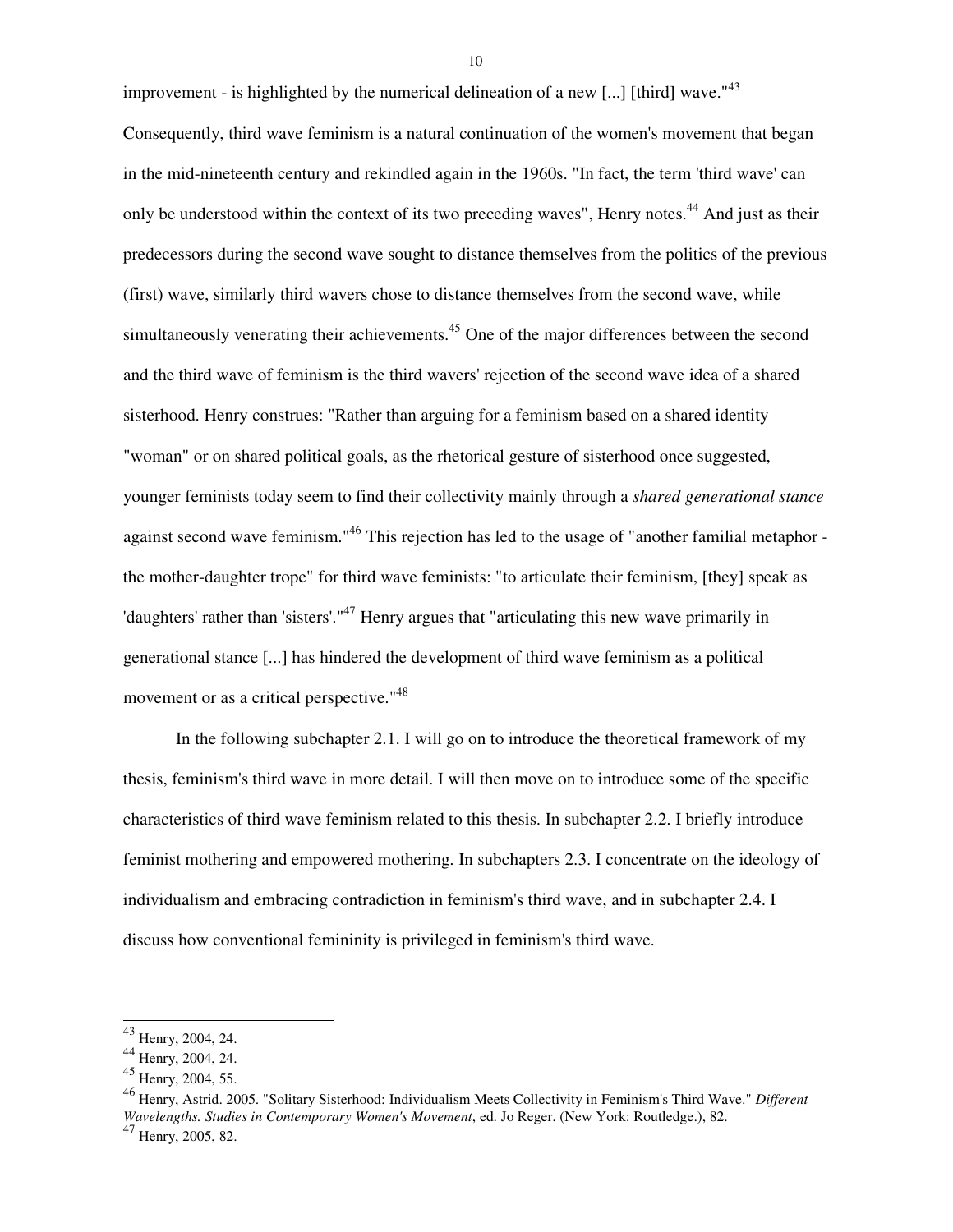improvement - is highlighted by the numerical delineation of a new [...] [third] wave."[43] Consequently, third wave feminism is a natural continuation of the women's movement that began in the mid-nineteenth century and rekindled again in the 1960s. "In fact, the term 'third wave' can only be understood within the context of its two preceding waves", Henry notes.[44] And just as their predecessors during the second wave sought to distance themselves from the politics of the previous (first) wave, similarly third wavers chose to distance themselves from the second wave, while simultaneously venerating their achievements.[45] One of the major differences between the second and the third wave of feminism is the third wavers' rejection of the second wave idea of a shared sisterhood. Henry construes: "Rather than arguing for a feminism based on a shared identity "woman" or on shared political goals, as the rhetorical gesture of sisterhood once suggested, younger feminists today seem to find their collectivity mainly through a *shared generational stance* against second wave feminism."[46] This rejection has led to the usage of "another familial metaphor - the mother-daughter trope" for third wave feminists: "to articulate their feminism, [they] speak as 'daughters' rather than 'sisters'."[47] Henry argues that "articulating this new wave primarily in generational stance [...] has hindered the development of third wave feminism as a political movement or as a critical perspective."[48]

In the following subchapter 2.1. I will go on to introduce the theoretical framework of my thesis, feminism's third wave in more detail. I will then move on to introduce some of the specific characteristics of third wave feminism related to this thesis. In subchapter 2.2. I briefly introduce feminist mothering and empowered mothering. In subchapters 2.3. I concentrate on the ideology of individualism and embracing contradiction in feminism's third wave, and in subchapter 2.4. I discuss how conventional femininity is privileged in feminism's third wave.

---

[43] Henry, 2004, 24.

[44] Henry, 2004, 24.

[45] Henry, 2004, 55.

[46] Henry, Astrid. 2005. "Solitary Sisterhood: Individualism Meets Collectivity in Feminism's Third Wave." *Different Wavelengths. Studies in Contemporary Women's Movement*, ed. Jo Reger. (New York: Routledge.), 82.

[47] Henry, 2005, 82.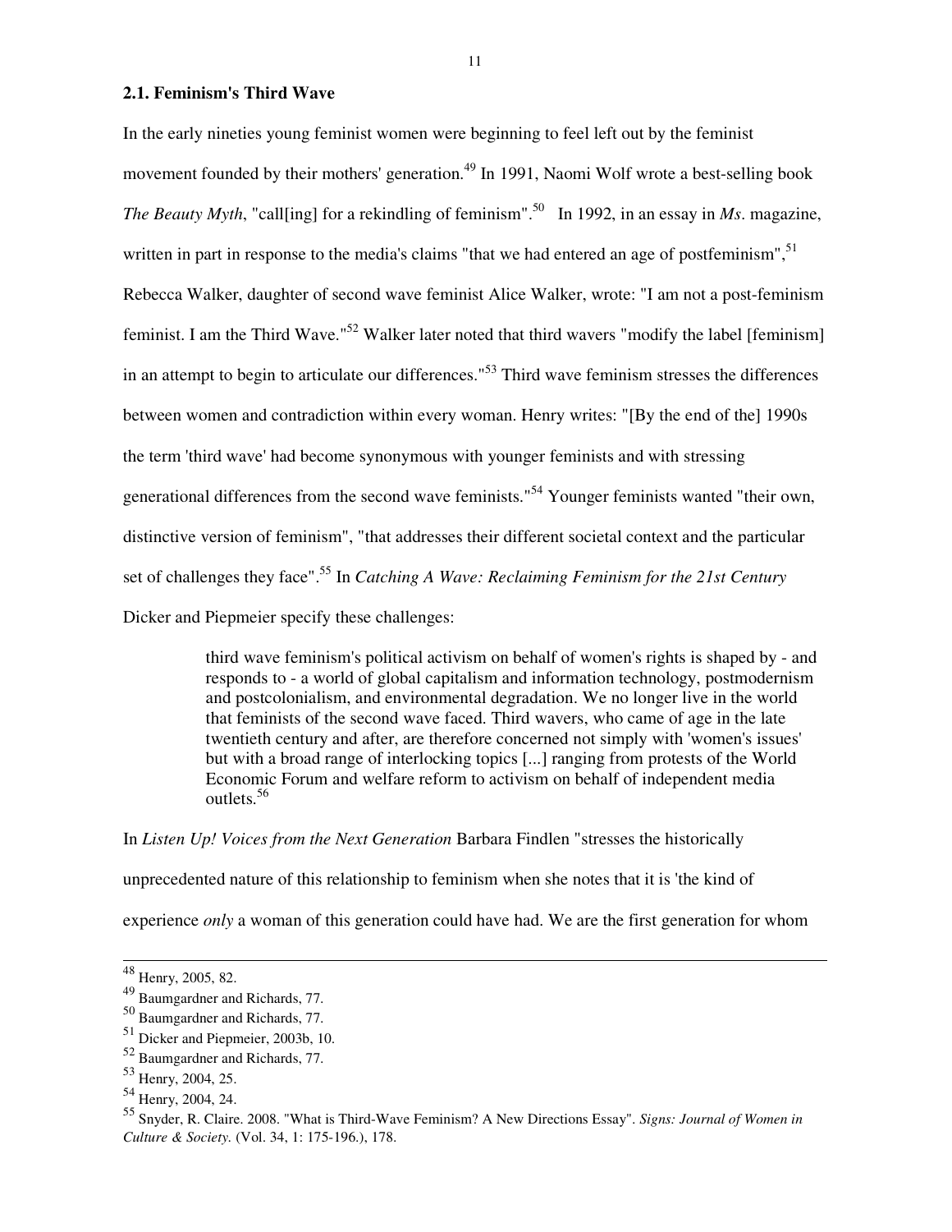## 2.1. Feminism's Third Wave

In the early nineties young feminist women were beginning to feel left out by the feminist movement founded by their mothers' generation.[49] In 1991, Naomi Wolf wrote a best-selling book *The Beauty Myth*, "call[ing] for a rekindling of feminism".[50] In 1992, in an essay in *Ms*. magazine, written in part in response to the media's claims "that we had entered an age of postfeminism",[51] Rebecca Walker, daughter of second wave feminist Alice Walker, wrote: "I am not a post-feminism feminist. I am the Third Wave."[52] Walker later noted that third wavers "modify the label [feminism] in an attempt to begin to articulate our differences."[53] Third wave feminism stresses the differences between women and contradiction within every woman. Henry writes: "[By the end of the] 1990s the term 'third wave' had become synonymous with younger feminists and with stressing generational differences from the second wave feminists."[54] Younger feminists wanted "their own, distinctive version of feminism", "that addresses their different societal context and the particular set of challenges they face".[55] In *Catching A Wave: Reclaiming Feminism for the 21st Century* Dicker and Piepmeier specify these challenges:

> third wave feminism's political activism on behalf of women's rights is shaped by - and responds to - a world of global capitalism and information technology, postmodernism and postcolonialism, and environmental degradation. We no longer live in the world that feminists of the second wave faced. Third wavers, who came of age in the late twentieth century and after, are therefore concerned not simply with 'women's issues' but with a broad range of interlocking topics [...] ranging from protests of the World Economic Forum and welfare reform to activism on behalf of independent media outlets.[56]

In *Listen Up! Voices from the Next Generation* Barbara Findlen "stresses the historically unprecedented nature of this relationship to feminism when she notes that it is 'the kind of experience *only* a woman of this generation could have had. We are the first generation for whom

---

[48] Henry, 2005, 82.
[49] Baumgardner and Richards, 77.
[50] Baumgardner and Richards, 77.
[51] Dicker and Piepmeier, 2003b, 10.
[52] Baumgardner and Richards, 77.
[53] Henry, 2004, 25.
[54] Henry, 2004, 24.
[55] Snyder, R. Claire. 2008. "What is Third-Wave Feminism? A New Directions Essay". *Signs: Journal of Women in Culture & Society.* (Vol. 34, 1: 175-196.), 178.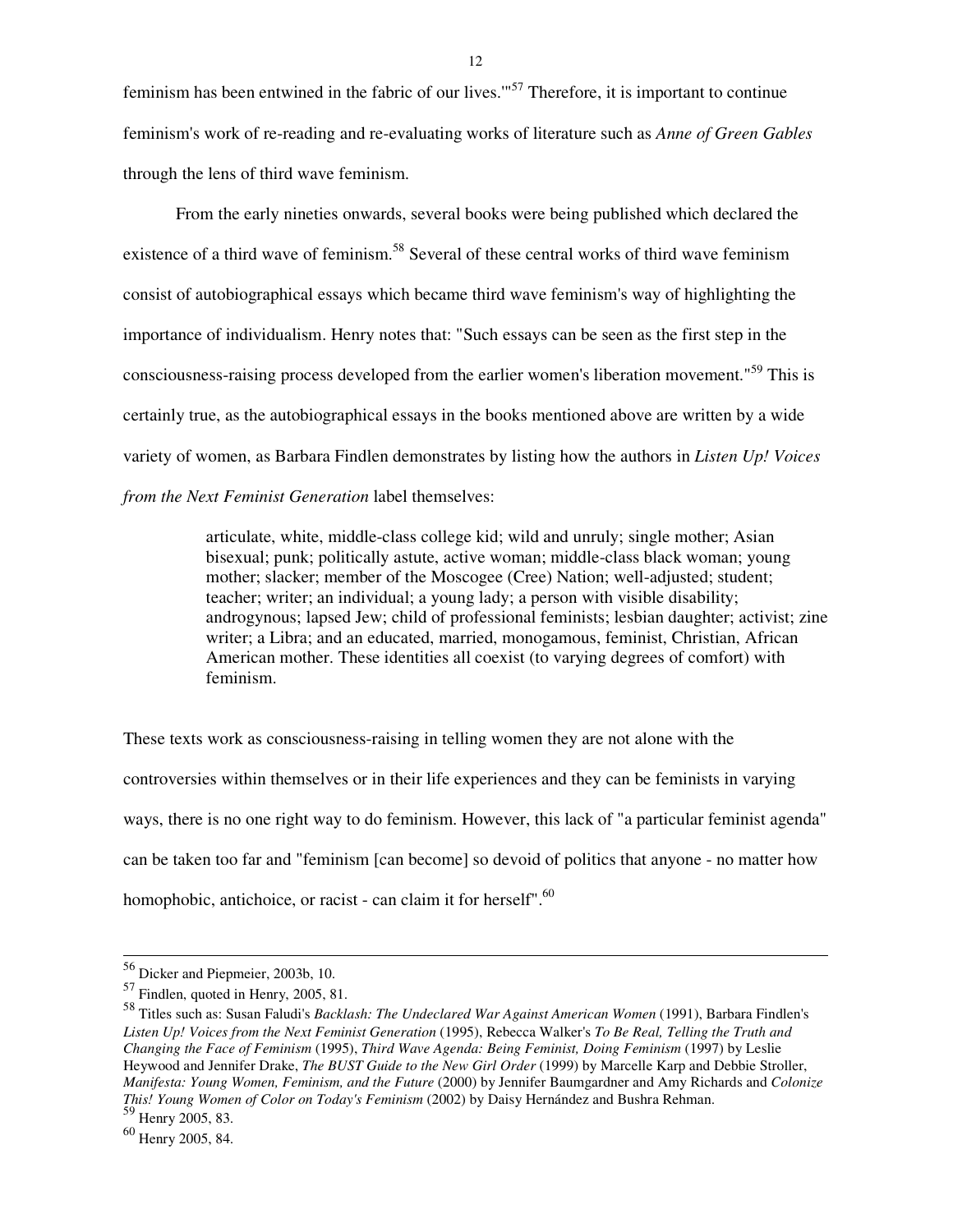feminism has been entwined in the fabric of our lives.'"[57] Therefore, it is important to continue feminism's work of re-reading and re-evaluating works of literature such as *Anne of Green Gables* through the lens of third wave feminism.

From the early nineties onwards, several books were being published which declared the existence of a third wave of feminism.[58] Several of these central works of third wave feminism consist of autobiographical essays which became third wave feminism's way of highlighting the importance of individualism. Henry notes that: "Such essays can be seen as the first step in the consciousness-raising process developed from the earlier women's liberation movement."[59] This is certainly true, as the autobiographical essays in the books mentioned above are written by a wide variety of women, as Barbara Findlen demonstrates by listing how the authors in *Listen Up! Voices from the Next Feminist Generation* label themselves:

> articulate, white, middle-class college kid; wild and unruly; single mother; Asian bisexual; punk; politically astute, active woman; middle-class black woman; young mother; slacker; member of the Moscogee (Cree) Nation; well-adjusted; student; teacher; writer; an individual; a young lady; a person with visible disability; androgynous; lapsed Jew; child of professional feminists; lesbian daughter; activist; zine writer; a Libra; and an educated, married, monogamous, feminist, Christian, African American mother. These identities all coexist (to varying degrees of comfort) with feminism.

These texts work as consciousness-raising in telling women they are not alone with the controversies within themselves or in their life experiences and they can be feminists in varying ways, there is no one right way to do feminism. However, this lack of "a particular feminist agenda" can be taken too far and "feminism [can become] so devoid of politics that anyone - no matter how homophobic, antichoice, or racist - can claim it for herself".[60]

---

[56] Dicker and Piepmeier, 2003b, 10.

[57] Findlen, quoted in Henry, 2005, 81.

[58] Titles such as: Susan Faludi's *Backlash: The Undeclared War Against American Women* (1991), Barbara Findlen's *Listen Up! Voices from the Next Feminist Generation* (1995), Rebecca Walker's *To Be Real, Telling the Truth and Changing the Face of Feminism* (1995), *Third Wave Agenda: Being Feminist, Doing Feminism* (1997) by Leslie Heywood and Jennifer Drake, *The BUST Guide to the New Girl Order* (1999) by Marcelle Karp and Debbie Stroller, *Manifesta: Young Women, Feminism, and the Future* (2000) by Jennifer Baumgardner and Amy Richards and *Colonize This! Young Women of Color on Today's Feminism* (2002) by Daisy Hernández and Bushra Rehman.

[59] Henry 2005, 83.

[60] Henry 2005, 84.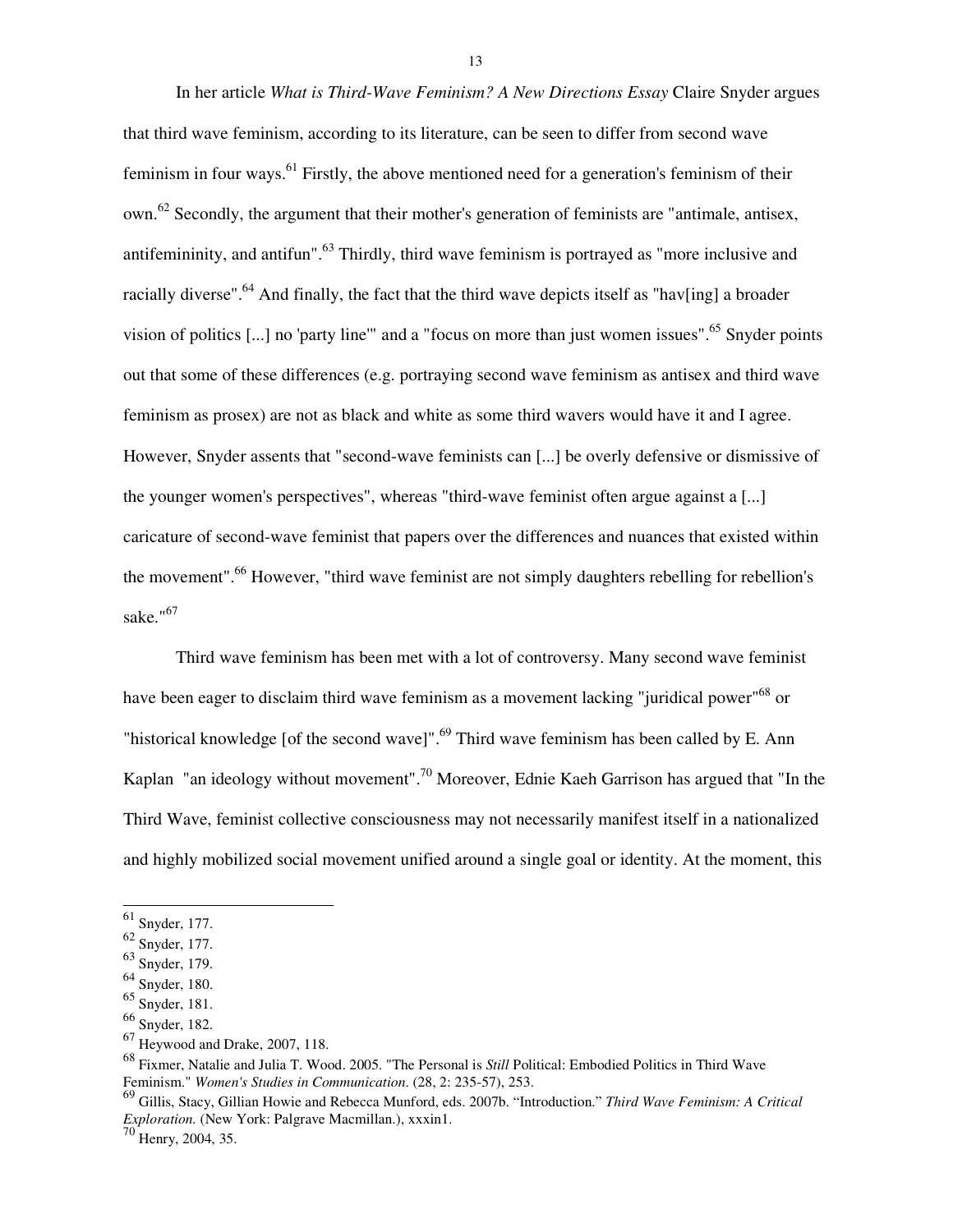In her article *What is Third-Wave Feminism? A New Directions Essay* Claire Snyder argues that third wave feminism, according to its literature, can be seen to differ from second wave feminism in four ways.[61] Firstly, the above mentioned need for a generation's feminism of their own.[62] Secondly, the argument that their mother's generation of feminists are "antimale, antisex, antifemininity, and antifun".[63] Thirdly, third wave feminism is portrayed as "more inclusive and racially diverse".[64] And finally, the fact that the third wave depicts itself as "hav[ing] a broader vision of politics [...] no 'party line'" and a "focus on more than just women issues".[65] Snyder points out that some of these differences (e.g. portraying second wave feminism as antisex and third wave feminism as prosex) are not as black and white as some third wavers would have it and I agree. However, Snyder assents that "second-wave feminists can [...] be overly defensive or dismissive of the younger women's perspectives", whereas "third-wave feminist often argue against a [...] caricature of second-wave feminist that papers over the differences and nuances that existed within the movement".[66] However, "third wave feminist are not simply daughters rebelling for rebellion's sake."[67]

Third wave feminism has been met with a lot of controversy. Many second wave feminist have been eager to disclaim third wave feminism as a movement lacking "juridical power"[68] or "historical knowledge [of the second wave]".[69] Third wave feminism has been called by E. Ann Kaplan "an ideology without movement".[70] Moreover, Ednie Kaeh Garrison has argued that "In the Third Wave, feminist collective consciousness may not necessarily manifest itself in a nationalized and highly mobilized social movement unified around a single goal or identity. At the moment, this

---

[61] Snyder, 177.
[62] Snyder, 177.
[63] Snyder, 179.
[64] Snyder, 180.
[65] Snyder, 181.
[66] Snyder, 182.
[67] Heywood and Drake, 2007, 118.
[68] Fixmer, Natalie and Julia T. Wood. 2005. "The Personal is *Still* Political: Embodied Politics in Third Wave Feminism." *Women's Studies in Communication*. (28, 2: 235-57), 253.
[69] Gillis, Stacy, Gillian Howie and Rebecca Munford, eds. 2007b. "Introduction." *Third Wave Feminism: A Critical Exploration.* (New York: Palgrave Macmillan.), xxxin1.
[70] Henry, 2004, 35.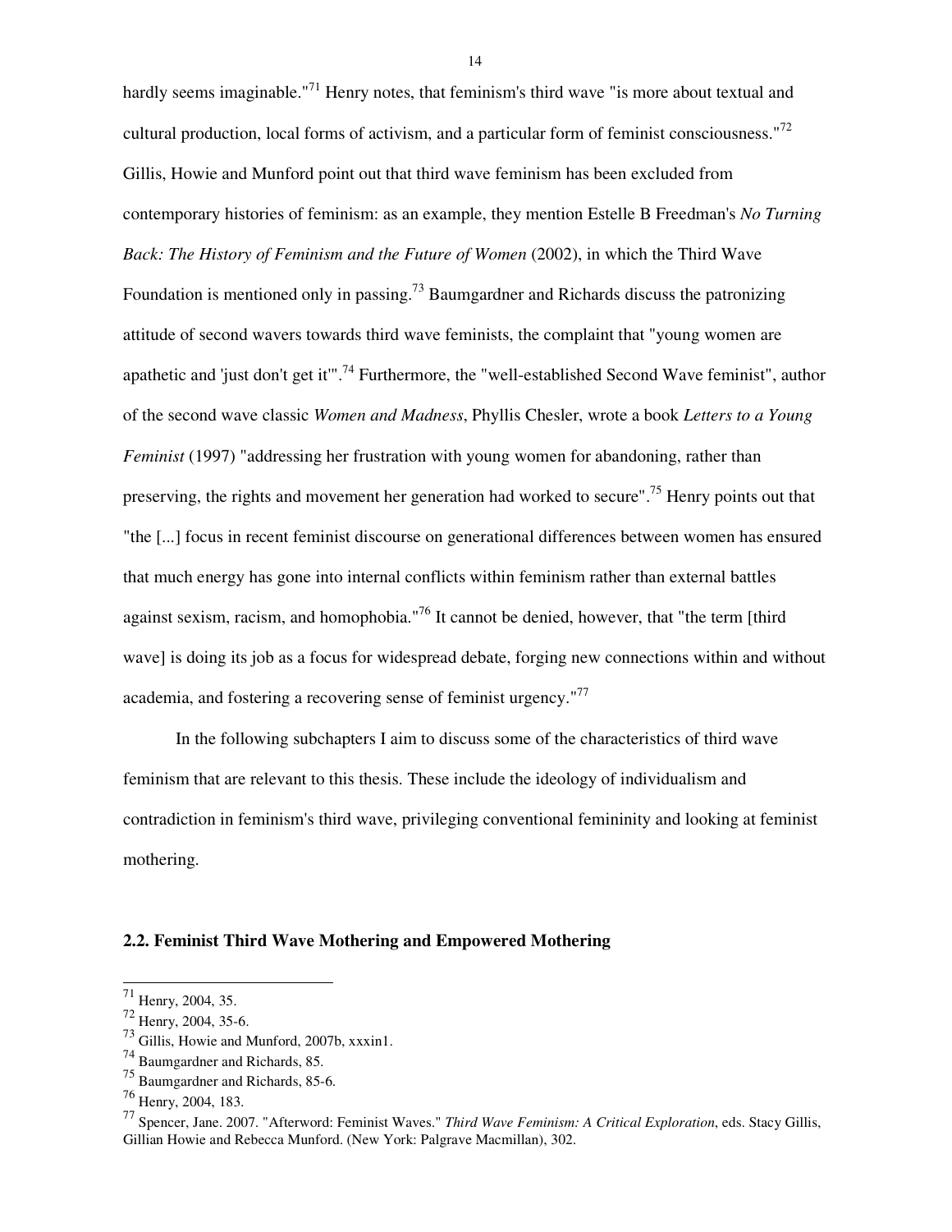hardly seems imaginable."[71] Henry notes, that feminism's third wave "is more about textual and cultural production, local forms of activism, and a particular form of feminist consciousness."[72] Gillis, Howie and Munford point out that third wave feminism has been excluded from contemporary histories of feminism: as an example, they mention Estelle B Freedman's *No Turning Back: The History of Feminism and the Future of Women* (2002), in which the Third Wave Foundation is mentioned only in passing.[73] Baumgardner and Richards discuss the patronizing attitude of second wavers towards third wave feminists, the complaint that "young women are apathetic and 'just don't get it'".[74] Furthermore, the "well-established Second Wave feminist", author of the second wave classic *Women and Madness*, Phyllis Chesler, wrote a book *Letters to a Young Feminist* (1997) "addressing her frustration with young women for abandoning, rather than preserving, the rights and movement her generation had worked to secure".[75] Henry points out that "the [...] focus in recent feminist discourse on generational differences between women has ensured that much energy has gone into internal conflicts within feminism rather than external battles against sexism, racism, and homophobia."[76] It cannot be denied, however, that "the term [third wave] is doing its job as a focus for widespread debate, forging new connections within and without academia, and fostering a recovering sense of feminist urgency."[77]

In the following subchapters I aim to discuss some of the characteristics of third wave feminism that are relevant to this thesis. These include the ideology of individualism and contradiction in feminism's third wave, privileging conventional femininity and looking at feminist mothering.

### 2.2. Feminist Third Wave Mothering and Empowered Mothering

---

[71] Henry, 2004, 35.

[72] Henry, 2004, 35-6.

[73] Gillis, Howie and Munford, 2007b, xxxin1.

[74] Baumgardner and Richards, 85.

[75] Baumgardner and Richards, 85-6.

[76] Henry, 2004, 183.

[77] Spencer, Jane. 2007. "Afterword: Feminist Waves." *Third Wave Feminism: A Critical Exploration*, eds. Stacy Gillis, Gillian Howie and Rebecca Munford. (New York: Palgrave Macmillan), 302.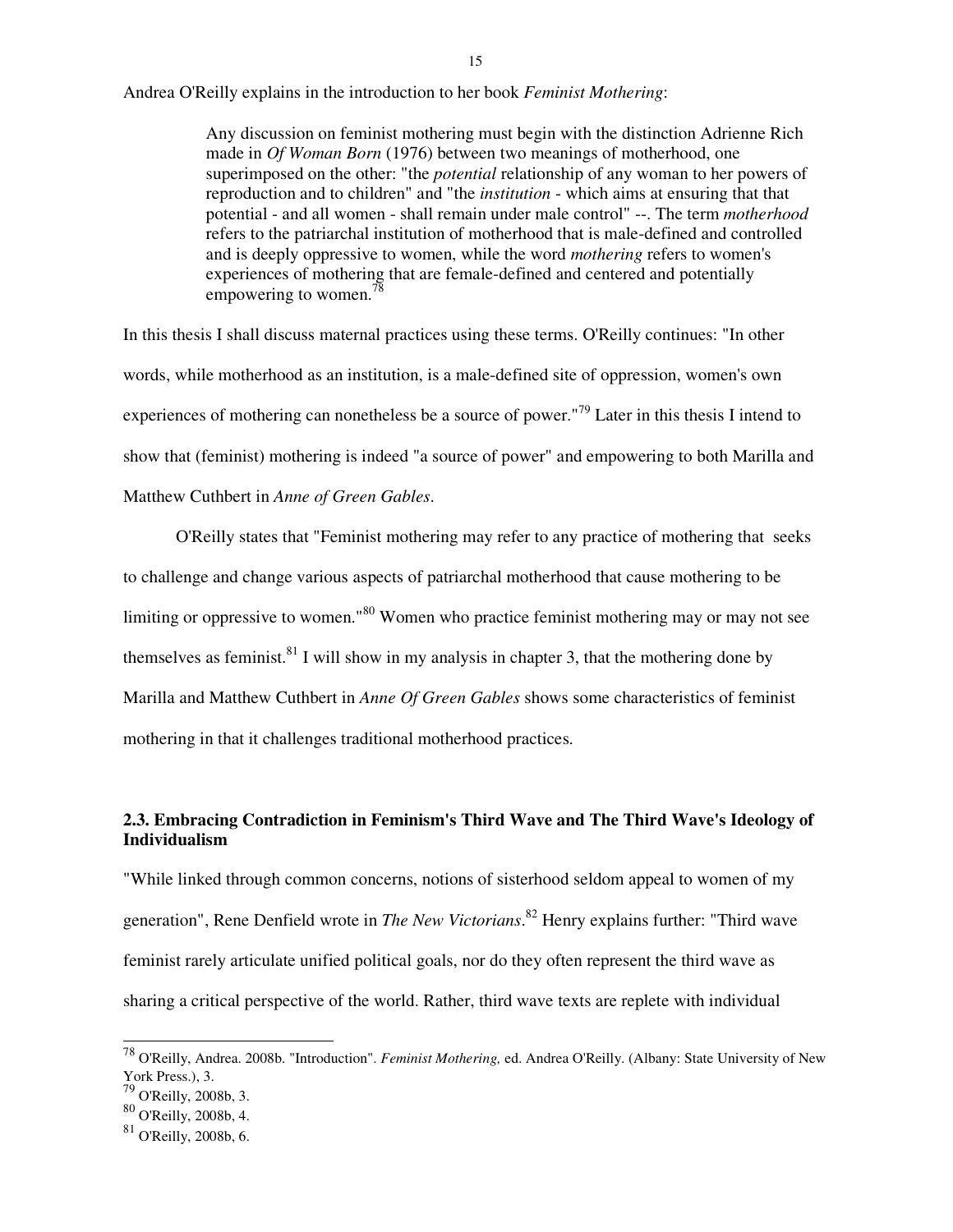Andrea O'Reilly explains in the introduction to her book *Feminist Mothering*:

> Any discussion on feminist mothering must begin with the distinction Adrienne Rich made in *Of Woman Born* (1976) between two meanings of motherhood, one superimposed on the other: "the *potential* relationship of any woman to her powers of reproduction and to children" and "the *institution* - which aims at ensuring that that potential - and all women - shall remain under male control" --. The term *motherhood* refers to the patriarchal institution of motherhood that is male-defined and controlled and is deeply oppressive to women, while the word *mothering* refers to women's experiences of mothering that are female-defined and centered and potentially empowering to women.[78]

In this thesis I shall discuss maternal practices using these terms. O'Reilly continues: "In other words, while motherhood as an institution, is a male-defined site of oppression, women's own experiences of mothering can nonetheless be a source of power."[79] Later in this thesis I intend to show that (feminist) mothering is indeed "a source of power" and empowering to both Marilla and Matthew Cuthbert in *Anne of Green Gables*.

O'Reilly states that "Feminist mothering may refer to any practice of mothering that seeks to challenge and change various aspects of patriarchal motherhood that cause mothering to be limiting or oppressive to women."[80] Women who practice feminist mothering may or may not see themselves as feminist.[81] I will show in my analysis in chapter 3, that the mothering done by Marilla and Matthew Cuthbert in *Anne Of Green Gables* shows some characteristics of feminist mothering in that it challenges traditional motherhood practices.

### 2.3. Embracing Contradiction in Feminism's Third Wave and The Third Wave's Ideology of Individualism

"While linked through common concerns, notions of sisterhood seldom appeal to women of my generation", Rene Denfield wrote in *The New Victorians*.[82] Henry explains further: "Third wave feminist rarely articulate unified political goals, nor do they often represent the third wave as sharing a critical perspective of the world. Rather, third wave texts are replete with individual

---

[78] O'Reilly, Andrea. 2008b. "Introduction". *Feminist Mothering,* ed. Andrea O'Reilly. (Albany: State University of New York Press.), 3.

[79] O'Reilly, 2008b, 3.

[80] O'Reilly, 2008b, 4.

[81] O'Reilly, 2008b, 6.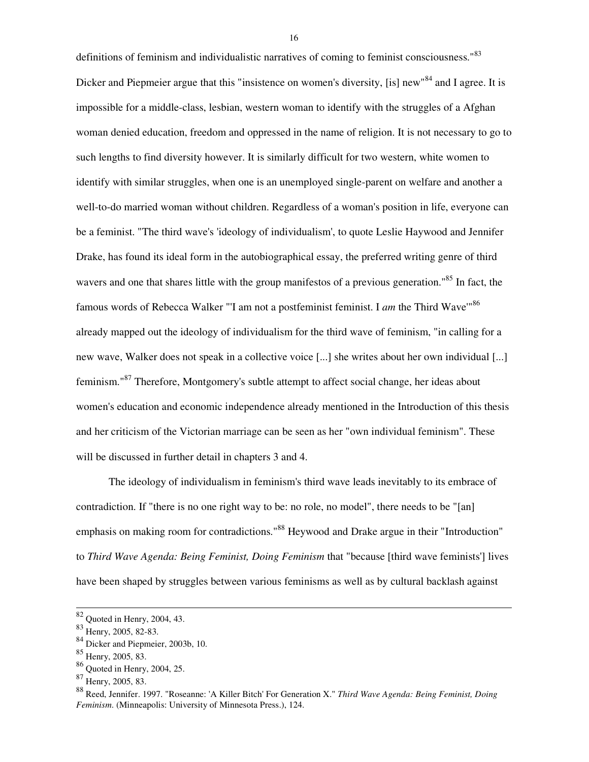definitions of feminism and individualistic narratives of coming to feminist consciousness."[83] Dicker and Piepmeier argue that this "insistence on women's diversity, [is] new"[84] and I agree. It is impossible for a middle-class, lesbian, western woman to identify with the struggles of a Afghan woman denied education, freedom and oppressed in the name of religion. It is not necessary to go to such lengths to find diversity however. It is similarly difficult for two western, white women to identify with similar struggles, when one is an unemployed single-parent on welfare and another a well-to-do married woman without children. Regardless of a woman's position in life, everyone can be a feminist. "The third wave's 'ideology of individualism', to quote Leslie Haywood and Jennifer Drake, has found its ideal form in the autobiographical essay, the preferred writing genre of third wavers and one that shares little with the group manifestos of a previous generation."[85] In fact, the famous words of Rebecca Walker "'I am not a postfeminist feminist. I *am* the Third Wave'"[86] already mapped out the ideology of individualism for the third wave of feminism, "in calling for a new wave, Walker does not speak in a collective voice [...] she writes about her own individual [...] feminism."[87] Therefore, Montgomery's subtle attempt to affect social change, her ideas about women's education and economic independence already mentioned in the Introduction of this thesis and her criticism of the Victorian marriage can be seen as her "own individual feminism". These will be discussed in further detail in chapters 3 and 4.

The ideology of individualism in feminism's third wave leads inevitably to its embrace of contradiction. If "there is no one right way to be: no role, no model", there needs to be "[an] emphasis on making room for contradictions."[88] Heywood and Drake argue in their "Introduction" to *Third Wave Agenda: Being Feminist, Doing Feminism* that "because [third wave feminists'] lives have been shaped by struggles between various feminisms as well as by cultural backlash against

---

[82] Quoted in Henry, 2004, 43.

[83] Henry, 2005, 82-83.

[84] Dicker and Piepmeier, 2003b, 10.

[85] Henry, 2005, 83.

[86] Quoted in Henry, 2004, 25.

[87] Henry, 2005, 83.

[88] Reed, Jennifer. 1997. "Roseanne: 'A Killer Bitch' For Generation X." *Third Wave Agenda: Being Feminist, Doing Feminism.* (Minneapolis: University of Minnesota Press.), 124.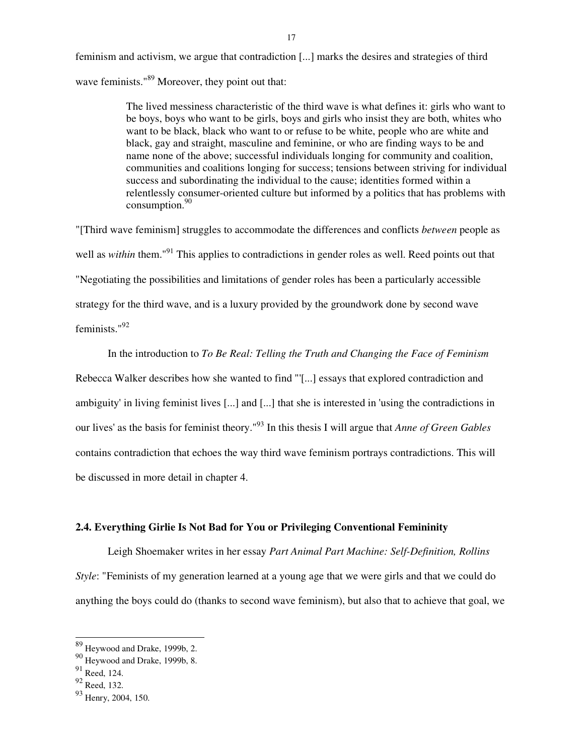feminism and activism, we argue that contradiction [...] marks the desires and strategies of third wave feminists."[89] Moreover, they point out that:

> The lived messiness characteristic of the third wave is what defines it: girls who want to be boys, boys who want to be girls, boys and girls who insist they are both, whites who want to be black, black who want to or refuse to be white, people who are white and black, gay and straight, masculine and feminine, or who are finding ways to be and name none of the above; successful individuals longing for community and coalition, communities and coalitions longing for success; tensions between striving for individual success and subordinating the individual to the cause; identities formed within a relentlessly consumer-oriented culture but informed by a politics that has problems with consumption.[90]

"[Third wave feminism] struggles to accommodate the differences and conflicts *between* people as well as *within* them."[91] This applies to contradictions in gender roles as well. Reed points out that "Negotiating the possibilities and limitations of gender roles has been a particularly accessible strategy for the third wave, and is a luxury provided by the groundwork done by second wave feminists."[92]

In the introduction to *To Be Real: Telling the Truth and Changing the Face of Feminism* Rebecca Walker describes how she wanted to find "'[...] essays that explored contradiction and ambiguity' in living feminist lives [...] and [...] that she is interested in 'using the contradictions in our lives' as the basis for feminist theory."[93] In this thesis I will argue that *Anne of Green Gables* contains contradiction that echoes the way third wave feminism portrays contradictions. This will be discussed in more detail in chapter 4.

### 2.4. Everything Girlie Is Not Bad for You or Privileging Conventional Femininity

Leigh Shoemaker writes in her essay *Part Animal Part Machine: Self-Definition, Rollins Style*: "Feminists of my generation learned at a young age that we were girls and that we could do anything the boys could do (thanks to second wave feminism), but also that to achieve that goal, we

---

[89] Heywood and Drake, 1999b, 2.

[90] Heywood and Drake, 1999b, 8.

[91] Reed, 124.

[92] Reed, 132.

[93] Henry, 2004, 150.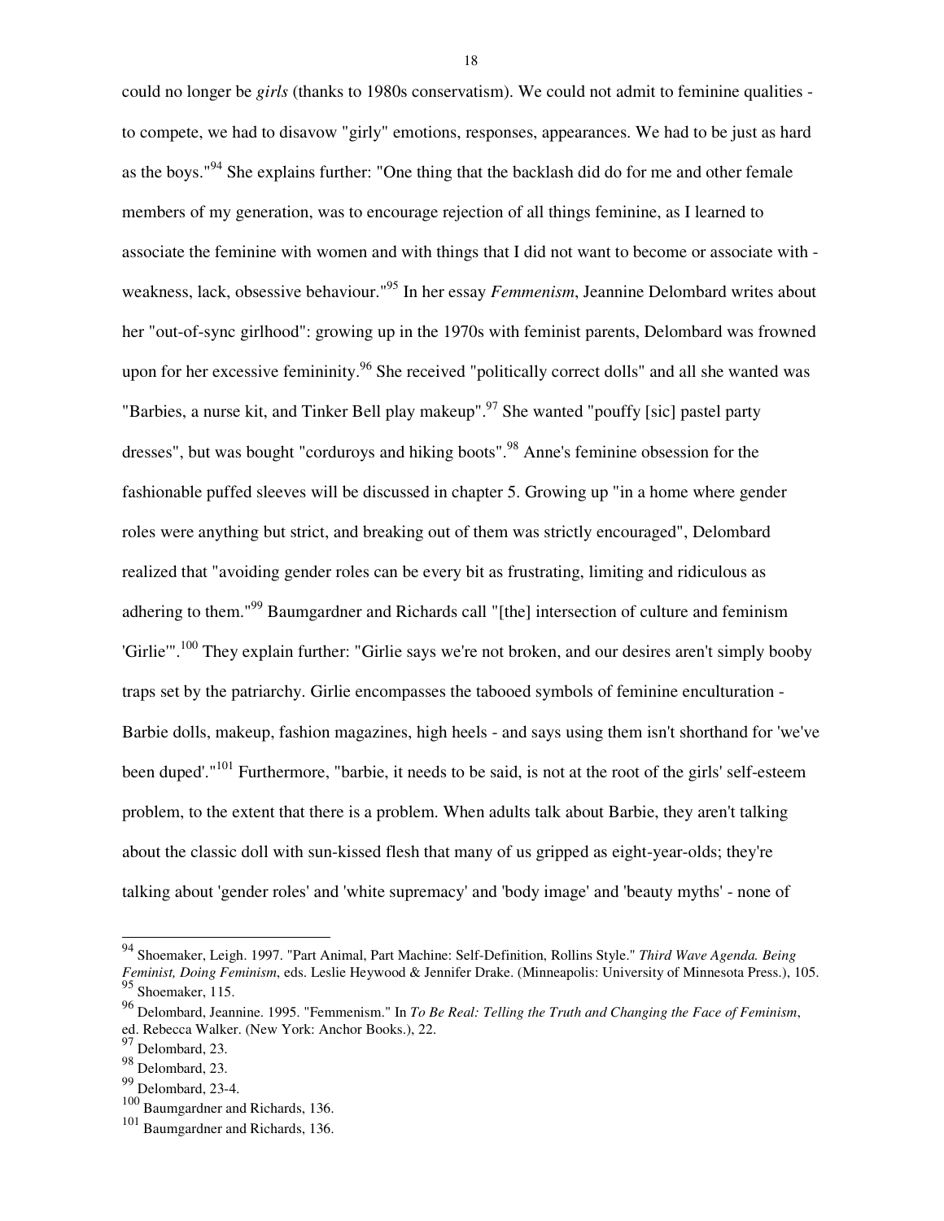could no longer be *girls* (thanks to 1980s conservatism). We could not admit to feminine qualities - to compete, we had to disavow "girly" emotions, responses, appearances. We had to be just as hard as the boys."[94] She explains further: "One thing that the backlash did do for me and other female members of my generation, was to encourage rejection of all things feminine, as I learned to associate the feminine with women and with things that I did not want to become or associate with - weakness, lack, obsessive behaviour."[95] In her essay *Femmenism*, Jeannine Delombard writes about her "out-of-sync girlhood": growing up in the 1970s with feminist parents, Delombard was frowned upon for her excessive femininity.[96] She received "politically correct dolls" and all she wanted was "Barbies, a nurse kit, and Tinker Bell play makeup".[97] She wanted "pouffy [sic] pastel party dresses", but was bought "corduroys and hiking boots".[98] Anne's feminine obsession for the fashionable puffed sleeves will be discussed in chapter 5. Growing up "in a home where gender roles were anything but strict, and breaking out of them was strictly encouraged", Delombard realized that "avoiding gender roles can be every bit as frustrating, limiting and ridiculous as adhering to them."[99] Baumgardner and Richards call "[the] intersection of culture and feminism 'Girlie'".[100] They explain further: "Girlie says we're not broken, and our desires aren't simply booby traps set by the patriarchy. Girlie encompasses the tabooed symbols of feminine enculturation - Barbie dolls, makeup, fashion magazines, high heels - and says using them isn't shorthand for 'we've been duped'."[101] Furthermore, "barbie, it needs to be said, is not at the root of the girls' self-esteem problem, to the extent that there is a problem. When adults talk about Barbie, they aren't talking about the classic doll with sun-kissed flesh that many of us gripped as eight-year-olds; they're talking about 'gender roles' and 'white supremacy' and 'body image' and 'beauty myths' - none of

---

[94] Shoemaker, Leigh. 1997. "Part Animal, Part Machine: Self-Definition, Rollins Style." *Third Wave Agenda. Being Feminist, Doing Feminism*, eds. Leslie Heywood & Jennifer Drake. (Minneapolis: University of Minnesota Press.), 105.

[95] Shoemaker, 115.

[96] Delombard, Jeannine. 1995. "Femmenism." In *To Be Real: Telling the Truth and Changing the Face of Feminism*, ed. Rebecca Walker. (New York: Anchor Books.), 22.

[97] Delombard, 23.

[98] Delombard, 23.

[99] Delombard, 23-4.

[100] Baumgardner and Richards, 136.

[101] Baumgardner and Richards, 136.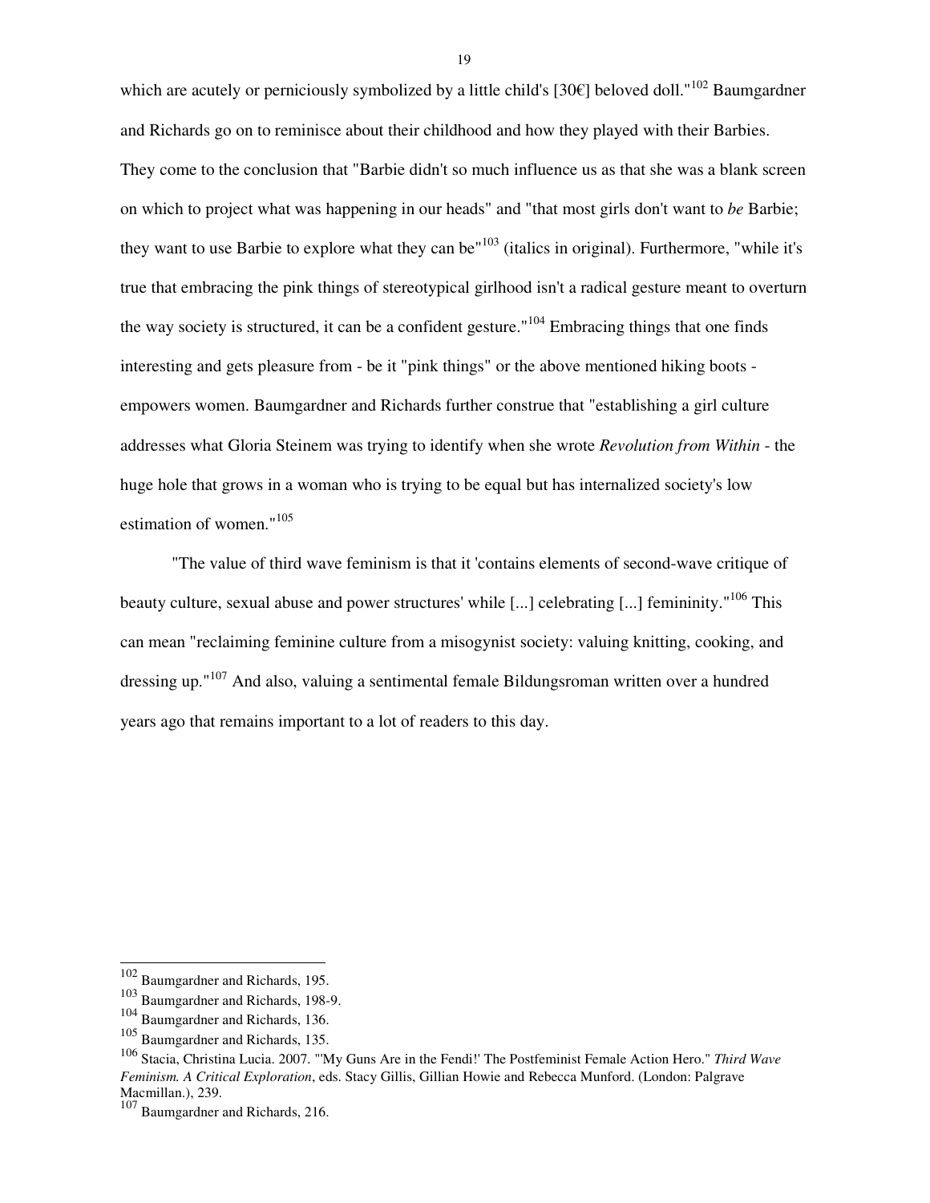which are acutely or perniciously symbolized by a little child's [30€] beloved doll."[102] Baumgardner and Richards go on to reminisce about their childhood and how they played with their Barbies. They come to the conclusion that "Barbie didn't so much influence us as that she was a blank screen on which to project what was happening in our heads" and "that most girls don't want to *be* Barbie; they want to use Barbie to explore what they can be"[103] (italics in original). Furthermore, "while it's true that embracing the pink things of stereotypical girlhood isn't a radical gesture meant to overturn the way society is structured, it can be a confident gesture."[104] Embracing things that one finds interesting and gets pleasure from - be it "pink things" or the above mentioned hiking boots - empowers women. Baumgardner and Richards further construe that "establishing a girl culture addresses what Gloria Steinem was trying to identify when she wrote *Revolution from Within* - the huge hole that grows in a woman who is trying to be equal but has internalized society's low estimation of women."[105]

"The value of third wave feminism is that it 'contains elements of second-wave critique of beauty culture, sexual abuse and power structures' while [...] celebrating [...] femininity."[106] This can mean "reclaiming feminine culture from a misogynist society: valuing knitting, cooking, and dressing up."[107] And also, valuing a sentimental female Bildungsroman written over a hundred years ago that remains important to a lot of readers to this day.

---

[102] Baumgardner and Richards, 195.
[103] Baumgardner and Richards, 198-9.
[104] Baumgardner and Richards, 136.
[105] Baumgardner and Richards, 135.
[106] Stacia, Christina Lucia. 2007. "'My Guns Are in the Fendi!' The Postfeminist Female Action Hero." *Third Wave Feminism. A Critical Exploration*, eds. Stacy Gillis, Gillian Howie and Rebecca Munford. (London: Palgrave Macmillan.), 239.
[107] Baumgardner and Richards, 216.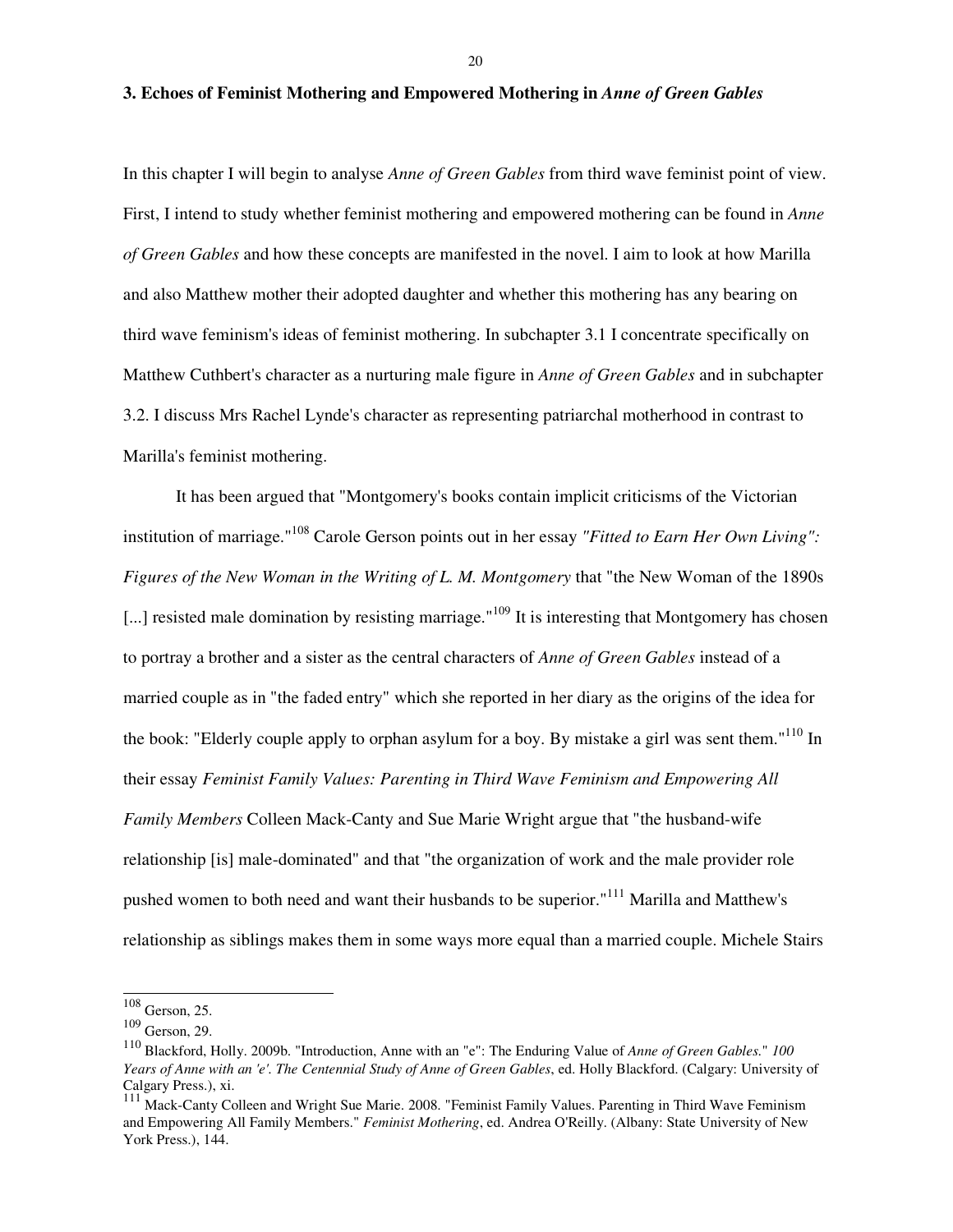## 3. Echoes of Feminist Mothering and Empowered Mothering in *Anne of Green Gables*

In this chapter I will begin to analyse *Anne of Green Gables* from third wave feminist point of view. First, I intend to study whether feminist mothering and empowered mothering can be found in *Anne of Green Gables* and how these concepts are manifested in the novel. I aim to look at how Marilla and also Matthew mother their adopted daughter and whether this mothering has any bearing on third wave feminism's ideas of feminist mothering. In subchapter 3.1 I concentrate specifically on Matthew Cuthbert's character as a nurturing male figure in *Anne of Green Gables* and in subchapter 3.2. I discuss Mrs Rachel Lynde's character as representing patriarchal motherhood in contrast to Marilla's feminist mothering.

It has been argued that "Montgomery's books contain implicit criticisms of the Victorian institution of marriage."[108] Carole Gerson points out in her essay *"Fitted to Earn Her Own Living": Figures of the New Woman in the Writing of L. M. Montgomery* that "the New Woman of the 1890s [...] resisted male domination by resisting marriage."[109] It is interesting that Montgomery has chosen to portray a brother and a sister as the central characters of *Anne of Green Gables* instead of a married couple as in "the faded entry" which she reported in her diary as the origins of the idea for the book: "Elderly couple apply to orphan asylum for a boy. By mistake a girl was sent them."[110] In their essay *Feminist Family Values: Parenting in Third Wave Feminism and Empowering All Family Members* Colleen Mack-Canty and Sue Marie Wright argue that "the husband-wife relationship [is] male-dominated" and that "the organization of work and the male provider role pushed women to both need and want their husbands to be superior."[111] Marilla and Matthew's relationship as siblings makes them in some ways more equal than a married couple. Michele Stairs

---

[108] Gerson, 25.

[109] Gerson, 29.

[110] Blackford, Holly. 2009b. "Introduction, Anne with an "e": The Enduring Value of *Anne of Green Gables*." *100 Years of Anne with an 'e'. The Centennial Study of Anne of Green Gables*, ed. Holly Blackford. (Calgary: University of Calgary Press.), xi.

[111] Mack-Canty Colleen and Wright Sue Marie. 2008. "Feminist Family Values. Parenting in Third Wave Feminism and Empowering All Family Members." *Feminist Mothering*, ed. Andrea O'Reilly. (Albany: State University of New York Press.), 144.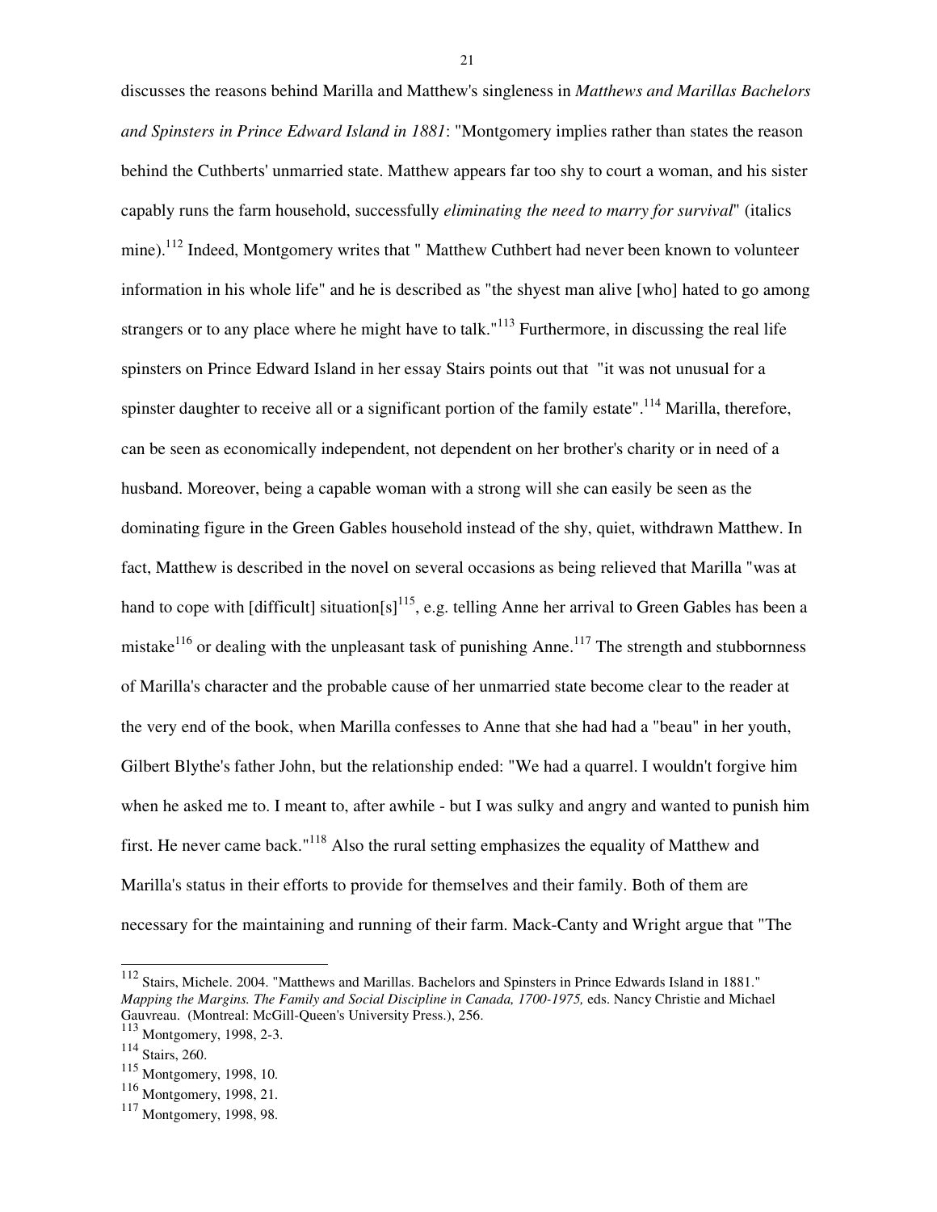discusses the reasons behind Marilla and Matthew's singleness in *Matthews and Marillas Bachelors and Spinsters in Prince Edward Island in 1881*: "Montgomery implies rather than states the reason behind the Cuthberts' unmarried state. Matthew appears far too shy to court a woman, and his sister capably runs the farm household, successfully *eliminating the need to marry for survival*" (italics mine).[112] Indeed, Montgomery writes that " Matthew Cuthbert had never been known to volunteer information in his whole life" and he is described as "the shyest man alive [who] hated to go among strangers or to any place where he might have to talk."[113] Furthermore, in discussing the real life spinsters on Prince Edward Island in her essay Stairs points out that "it was not unusual for a spinster daughter to receive all or a significant portion of the family estate".[114] Marilla, therefore, can be seen as economically independent, not dependent on her brother's charity or in need of a husband. Moreover, being a capable woman with a strong will she can easily be seen as the dominating figure in the Green Gables household instead of the shy, quiet, withdrawn Matthew. In fact, Matthew is described in the novel on several occasions as being relieved that Marilla "was at hand to cope with [difficult] situation[s][115], e.g. telling Anne her arrival to Green Gables has been a mistake[116] or dealing with the unpleasant task of punishing Anne.[117] The strength and stubbornness of Marilla's character and the probable cause of her unmarried state become clear to the reader at the very end of the book, when Marilla confesses to Anne that she had had a "beau" in her youth, Gilbert Blythe's father John, but the relationship ended: "We had a quarrel. I wouldn't forgive him when he asked me to. I meant to, after awhile - but I was sulky and angry and wanted to punish him first. He never came back."[118] Also the rural setting emphasizes the equality of Matthew and Marilla's status in their efforts to provide for themselves and their family. Both of them are necessary for the maintaining and running of their farm. Mack-Canty and Wright argue that "The

---

[112] Stairs, Michele. 2004. "Matthews and Marillas. Bachelors and Spinsters in Prince Edwards Island in 1881." *Mapping the Margins. The Family and Social Discipline in Canada, 1700-1975,* eds. Nancy Christie and Michael Gauvreau. (Montreal: McGill-Queen's University Press.), 256.

[113] Montgomery, 1998, 2-3.

[114] Stairs, 260.

[115] Montgomery, 1998, 10.

[116] Montgomery, 1998, 21.

[117] Montgomery, 1998, 98.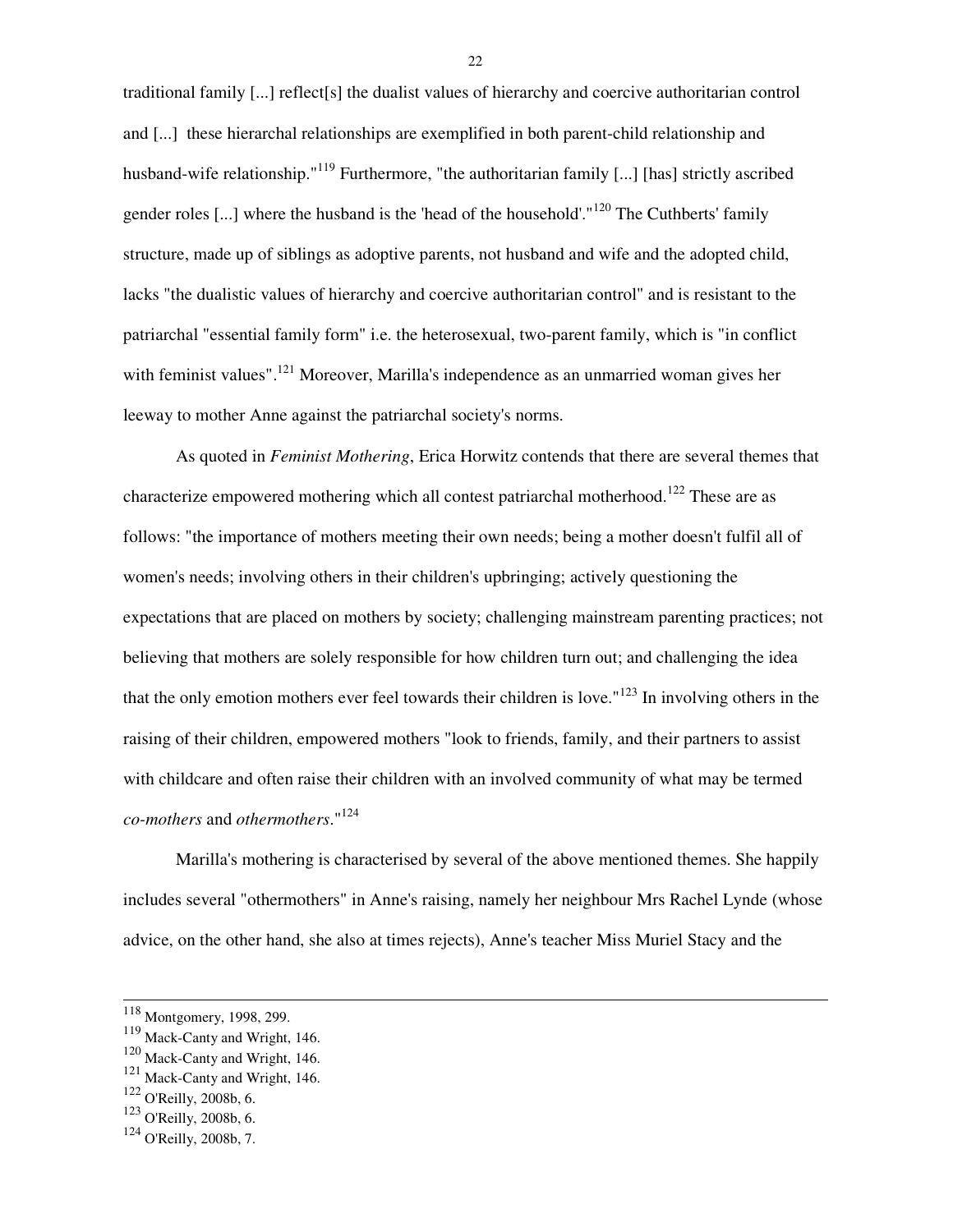traditional family [...] reflect[s] the dualist values of hierarchy and coercive authoritarian control and [...] these hierarchal relationships are exemplified in both parent-child relationship and husband-wife relationship."[119] Furthermore, "the authoritarian family [...] [has] strictly ascribed gender roles [...] where the husband is the 'head of the household'."[120] The Cuthberts' family structure, made up of siblings as adoptive parents, not husband and wife and the adopted child, lacks "the dualistic values of hierarchy and coercive authoritarian control" and is resistant to the patriarchal "essential family form" i.e. the heterosexual, two-parent family, which is "in conflict with feminist values".[121] Moreover, Marilla's independence as an unmarried woman gives her leeway to mother Anne against the patriarchal society's norms.

As quoted in *Feminist Mothering*, Erica Horwitz contends that there are several themes that characterize empowered mothering which all contest patriarchal motherhood.[122] These are as follows: "the importance of mothers meeting their own needs; being a mother doesn't fulfil all of women's needs; involving others in their children's upbringing; actively questioning the expectations that are placed on mothers by society; challenging mainstream parenting practices; not believing that mothers are solely responsible for how children turn out; and challenging the idea that the only emotion mothers ever feel towards their children is love."[123] In involving others in the raising of their children, empowered mothers "look to friends, family, and their partners to assist with childcare and often raise their children with an involved community of what may be termed *co-mothers* and *othermothers*."[124]

Marilla's mothering is characterised by several of the above mentioned themes. She happily includes several "othermothers" in Anne's raising, namely her neighbour Mrs Rachel Lynde (whose advice, on the other hand, she also at times rejects), Anne's teacher Miss Muriel Stacy and the

---

[118] Montgomery, 1998, 299.
[119] Mack-Canty and Wright, 146.
[120] Mack-Canty and Wright, 146.
[121] Mack-Canty and Wright, 146.
[122] O'Reilly, 2008b, 6.
[123] O'Reilly, 2008b, 6.
[124] O'Reilly, 2008b, 7.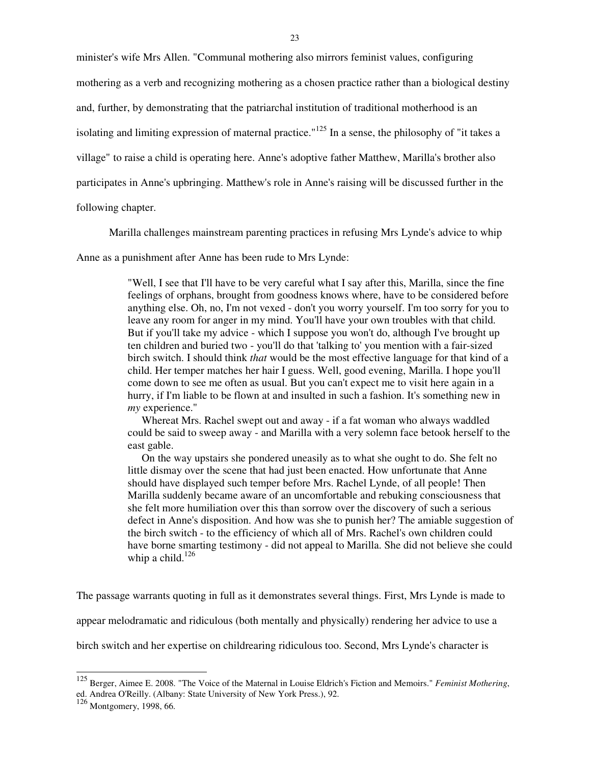minister's wife Mrs Allen. "Communal mothering also mirrors feminist values, configuring mothering as a verb and recognizing mothering as a chosen practice rather than a biological destiny and, further, by demonstrating that the patriarchal institution of traditional motherhood is an isolating and limiting expression of maternal practice."[125] In a sense, the philosophy of "it takes a village" to raise a child is operating here. Anne's adoptive father Matthew, Marilla's brother also participates in Anne's upbringing. Matthew's role in Anne's raising will be discussed further in the following chapter.

Marilla challenges mainstream parenting practices in refusing Mrs Lynde's advice to whip Anne as a punishment after Anne has been rude to Mrs Lynde:

> "Well, I see that I'll have to be very careful what I say after this, Marilla, since the fine feelings of orphans, brought from goodness knows where, have to be considered before anything else. Oh, no, I'm not vexed - don't you worry yourself. I'm too sorry for you to leave any room for anger in my mind. You'll have your own troubles with that child. But if you'll take my advice - which I suppose you won't do, although I've brought up ten children and buried two - you'll do that 'talking to' you mention with a fair-sized birch switch. I should think *that* would be the most effective language for that kind of a child. Her temper matches her hair I guess. Well, good evening, Marilla. I hope you'll come down to see me often as usual. But you can't expect me to visit here again in a hurry, if I'm liable to be flown at and insulted in such a fashion. It's something new in *my* experience."
>
> Whereat Mrs. Rachel swept out and away - if a fat woman who always waddled could be said to sweep away - and Marilla with a very solemn face betook herself to the east gable.
>
> On the way upstairs she pondered uneasily as to what she ought to do. She felt no little dismay over the scene that had just been enacted. How unfortunate that Anne should have displayed such temper before Mrs. Rachel Lynde, of all people! Then Marilla suddenly became aware of an uncomfortable and rebuking consciousness that she felt more humiliation over this than sorrow over the discovery of such a serious defect in Anne's disposition. And how was she to punish her? The amiable suggestion of the birch switch - to the efficiency of which all of Mrs. Rachel's own children could have borne smarting testimony - did not appeal to Marilla. She did not believe she could whip a child.[126]

The passage warrants quoting in full as it demonstrates several things. First, Mrs Lynde is made to appear melodramatic and ridiculous (both mentally and physically) rendering her advice to use a birch switch and her expertise on childrearing ridiculous too. Second, Mrs Lynde's character is

---

[125] Berger, Aimee E. 2008. "The Voice of the Maternal in Louise Eldrich's Fiction and Memoirs." *Feminist Mothering*, ed. Andrea O'Reilly. (Albany: State University of New York Press.), 92.

[126] Montgomery, 1998, 66.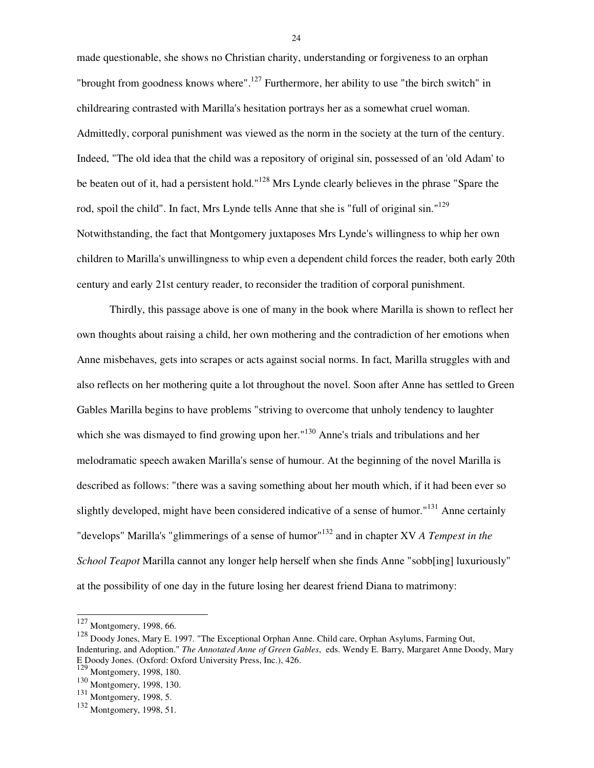made questionable, she shows no Christian charity, understanding or forgiveness to an orphan "brought from goodness knows where".[127] Furthermore, her ability to use "the birch switch" in childrearing contrasted with Marilla's hesitation portrays her as a somewhat cruel woman. Admittedly, corporal punishment was viewed as the norm in the society at the turn of the century. Indeed, "The old idea that the child was a repository of original sin, possessed of an 'old Adam' to be beaten out of it, had a persistent hold."[128] Mrs Lynde clearly believes in the phrase "Spare the rod, spoil the child". In fact, Mrs Lynde tells Anne that she is "full of original sin."[129] Notwithstanding, the fact that Montgomery juxtaposes Mrs Lynde's willingness to whip her own children to Marilla's unwillingness to whip even a dependent child forces the reader, both early 20th century and early 21st century reader, to reconsider the tradition of corporal punishment.

Thirdly, this passage above is one of many in the book where Marilla is shown to reflect her own thoughts about raising a child, her own mothering and the contradiction of her emotions when Anne misbehaves, gets into scrapes or acts against social norms. In fact, Marilla struggles with and also reflects on her mothering quite a lot throughout the novel. Soon after Anne has settled to Green Gables Marilla begins to have problems "striving to overcome that unholy tendency to laughter which she was dismayed to find growing upon her."[130] Anne's trials and tribulations and her melodramatic speech awaken Marilla's sense of humour. At the beginning of the novel Marilla is described as follows: "there was a saving something about her mouth which, if it had been ever so slightly developed, might have been considered indicative of a sense of humor."[131] Anne certainly "develops" Marilla's "glimmerings of a sense of humor"[132] and in chapter XV *A Tempest in the School Teapot* Marilla cannot any longer help herself when she finds Anne "sobb[ing] luxuriously" at the possibility of one day in the future losing her dearest friend Diana to matrimony:

---

[127] Montgomery, 1998, 66.

[128] Doody Jones, Mary E. 1997. "The Exceptional Orphan Anne. Child care, Orphan Asylums, Farming Out, Indenturing, and Adoption." *The Annotated Anne of Green Gables*, eds. Wendy E. Barry, Margaret Anne Doody, Mary E Doody Jones. (Oxford: Oxford University Press, Inc.), 426.

[129] Montgomery, 1998, 180.

[130] Montgomery, 1998, 130.

[131] Montgomery, 1998, 5.

[132] Montgomery, 1998, 51.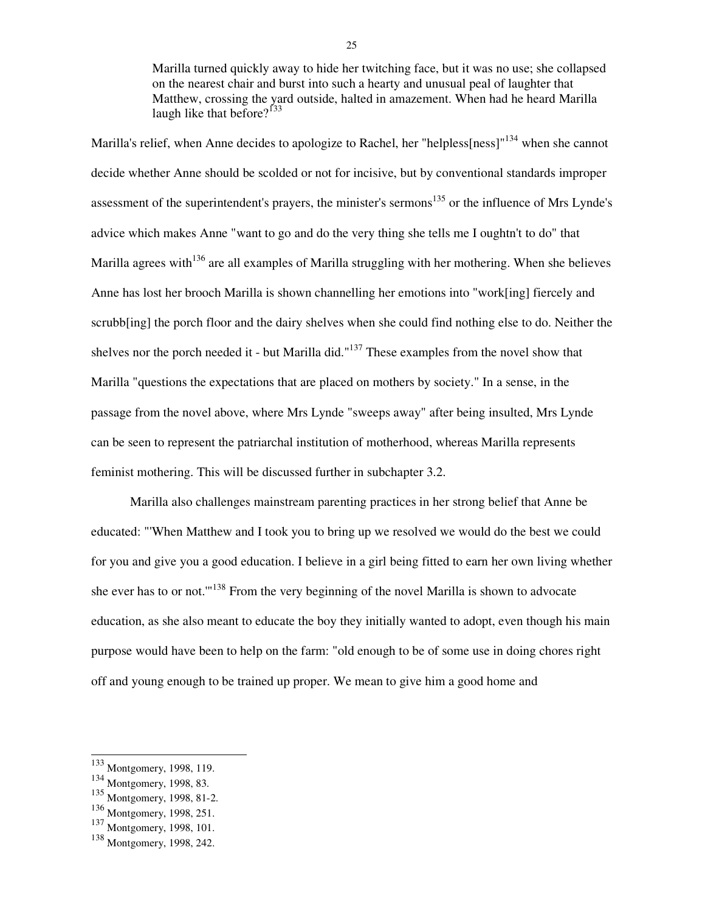> Marilla turned quickly away to hide her twitching face, but it was no use; she collapsed on the nearest chair and burst into such a hearty and unusual peal of laughter that Matthew, crossing the yard outside, halted in amazement. When had he heard Marilla laugh like that before?[133]

Marilla's relief, when Anne decides to apologize to Rachel, her "helpless[ness]"[134] when she cannot decide whether Anne should be scolded or not for incisive, but by conventional standards improper assessment of the superintendent's prayers, the minister's sermons[135] or the influence of Mrs Lynde's advice which makes Anne "want to go and do the very thing she tells me I oughtn't to do" that Marilla agrees with[136] are all examples of Marilla struggling with her mothering. When she believes Anne has lost her brooch Marilla is shown channelling her emotions into "work[ing] fiercely and scrubb[ing] the porch floor and the dairy shelves when she could find nothing else to do. Neither the shelves nor the porch needed it - but Marilla did."[137] These examples from the novel show that Marilla "questions the expectations that are placed on mothers by society." In a sense, in the passage from the novel above, where Mrs Lynde "sweeps away" after being insulted, Mrs Lynde can be seen to represent the patriarchal institution of motherhood, whereas Marilla represents feminist mothering. This will be discussed further in subchapter 3.2.

Marilla also challenges mainstream parenting practices in her strong belief that Anne be educated: "'When Matthew and I took you to bring up we resolved we would do the best we could for you and give you a good education. I believe in a girl being fitted to earn her own living whether she ever has to or not.'"[138] From the very beginning of the novel Marilla is shown to advocate education, as she also meant to educate the boy they initially wanted to adopt, even though his main purpose would have been to help on the farm: "old enough to be of some use in doing chores right off and young enough to be trained up proper. We mean to give him a good home and

---

[133] Montgomery, 1998, 119.
[134] Montgomery, 1998, 83.
[135] Montgomery, 1998, 81-2.
[136] Montgomery, 1998, 251.
[137] Montgomery, 1998, 101.
[138] Montgomery, 1998, 242.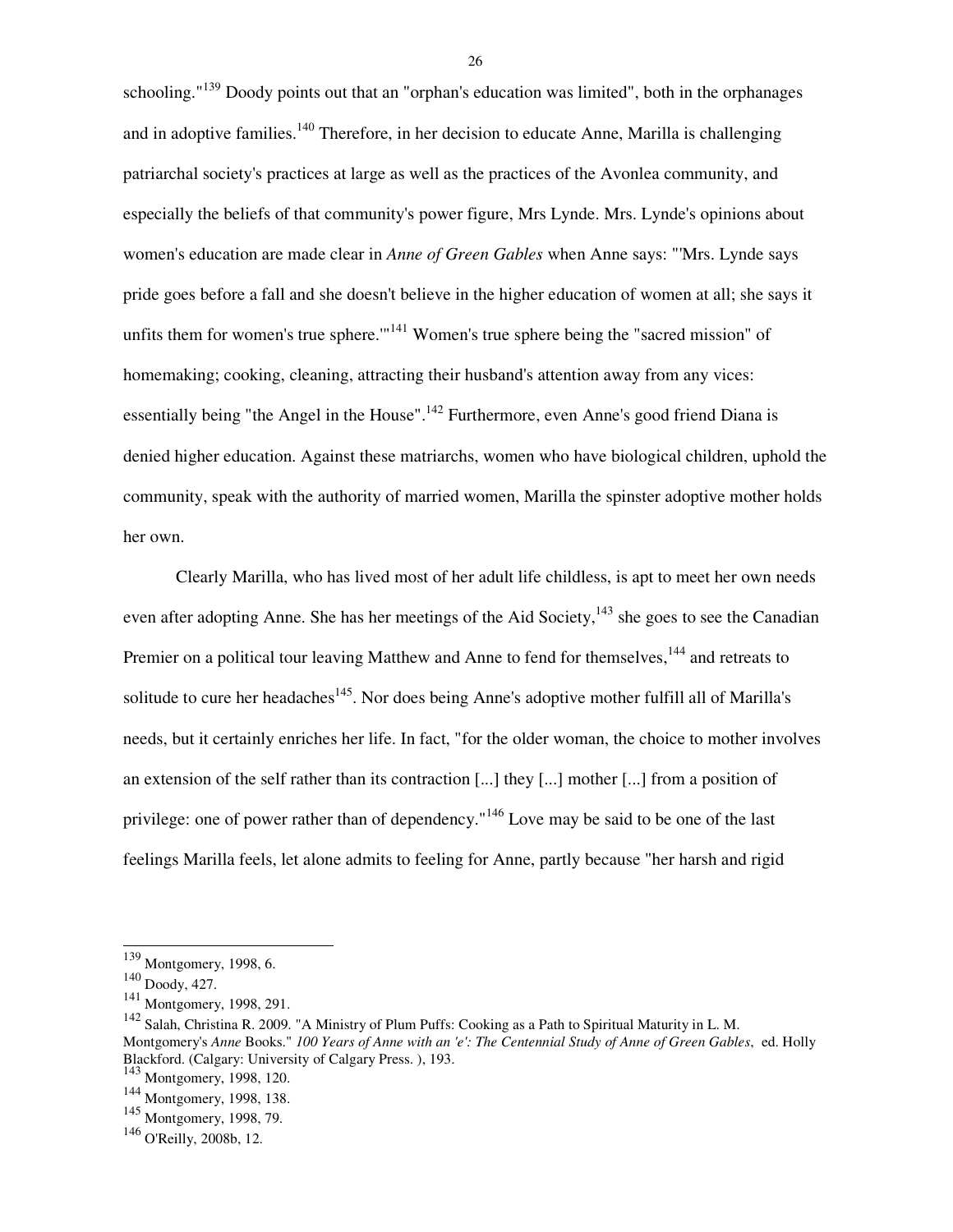schooling."[139] Doody points out that an "orphan's education was limited", both in the orphanages and in adoptive families.[140] Therefore, in her decision to educate Anne, Marilla is challenging patriarchal society's practices at large as well as the practices of the Avonlea community, and especially the beliefs of that community's power figure, Mrs Lynde. Mrs. Lynde's opinions about women's education are made clear in *Anne of Green Gables* when Anne says: "'Mrs. Lynde says pride goes before a fall and she doesn't believe in the higher education of women at all; she says it unfits them for women's true sphere.'"[141] Women's true sphere being the "sacred mission" of homemaking; cooking, cleaning, attracting their husband's attention away from any vices: essentially being "the Angel in the House".[142] Furthermore, even Anne's good friend Diana is denied higher education. Against these matriarchs, women who have biological children, uphold the community, speak with the authority of married women, Marilla the spinster adoptive mother holds her own.

Clearly Marilla, who has lived most of her adult life childless, is apt to meet her own needs even after adopting Anne. She has her meetings of the Aid Society,[143] she goes to see the Canadian Premier on a political tour leaving Matthew and Anne to fend for themselves,[144] and retreats to solitude to cure her headaches[145]. Nor does being Anne's adoptive mother fulfill all of Marilla's needs, but it certainly enriches her life. In fact, "for the older woman, the choice to mother involves an extension of the self rather than its contraction [...] they [...] mother [...] from a position of privilege: one of power rather than of dependency."[146] Love may be said to be one of the last feelings Marilla feels, let alone admits to feeling for Anne, partly because "her harsh and rigid

---

[139] Montgomery, 1998, 6.

[140] Doody, 427.

[141] Montgomery, 1998, 291.

[142] Salah, Christina R. 2009. "A Ministry of Plum Puffs: Cooking as a Path to Spiritual Maturity in L. M. Montgomery's *Anne* Books." *100 Years of Anne with an 'e': The Centennial Study of Anne of Green Gables*, ed. Holly Blackford. (Calgary: University of Calgary Press. ), 193.

[143] Montgomery, 1998, 120.

[144] Montgomery, 1998, 138.

[145] Montgomery, 1998, 79.

[146] O'Reilly, 2008b, 12.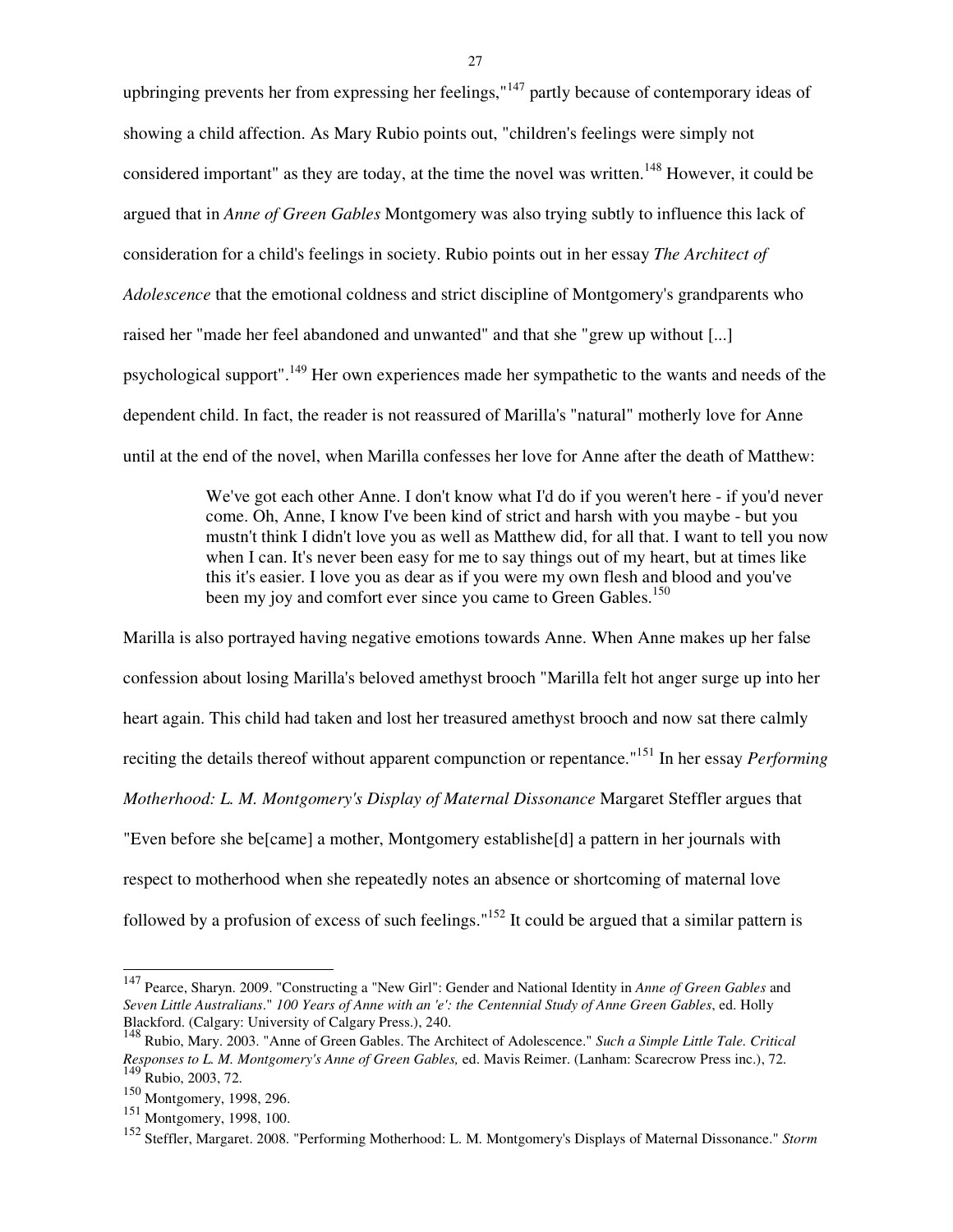upbringing prevents her from expressing her feelings,"[147] partly because of contemporary ideas of showing a child affection. As Mary Rubio points out, "children's feelings were simply not considered important" as they are today, at the time the novel was written.[148] However, it could be argued that in *Anne of Green Gables* Montgomery was also trying subtly to influence this lack of consideration for a child's feelings in society. Rubio points out in her essay *The Architect of Adolescence* that the emotional coldness and strict discipline of Montgomery's grandparents who raised her "made her feel abandoned and unwanted" and that she "grew up without [...] psychological support".[149] Her own experiences made her sympathetic to the wants and needs of the dependent child. In fact, the reader is not reassured of Marilla's "natural" motherly love for Anne until at the end of the novel, when Marilla confesses her love for Anne after the death of Matthew:

> We've got each other Anne. I don't know what I'd do if you weren't here - if you'd never come. Oh, Anne, I know I've been kind of strict and harsh with you maybe - but you mustn't think I didn't love you as well as Matthew did, for all that. I want to tell you now when I can. It's never been easy for me to say things out of my heart, but at times like this it's easier. I love you as dear as if you were my own flesh and blood and you've been my joy and comfort ever since you came to Green Gables.[150]

Marilla is also portrayed having negative emotions towards Anne. When Anne makes up her false confession about losing Marilla's beloved amethyst brooch "Marilla felt hot anger surge up into her heart again. This child had taken and lost her treasured amethyst brooch and now sat there calmly reciting the details thereof without apparent compunction or repentance."[151] In her essay *Performing Motherhood: L. M. Montgomery's Display of Maternal Dissonance* Margaret Steffler argues that "Even before she be[came] a mother, Montgomery establishe[d] a pattern in her journals with respect to motherhood when she repeatedly notes an absence or shortcoming of maternal love followed by a profusion of excess of such feelings."[152] It could be argued that a similar pattern is

---

[147] Pearce, Sharyn. 2009. "Constructing a "New Girl": Gender and National Identity in *Anne of Green Gables* and *Seven Little Australians*." *100 Years of Anne with an 'e': the Centennial Study of Anne Green Gables*, ed. Holly Blackford. (Calgary: University of Calgary Press.), 240.

[148] Rubio, Mary. 2003. "Anne of Green Gables. The Architect of Adolescence." *Such a Simple Little Tale. Critical Responses to L. M. Montgomery's Anne of Green Gables,* ed. Mavis Reimer. (Lanham: Scarecrow Press inc.), 72.

[149] Rubio, 2003, 72.

[150] Montgomery, 1998, 296.

[151] Montgomery, 1998, 100.

[152] Steffler, Margaret. 2008. "Performing Motherhood: L. M. Montgomery's Displays of Maternal Dissonance." *Storm*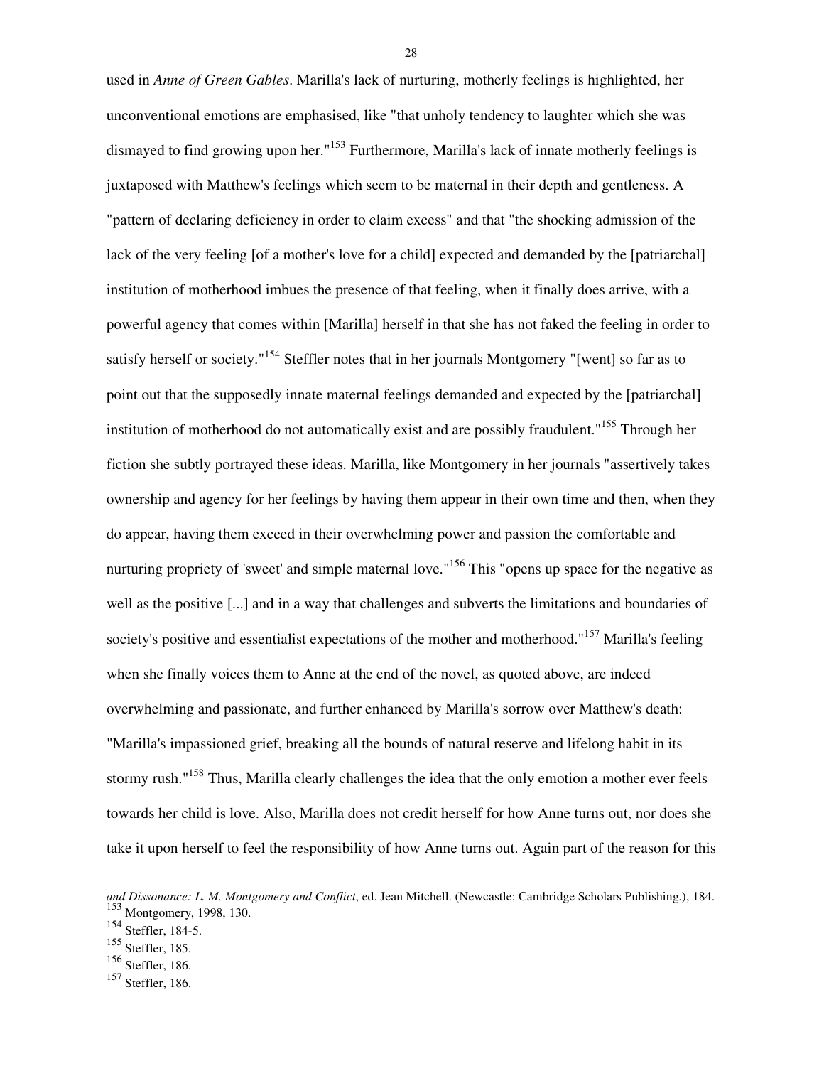used in *Anne of Green Gables*. Marilla's lack of nurturing, motherly feelings is highlighted, her unconventional emotions are emphasised, like "that unholy tendency to laughter which she was dismayed to find growing upon her."[153] Furthermore, Marilla's lack of innate motherly feelings is juxtaposed with Matthew's feelings which seem to be maternal in their depth and gentleness. A "pattern of declaring deficiency in order to claim excess" and that "the shocking admission of the lack of the very feeling [of a mother's love for a child] expected and demanded by the [patriarchal] institution of motherhood imbues the presence of that feeling, when it finally does arrive, with a powerful agency that comes within [Marilla] herself in that she has not faked the feeling in order to satisfy herself or society."[154] Steffler notes that in her journals Montgomery "[went] so far as to point out that the supposedly innate maternal feelings demanded and expected by the [patriarchal] institution of motherhood do not automatically exist and are possibly fraudulent."[155] Through her fiction she subtly portrayed these ideas. Marilla, like Montgomery in her journals "assertively takes ownership and agency for her feelings by having them appear in their own time and then, when they do appear, having them exceed in their overwhelming power and passion the comfortable and nurturing propriety of 'sweet' and simple maternal love."[156] This "opens up space for the negative as well as the positive [...] and in a way that challenges and subverts the limitations and boundaries of society's positive and essentialist expectations of the mother and motherhood."[157] Marilla's feeling when she finally voices them to Anne at the end of the novel, as quoted above, are indeed overwhelming and passionate, and further enhanced by Marilla's sorrow over Matthew's death: "Marilla's impassioned grief, breaking all the bounds of natural reserve and lifelong habit in its stormy rush."[158] Thus, Marilla clearly challenges the idea that the only emotion a mother ever feels towards her child is love. Also, Marilla does not credit herself for how Anne turns out, nor does she take it upon herself to feel the responsibility of how Anne turns out. Again part of the reason for this

---

*and Dissonance: L. M. Montgomery and Conflict*, ed. Jean Mitchell. (Newcastle: Cambridge Scholars Publishing.), 184.

[153] Montgomery, 1998, 130.

[154] Steffler, 184-5.

[155] Steffler, 185.

[156] Steffler, 186.

[157] Steffler, 186.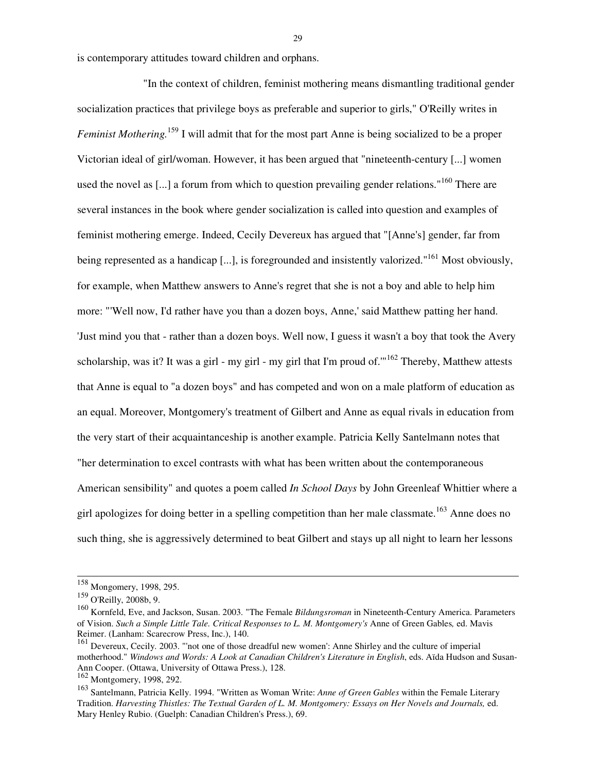is contemporary attitudes toward children and orphans.

"In the context of children, feminist mothering means dismantling traditional gender socialization practices that privilege boys as preferable and superior to girls," O'Reilly writes in *Feminist Mothering.*[159] I will admit that for the most part Anne is being socialized to be a proper Victorian ideal of girl/woman. However, it has been argued that "nineteenth-century [...] women used the novel as [...] a forum from which to question prevailing gender relations."[160] There are several instances in the book where gender socialization is called into question and examples of feminist mothering emerge. Indeed, Cecily Devereux has argued that "[Anne's] gender, far from being represented as a handicap [...], is foregrounded and insistently valorized."[161] Most obviously, for example, when Matthew answers to Anne's regret that she is not a boy and able to help him more: "'Well now, I'd rather have you than a dozen boys, Anne,' said Matthew patting her hand. 'Just mind you that - rather than a dozen boys. Well now, I guess it wasn't a boy that took the Avery scholarship, was it? It was a girl - my girl - my girl that I'm proud of.'"[162] Thereby, Matthew attests that Anne is equal to "a dozen boys" and has competed and won on a male platform of education as an equal. Moreover, Montgomery's treatment of Gilbert and Anne as equal rivals in education from the very start of their acquaintanceship is another example. Patricia Kelly Santelmann notes that "her determination to excel contrasts with what has been written about the contemporaneous American sensibility" and quotes a poem called *In School Days* by John Greenleaf Whittier where a girl apologizes for doing better in a spelling competition than her male classmate.[163] Anne does no such thing, she is aggressively determined to beat Gilbert and stays up all night to learn her lessons

---

[158] Mongomery, 1998, 295.

[159] O'Reilly, 2008b, 9.

[160] Kornfeld, Eve, and Jackson, Susan. 2003. "The Female *Bildungsroman* in Nineteenth-Century America. Parameters of Vision. *Such a Simple Little Tale. Critical Responses to L. M. Montgomery's* Anne of Green Gables*,* ed. Mavis Reimer. (Lanham: Scarecrow Press, Inc.), 140.

[161] Devereux, Cecily. 2003. "'not one of those dreadful new women': Anne Shirley and the culture of imperial motherhood." *Windows and Words: A Look at Canadian Children's Literature in English*, eds. Aïda Hudson and Susan-Ann Cooper. (Ottawa, University of Ottawa Press.), 128.

[162] Montgomery, 1998, 292.

[163] Santelmann, Patricia Kelly. 1994. "Written as Woman Write: *Anne of Green Gables* within the Female Literary Tradition. *Harvesting Thistles: The Textual Garden of L. M. Montgomery: Essays on Her Novels and Journals,* ed. Mary Henley Rubio. (Guelph: Canadian Children's Press.), 69.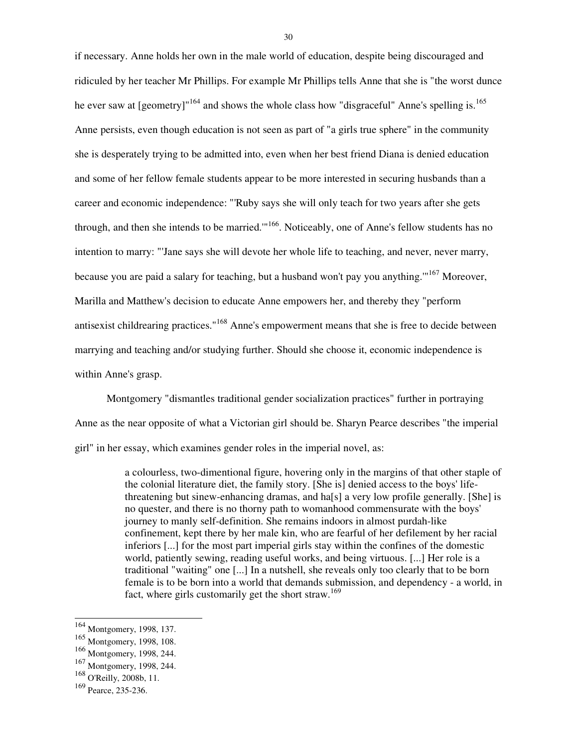if necessary. Anne holds her own in the male world of education, despite being discouraged and ridiculed by her teacher Mr Phillips. For example Mr Phillips tells Anne that she is "the worst dunce he ever saw at [geometry]"[164] and shows the whole class how "disgraceful" Anne's spelling is.[165] Anne persists, even though education is not seen as part of "a girls true sphere" in the community she is desperately trying to be admitted into, even when her best friend Diana is denied education and some of her fellow female students appear to be more interested in securing husbands than a career and economic independence: "'Ruby says she will only teach for two years after she gets through, and then she intends to be married.'"[166]. Noticeably, one of Anne's fellow students has no intention to marry: "'Jane says she will devote her whole life to teaching, and never, never marry, because you are paid a salary for teaching, but a husband won't pay you anything.'"[167] Moreover, Marilla and Matthew's decision to educate Anne empowers her, and thereby they "perform antisexist childrearing practices."[168] Anne's empowerment means that she is free to decide between marrying and teaching and/or studying further. Should she choose it, economic independence is within Anne's grasp.

Montgomery "dismantles traditional gender socialization practices" further in portraying Anne as the near opposite of what a Victorian girl should be. Sharyn Pearce describes "the imperial girl" in her essay, which examines gender roles in the imperial novel, as:

> a colourless, two-dimentional figure, hovering only in the margins of that other staple of the colonial literature diet, the family story. [She is] denied access to the boys' life-threatening but sinew-enhancing dramas, and ha[s] a very low profile generally. [She] is no quester, and there is no thorny path to womanhood commensurate with the boys' journey to manly self-definition. She remains indoors in almost purdah-like confinement, kept there by her male kin, who are fearful of her defilement by her racial inferiors [...] for the most part imperial girls stay within the confines of the domestic world, patiently sewing, reading useful works, and being virtuous. [...] Her role is a traditional "waiting" one [...] In a nutshell, she reveals only too clearly that to be born female is to be born into a world that demands submission, and dependency - a world, in fact, where girls customarily get the short straw.[169]

---

[164] Montgomery, 1998, 137.
[165] Montgomery, 1998, 108.
[166] Montgomery, 1998, 244.
[167] Montgomery, 1998, 244.
[168] O'Reilly, 2008b, 11.
[169] Pearce, 235-236.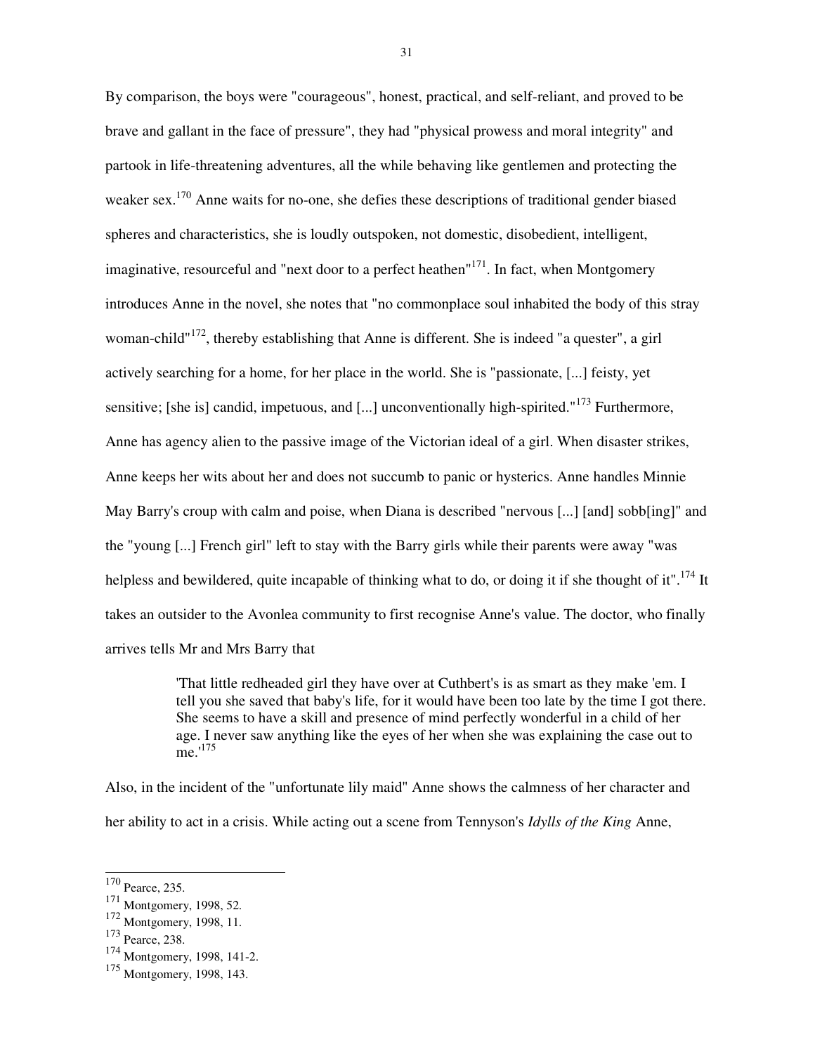By comparison, the boys were "courageous", honest, practical, and self-reliant, and proved to be brave and gallant in the face of pressure", they had "physical prowess and moral integrity" and partook in life-threatening adventures, all the while behaving like gentlemen and protecting the weaker sex.[170] Anne waits for no-one, she defies these descriptions of traditional gender biased spheres and characteristics, she is loudly outspoken, not domestic, disobedient, intelligent, imaginative, resourceful and "next door to a perfect heathen"[171]. In fact, when Montgomery introduces Anne in the novel, she notes that "no commonplace soul inhabited the body of this stray woman-child"[172], thereby establishing that Anne is different. She is indeed "a quester", a girl actively searching for a home, for her place in the world. She is "passionate, [...] feisty, yet sensitive; [she is] candid, impetuous, and [...] unconventionally high-spirited."[173] Furthermore, Anne has agency alien to the passive image of the Victorian ideal of a girl. When disaster strikes, Anne keeps her wits about her and does not succumb to panic or hysterics. Anne handles Minnie May Barry's croup with calm and poise, when Diana is described "nervous [...] [and] sobb[ing]" and the "young [...] French girl" left to stay with the Barry girls while their parents were away "was helpless and bewildered, quite incapable of thinking what to do, or doing it if she thought of it".[174] It takes an outsider to the Avonlea community to first recognise Anne's value. The doctor, who finally arrives tells Mr and Mrs Barry that

> 'That little redheaded girl they have over at Cuthbert's is as smart as they make 'em. I tell you she saved that baby's life, for it would have been too late by the time I got there. She seems to have a skill and presence of mind perfectly wonderful in a child of her age. I never saw anything like the eyes of her when she was explaining the case out to me.'[175]

Also, in the incident of the "unfortunate lily maid" Anne shows the calmness of her character and her ability to act in a crisis. While acting out a scene from Tennyson's *Idylls of the King* Anne,

---

[170] Pearce, 235.
[171] Montgomery, 1998, 52.
[172] Montgomery, 1998, 11.
[173] Pearce, 238.
[174] Montgomery, 1998, 141-2.
[175] Montgomery, 1998, 143.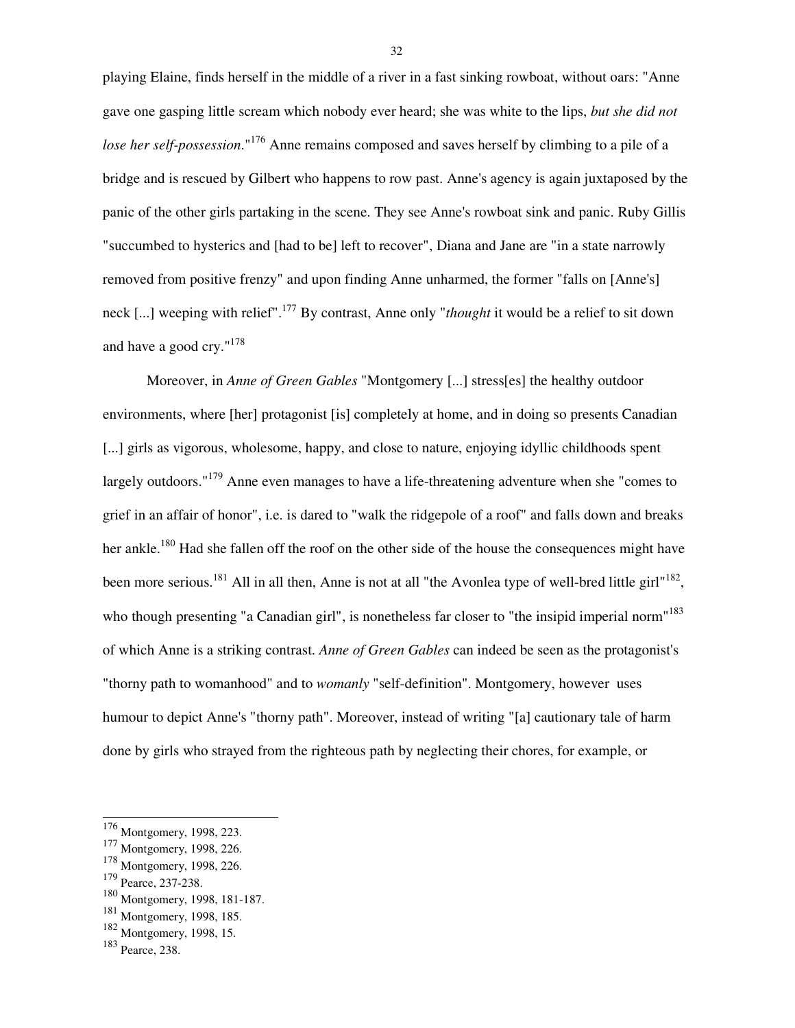playing Elaine, finds herself in the middle of a river in a fast sinking rowboat, without oars: "Anne gave one gasping little scream which nobody ever heard; she was white to the lips, *but she did not lose her self-possession*."[176] Anne remains composed and saves herself by climbing to a pile of a bridge and is rescued by Gilbert who happens to row past. Anne's agency is again juxtaposed by the panic of the other girls partaking in the scene. They see Anne's rowboat sink and panic. Ruby Gillis "succumbed to hysterics and [had to be] left to recover", Diana and Jane are "in a state narrowly removed from positive frenzy" and upon finding Anne unharmed, the former "falls on [Anne's] neck [...] weeping with relief".[177] By contrast, Anne only "*thought* it would be a relief to sit down and have a good cry."[178]

Moreover, in *Anne of Green Gables* "Montgomery [...] stress[es] the healthy outdoor environments, where [her] protagonist [is] completely at home, and in doing so presents Canadian [...] girls as vigorous, wholesome, happy, and close to nature, enjoying idyllic childhoods spent largely outdoors."[179] Anne even manages to have a life-threatening adventure when she "comes to grief in an affair of honor", i.e. is dared to "walk the ridgepole of a roof" and falls down and breaks her ankle.[180] Had she fallen off the roof on the other side of the house the consequences might have been more serious.[181] All in all then, Anne is not at all "the Avonlea type of well-bred little girl"[182], who though presenting "a Canadian girl", is nonetheless far closer to "the insipid imperial norm"[183] of which Anne is a striking contrast. *Anne of Green Gables* can indeed be seen as the protagonist's "thorny path to womanhood" and to *womanly* "self-definition". Montgomery, however uses humour to depict Anne's "thorny path". Moreover, instead of writing "[a] cautionary tale of harm done by girls who strayed from the righteous path by neglecting their chores, for example, or

---

[176] Montgomery, 1998, 223.
[177] Montgomery, 1998, 226.
[178] Montgomery, 1998, 226.
[179] Pearce, 237-238.
[180] Montgomery, 1998, 181-187.
[181] Montgomery, 1998, 185.
[182] Montgomery, 1998, 15.
[183] Pearce, 238.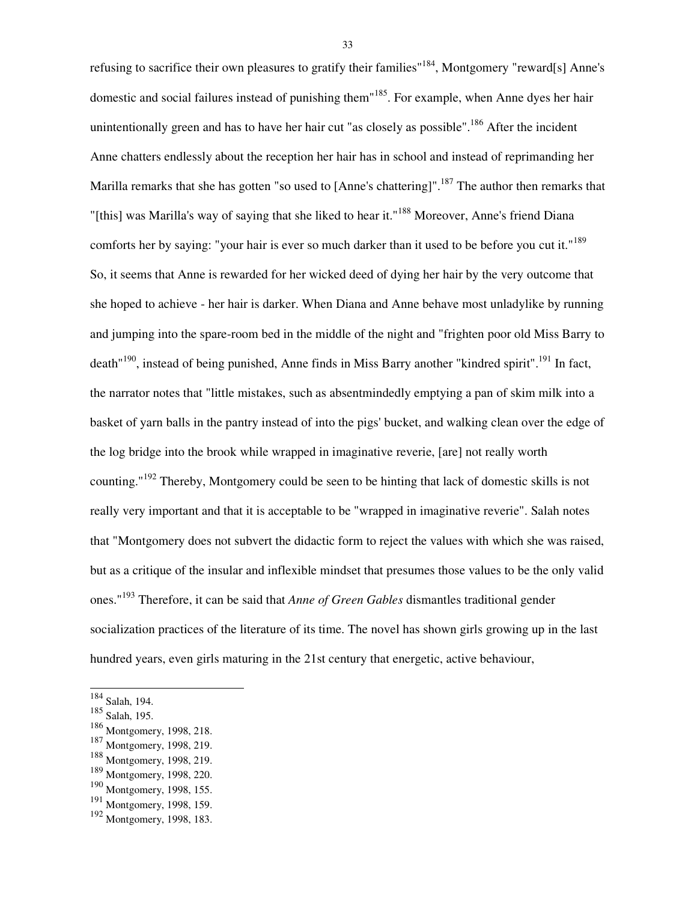refusing to sacrifice their own pleasures to gratify their families"[184], Montgomery "reward[s] Anne's domestic and social failures instead of punishing them"[185]. For example, when Anne dyes her hair unintentionally green and has to have her hair cut "as closely as possible".[186] After the incident Anne chatters endlessly about the reception her hair has in school and instead of reprimanding her Marilla remarks that she has gotten "so used to [Anne's chattering]".[187] The author then remarks that "[this] was Marilla's way of saying that she liked to hear it."[188] Moreover, Anne's friend Diana comforts her by saying: "your hair is ever so much darker than it used to be before you cut it."[189] So, it seems that Anne is rewarded for her wicked deed of dying her hair by the very outcome that she hoped to achieve - her hair is darker. When Diana and Anne behave most unladylike by running and jumping into the spare-room bed in the middle of the night and "frighten poor old Miss Barry to death"[190], instead of being punished, Anne finds in Miss Barry another "kindred spirit".[191] In fact, the narrator notes that "little mistakes, such as absentmindedly emptying a pan of skim milk into a basket of yarn balls in the pantry instead of into the pigs' bucket, and walking clean over the edge of the log bridge into the brook while wrapped in imaginative reverie, [are] not really worth counting."[192] Thereby, Montgomery could be seen to be hinting that lack of domestic skills is not really very important and that it is acceptable to be "wrapped in imaginative reverie". Salah notes that "Montgomery does not subvert the didactic form to reject the values with which she was raised, but as a critique of the insular and inflexible mindset that presumes those values to be the only valid ones."[193] Therefore, it can be said that *Anne of Green Gables* dismantles traditional gender socialization practices of the literature of its time. The novel has shown girls growing up in the last hundred years, even girls maturing in the 21st century that energetic, active behaviour,

---

[184] Salah, 194.
[185] Salah, 195.
[186] Montgomery, 1998, 218.
[187] Montgomery, 1998, 219.
[188] Montgomery, 1998, 219.
[189] Montgomery, 1998, 220.
[190] Montgomery, 1998, 155.
[191] Montgomery, 1998, 159.
[192] Montgomery, 1998, 183.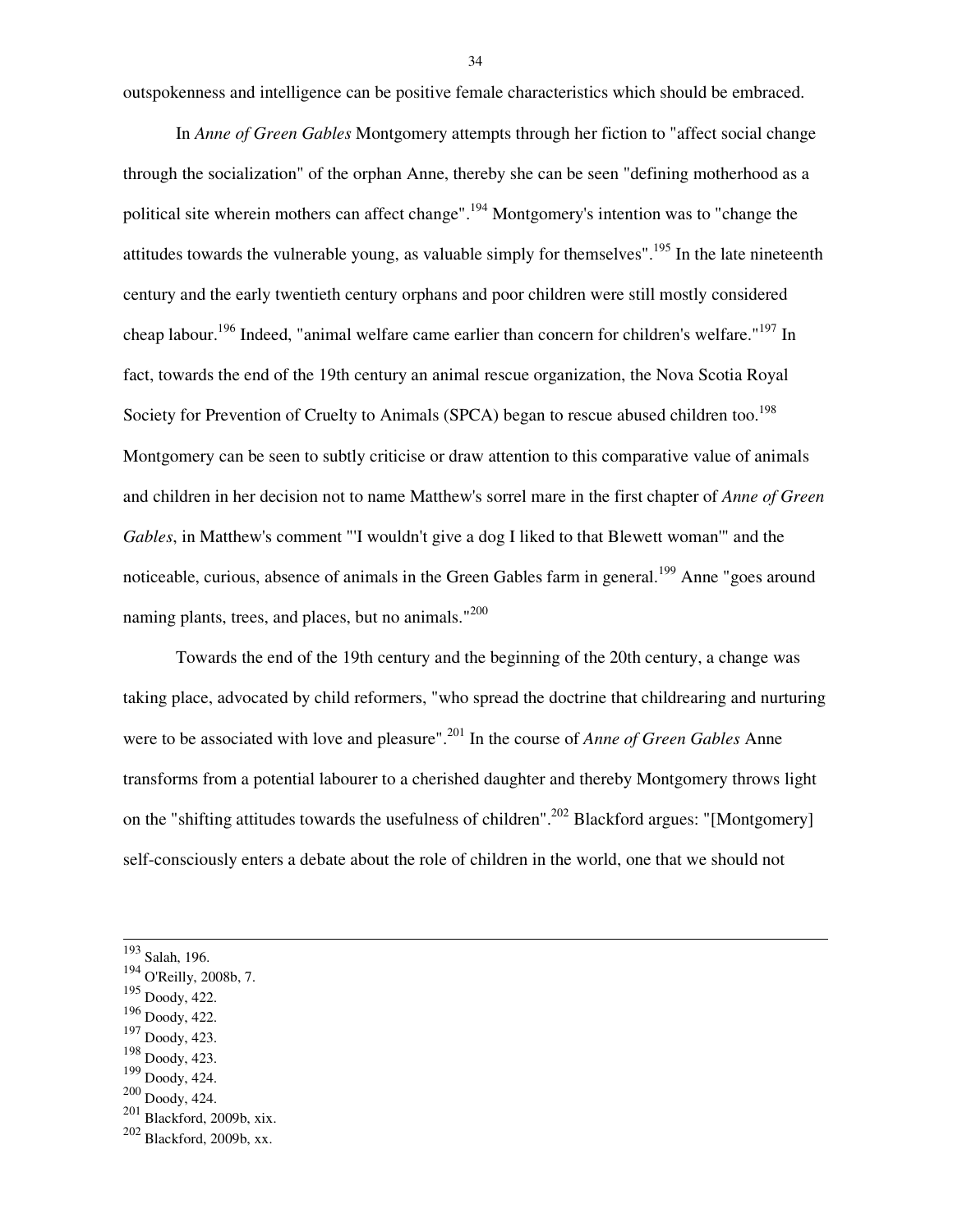outspokenness and intelligence can be positive female characteristics which should be embraced.

In *Anne of Green Gables* Montgomery attempts through her fiction to "affect social change through the socialization" of the orphan Anne, thereby she can be seen "defining motherhood as a political site wherein mothers can affect change".[194] Montgomery's intention was to "change the attitudes towards the vulnerable young, as valuable simply for themselves".[195] In the late nineteenth century and the early twentieth century orphans and poor children were still mostly considered cheap labour.[196] Indeed, "animal welfare came earlier than concern for children's welfare."[197] In fact, towards the end of the 19th century an animal rescue organization, the Nova Scotia Royal Society for Prevention of Cruelty to Animals (SPCA) began to rescue abused children too.[198] Montgomery can be seen to subtly criticise or draw attention to this comparative value of animals and children in her decision not to name Matthew's sorrel mare in the first chapter of *Anne of Green Gables*, in Matthew's comment "'I wouldn't give a dog I liked to that Blewett woman'" and the noticeable, curious, absence of animals in the Green Gables farm in general.[199] Anne "goes around naming plants, trees, and places, but no animals."[200]

Towards the end of the 19th century and the beginning of the 20th century, a change was taking place, advocated by child reformers, "who spread the doctrine that childrearing and nurturing were to be associated with love and pleasure".[201] In the course of *Anne of Green Gables* Anne transforms from a potential labourer to a cherished daughter and thereby Montgomery throws light on the "shifting attitudes towards the usefulness of children".[202] Blackford argues: "[Montgomery] self-consciously enters a debate about the role of children in the world, one that we should not

---

193 Salah, 196.
194 O'Reilly, 2008b, 7.
195 Doody, 422.
196 Doody, 422.
197 Doody, 423.
198 Doody, 423.
199 Doody, 424.
200 Doody, 424.
201 Blackford, 2009b, xix.
202 Blackford, 2009b, xx.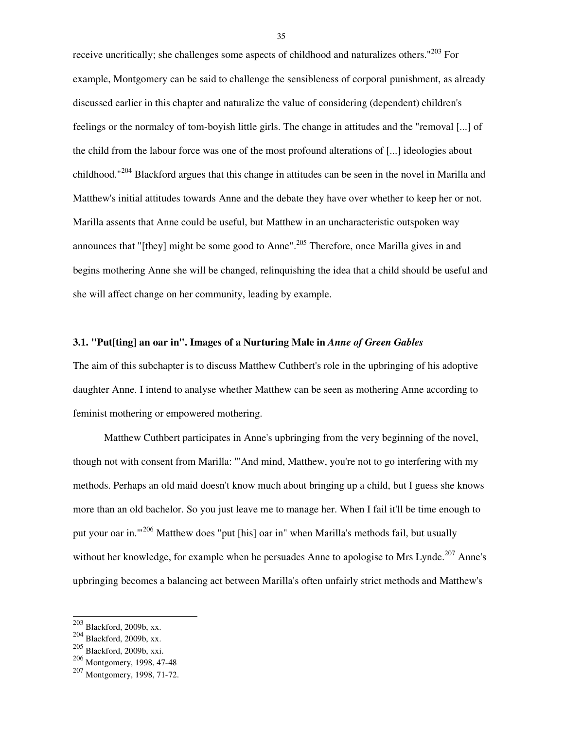receive uncritically; she challenges some aspects of childhood and naturalizes others."[203] For example, Montgomery can be said to challenge the sensibleness of corporal punishment, as already discussed earlier in this chapter and naturalize the value of considering (dependent) children's feelings or the normalcy of tom-boyish little girls. The change in attitudes and the "removal [...] of the child from the labour force was one of the most profound alterations of [...] ideologies about childhood."[204] Blackford argues that this change in attitudes can be seen in the novel in Marilla and Matthew's initial attitudes towards Anne and the debate they have over whether to keep her or not. Marilla assents that Anne could be useful, but Matthew in an uncharacteristic outspoken way announces that "[they] might be some good to Anne".[205] Therefore, once Marilla gives in and begins mothering Anne she will be changed, relinquishing the idea that a child should be useful and she will affect change on her community, leading by example.

### 3.1. "Put[ting] an oar in". Images of a Nurturing Male in *Anne of Green Gables*

The aim of this subchapter is to discuss Matthew Cuthbert's role in the upbringing of his adoptive daughter Anne. I intend to analyse whether Matthew can be seen as mothering Anne according to feminist mothering or empowered mothering.

Matthew Cuthbert participates in Anne's upbringing from the very beginning of the novel, though not with consent from Marilla: "'And mind, Matthew, you're not to go interfering with my methods. Perhaps an old maid doesn't know much about bringing up a child, but I guess she knows more than an old bachelor. So you just leave me to manage her. When I fail it'll be time enough to put your oar in.'"[206] Matthew does "put [his] oar in" when Marilla's methods fail, but usually without her knowledge, for example when he persuades Anne to apologise to Mrs Lynde.[207] Anne's upbringing becomes a balancing act between Marilla's often unfairly strict methods and Matthew's

---

[203] Blackford, 2009b, xx.
[204] Blackford, 2009b, xx.
[205] Blackford, 2009b, xxi.
[206] Montgomery, 1998, 47-48
[207] Montgomery, 1998, 71-72.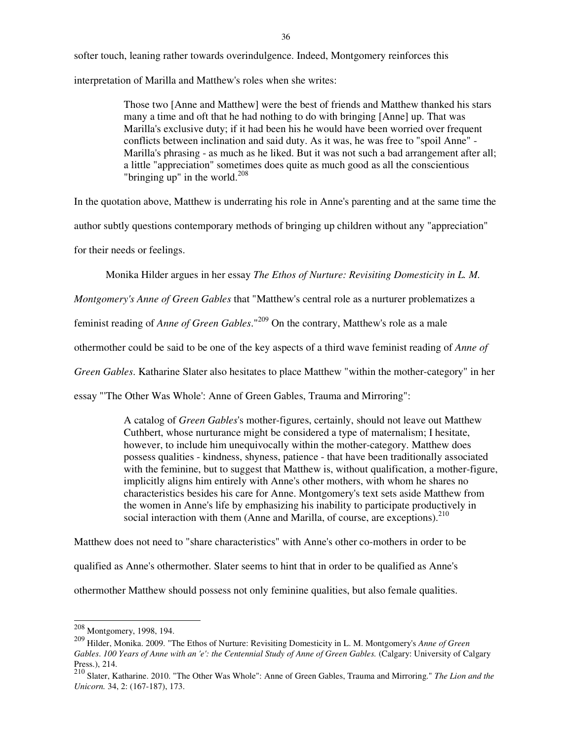softer touch, leaning rather towards overindulgence. Indeed, Montgomery reinforces this interpretation of Marilla and Matthew's roles when she writes:

> Those two [Anne and Matthew] were the best of friends and Matthew thanked his stars many a time and oft that he had nothing to do with bringing [Anne] up. That was Marilla's exclusive duty; if it had been his he would have been worried over frequent conflicts between inclination and said duty. As it was, he was free to "spoil Anne" - Marilla's phrasing - as much as he liked. But it was not such a bad arrangement after all; a little "appreciation" sometimes does quite as much good as all the conscientious "bringing up" in the world.[208]

In the quotation above, Matthew is underrating his role in Anne's parenting and at the same time the author subtly questions contemporary methods of bringing up children without any "appreciation" for their needs or feelings.

Monika Hilder argues in her essay *The Ethos of Nurture: Revisiting Domesticity in L. M. Montgomery's Anne of Green Gables* that "Matthew's central role as a nurturer problematizes a feminist reading of *Anne of Green Gables*."[209] On the contrary, Matthew's role as a male othermother could be said to be one of the key aspects of a third wave feminist reading of *Anne of Green Gables*. Katharine Slater also hesitates to place Matthew "within the mother-category" in her essay "'The Other Was Whole': Anne of Green Gables, Trauma and Mirroring":

> A catalog of *Green Gables*'s mother-figures, certainly, should not leave out Matthew Cuthbert, whose nurturance might be considered a type of maternalism; I hesitate, however, to include him unequivocally within the mother-category. Matthew does possess qualities - kindness, shyness, patience - that have been traditionally associated with the feminine, but to suggest that Matthew is, without qualification, a mother-figure, implicitly aligns him entirely with Anne's other mothers, with whom he shares no characteristics besides his care for Anne. Montgomery's text sets aside Matthew from the women in Anne's life by emphasizing his inability to participate productively in social interaction with them (Anne and Marilla, of course, are exceptions).[210]

Matthew does not need to "share characteristics" with Anne's other co-mothers in order to be qualified as Anne's othermother. Slater seems to hint that in order to be qualified as Anne's othermother Matthew should possess not only feminine qualities, but also female qualities.

---

[208] Montgomery, 1998, 194.

[209] Hilder, Monika. 2009. "The Ethos of Nurture: Revisiting Domesticity in L. M. Montgomery's *Anne of Green Gables. 100 Years of Anne with an 'e': the Centennial Study of Anne of Green Gables.* (Calgary: University of Calgary Press.), 214.

[210] Slater, Katharine. 2010. "The Other Was Whole": Anne of Green Gables, Trauma and Mirroring." *The Lion and the Unicorn.* 34, 2: (167-187), 173.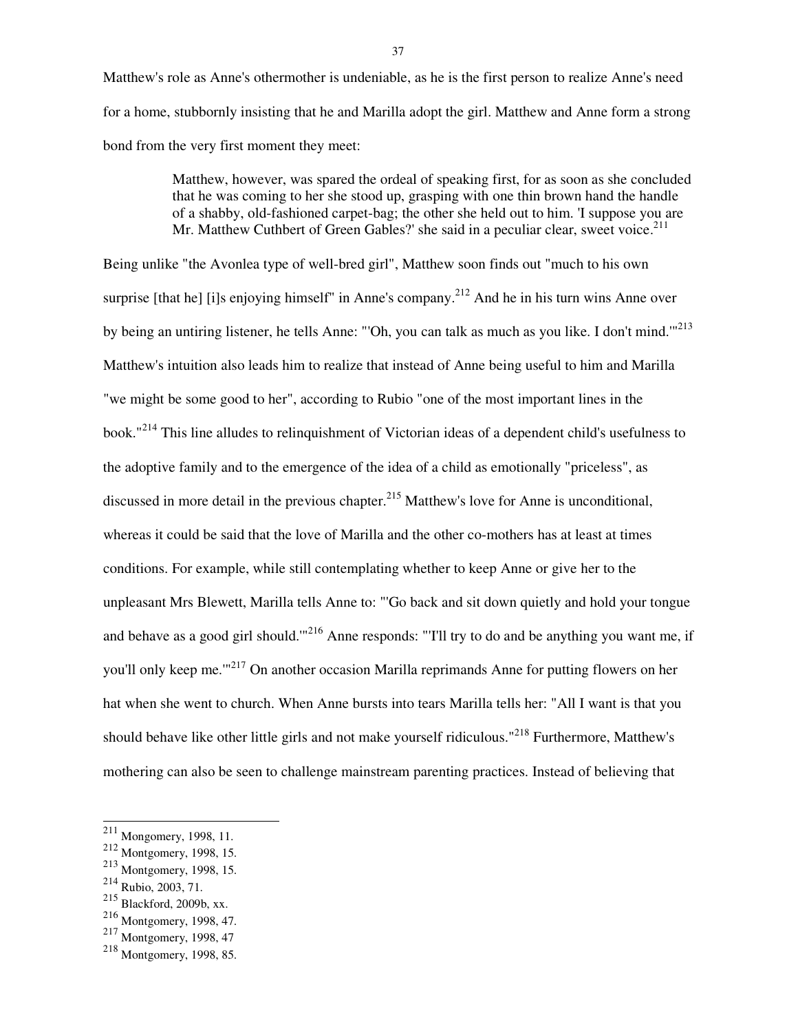Matthew's role as Anne's othermother is undeniable, as he is the first person to realize Anne's need for a home, stubbornly insisting that he and Marilla adopt the girl. Matthew and Anne form a strong bond from the very first moment they meet:

> Matthew, however, was spared the ordeal of speaking first, for as soon as she concluded that he was coming to her she stood up, grasping with one thin brown hand the handle of a shabby, old-fashioned carpet-bag; the other she held out to him. 'I suppose you are Mr. Matthew Cuthbert of Green Gables?' she said in a peculiar clear, sweet voice.[211]

Being unlike "the Avonlea type of well-bred girl", Matthew soon finds out "much to his own surprise [that he] [i]s enjoying himself" in Anne's company.[212] And he in his turn wins Anne over by being an untiring listener, he tells Anne: "'Oh, you can talk as much as you like. I don't mind.'"[213] Matthew's intuition also leads him to realize that instead of Anne being useful to him and Marilla "we might be some good to her", according to Rubio "one of the most important lines in the book."[214] This line alludes to relinquishment of Victorian ideas of a dependent child's usefulness to the adoptive family and to the emergence of the idea of a child as emotionally "priceless", as discussed in more detail in the previous chapter.[215] Matthew's love for Anne is unconditional, whereas it could be said that the love of Marilla and the other co-mothers has at least at times conditions. For example, while still contemplating whether to keep Anne or give her to the unpleasant Mrs Blewett, Marilla tells Anne to: "'Go back and sit down quietly and hold your tongue and behave as a good girl should.'"[216] Anne responds: "'I'll try to do and be anything you want me, if you'll only keep me.'"[217] On another occasion Marilla reprimands Anne for putting flowers on her hat when she went to church. When Anne bursts into tears Marilla tells her: "All I want is that you should behave like other little girls and not make yourself ridiculous."[218] Furthermore, Matthew's mothering can also be seen to challenge mainstream parenting practices. Instead of believing that

---

[211] Mongomery, 1998, 11.
[212] Montgomery, 1998, 15.
[213] Montgomery, 1998, 15.
[214] Rubio, 2003, 71.
[215] Blackford, 2009b, xx.
[216] Montgomery, 1998, 47.
[217] Montgomery, 1998, 47
[218] Montgomery, 1998, 85.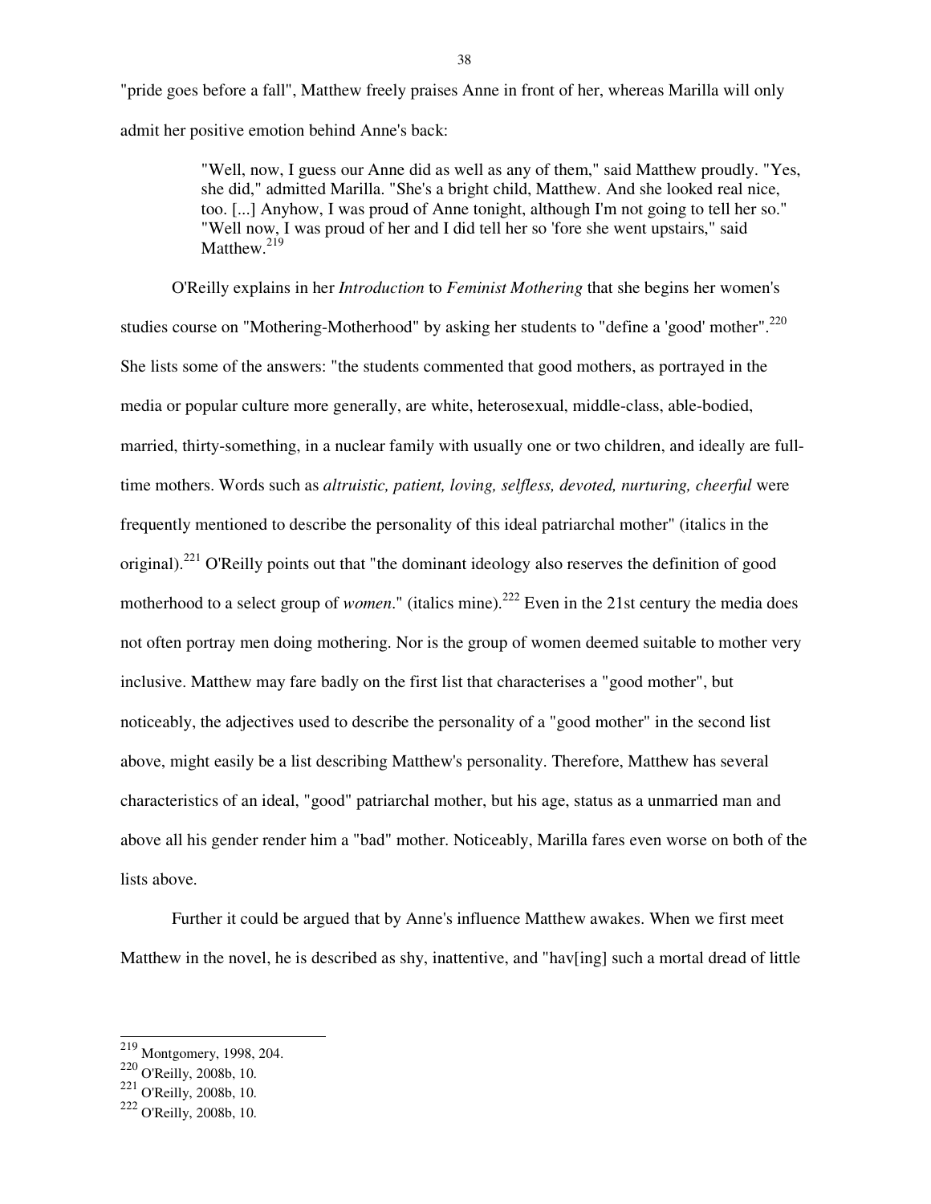"pride goes before a fall", Matthew freely praises Anne in front of her, whereas Marilla will only admit her positive emotion behind Anne's back:

> "Well, now, I guess our Anne did as well as any of them," said Matthew proudly. "Yes, she did," admitted Marilla. "She's a bright child, Matthew. And she looked real nice, too. [...] Anyhow, I was proud of Anne tonight, although I'm not going to tell her so." "Well now, I was proud of her and I did tell her so 'fore she went upstairs," said Matthew.[219]

O'Reilly explains in her *Introduction* to *Feminist Mothering* that she begins her women's studies course on "Mothering-Motherhood" by asking her students to "define a 'good' mother".[220] She lists some of the answers: "the students commented that good mothers, as portrayed in the media or popular culture more generally, are white, heterosexual, middle-class, able-bodied, married, thirty-something, in a nuclear family with usually one or two children, and ideally are full-time mothers. Words such as *altruistic, patient, loving, selfless, devoted, nurturing, cheerful* were frequently mentioned to describe the personality of this ideal patriarchal mother" (italics in the original).[221] O'Reilly points out that "the dominant ideology also reserves the definition of good motherhood to a select group of *women*." (italics mine).[222] Even in the 21st century the media does not often portray men doing mothering. Nor is the group of women deemed suitable to mother very inclusive. Matthew may fare badly on the first list that characterises a "good mother", but noticeably, the adjectives used to describe the personality of a "good mother" in the second list above, might easily be a list describing Matthew's personality. Therefore, Matthew has several characteristics of an ideal, "good" patriarchal mother, but his age, status as a unmarried man and above all his gender render him a "bad" mother. Noticeably, Marilla fares even worse on both of the lists above.

Further it could be argued that by Anne's influence Matthew awakes. When we first meet Matthew in the novel, he is described as shy, inattentive, and "hav[ing] such a mortal dread of little

---

[219] Montgomery, 1998, 204.
[220] O'Reilly, 2008b, 10.
[221] O'Reilly, 2008b, 10.
[222] O'Reilly, 2008b, 10.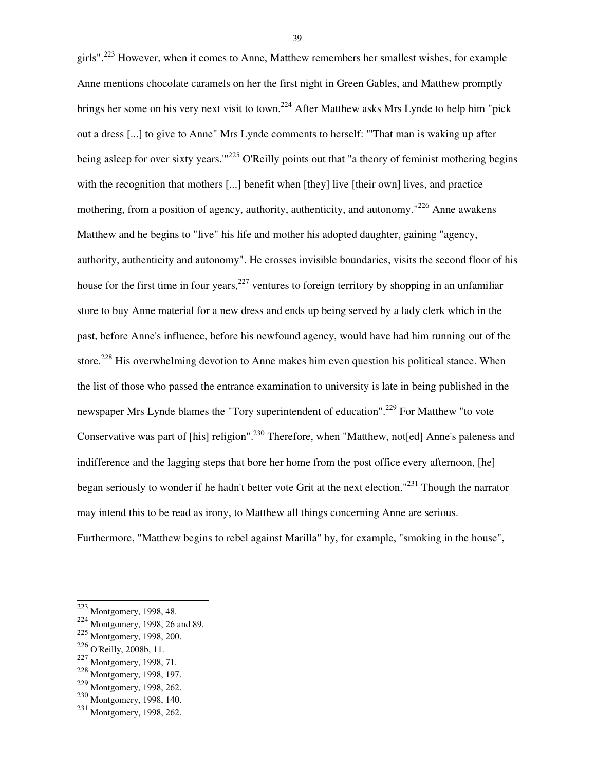girls".[223] However, when it comes to Anne, Matthew remembers her smallest wishes, for example Anne mentions chocolate caramels on her the first night in Green Gables, and Matthew promptly brings her some on his very next visit to town.[224] After Matthew asks Mrs Lynde to help him "pick out a dress [...] to give to Anne" Mrs Lynde comments to herself: "'That man is waking up after being asleep for over sixty years.'"[225] O'Reilly points out that "a theory of feminist mothering begins with the recognition that mothers [...] benefit when [they] live [their own] lives, and practice mothering, from a position of agency, authority, authenticity, and autonomy."[226] Anne awakens Matthew and he begins to "live" his life and mother his adopted daughter, gaining "agency, authority, authenticity and autonomy". He crosses invisible boundaries, visits the second floor of his house for the first time in four years,[227] ventures to foreign territory by shopping in an unfamiliar store to buy Anne material for a new dress and ends up being served by a lady clerk which in the past, before Anne's influence, before his newfound agency, would have had him running out of the store.[228] His overwhelming devotion to Anne makes him even question his political stance. When the list of those who passed the entrance examination to university is late in being published in the newspaper Mrs Lynde blames the "Tory superintendent of education".[229] For Matthew "to vote Conservative was part of [his] religion".[230] Therefore, when "Matthew, not[ed] Anne's paleness and indifference and the lagging steps that bore her home from the post office every afternoon, [he] began seriously to wonder if he hadn't better vote Grit at the next election."[231] Though the narrator may intend this to be read as irony, to Matthew all things concerning Anne are serious. Furthermore, "Matthew begins to rebel against Marilla" by, for example, "smoking in the house",

---

[223] Montgomery, 1998, 48.
[224] Montgomery, 1998, 26 and 89.
[225] Montgomery, 1998, 200.
[226] O'Reilly, 2008b, 11.
[227] Montgomery, 1998, 71.
[228] Montgomery, 1998, 197.
[229] Montgomery, 1998, 262.
[230] Montgomery, 1998, 140.
[231] Montgomery, 1998, 262.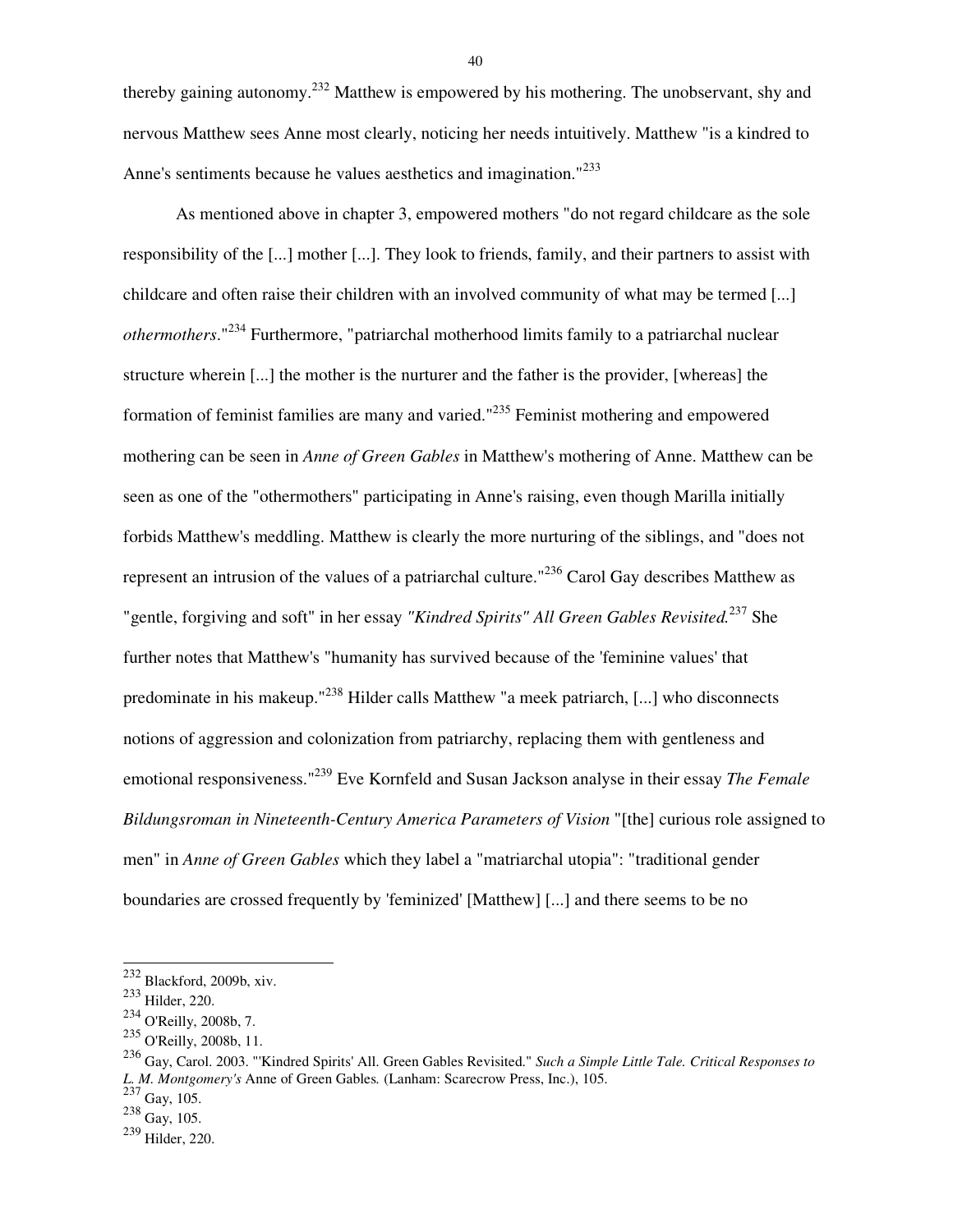thereby gaining autonomy.[232] Matthew is empowered by his mothering. The unobservant, shy and nervous Matthew sees Anne most clearly, noticing her needs intuitively. Matthew "is a kindred to Anne's sentiments because he values aesthetics and imagination."[233]

As mentioned above in chapter 3, empowered mothers "do not regard childcare as the sole responsibility of the [...] mother [...]. They look to friends, family, and their partners to assist with childcare and often raise their children with an involved community of what may be termed [...] *othermothers*."[234] Furthermore, "patriarchal motherhood limits family to a patriarchal nuclear structure wherein [...] the mother is the nurturer and the father is the provider, [whereas] the formation of feminist families are many and varied."[235] Feminist mothering and empowered mothering can be seen in *Anne of Green Gables* in Matthew's mothering of Anne. Matthew can be seen as one of the "othermothers" participating in Anne's raising, even though Marilla initially forbids Matthew's meddling. Matthew is clearly the more nurturing of the siblings, and "does not represent an intrusion of the values of a patriarchal culture."[236] Carol Gay describes Matthew as "gentle, forgiving and soft" in her essay *"Kindred Spirits" All Green Gables Revisited.*[237] She further notes that Matthew's "humanity has survived because of the 'feminine values' that predominate in his makeup."[238] Hilder calls Matthew "a meek patriarch, [...] who disconnects notions of aggression and colonization from patriarchy, replacing them with gentleness and emotional responsiveness."[239] Eve Kornfeld and Susan Jackson analyse in their essay *The Female Bildungsroman in Nineteenth-Century America Parameters of Vision* "[the] curious role assigned to men" in *Anne of Green Gables* which they label a "matriarchal utopia": "traditional gender boundaries are crossed frequently by 'feminized' [Matthew] [...] and there seems to be no

---

[232] Blackford, 2009b, xiv.
[233] Hilder, 220.
[234] O'Reilly, 2008b, 7.
[235] O'Reilly, 2008b, 11.
[236] Gay, Carol. 2003. "'Kindred Spirits' All. Green Gables Revisited." *Such a Simple Little Tale. Critical Responses to L. M. Montgomery's* Anne of Green Gables*.* (Lanham: Scarecrow Press, Inc.), 105.
[237] Gay, 105.
[238] Gay, 105.
[239] Hilder, 220.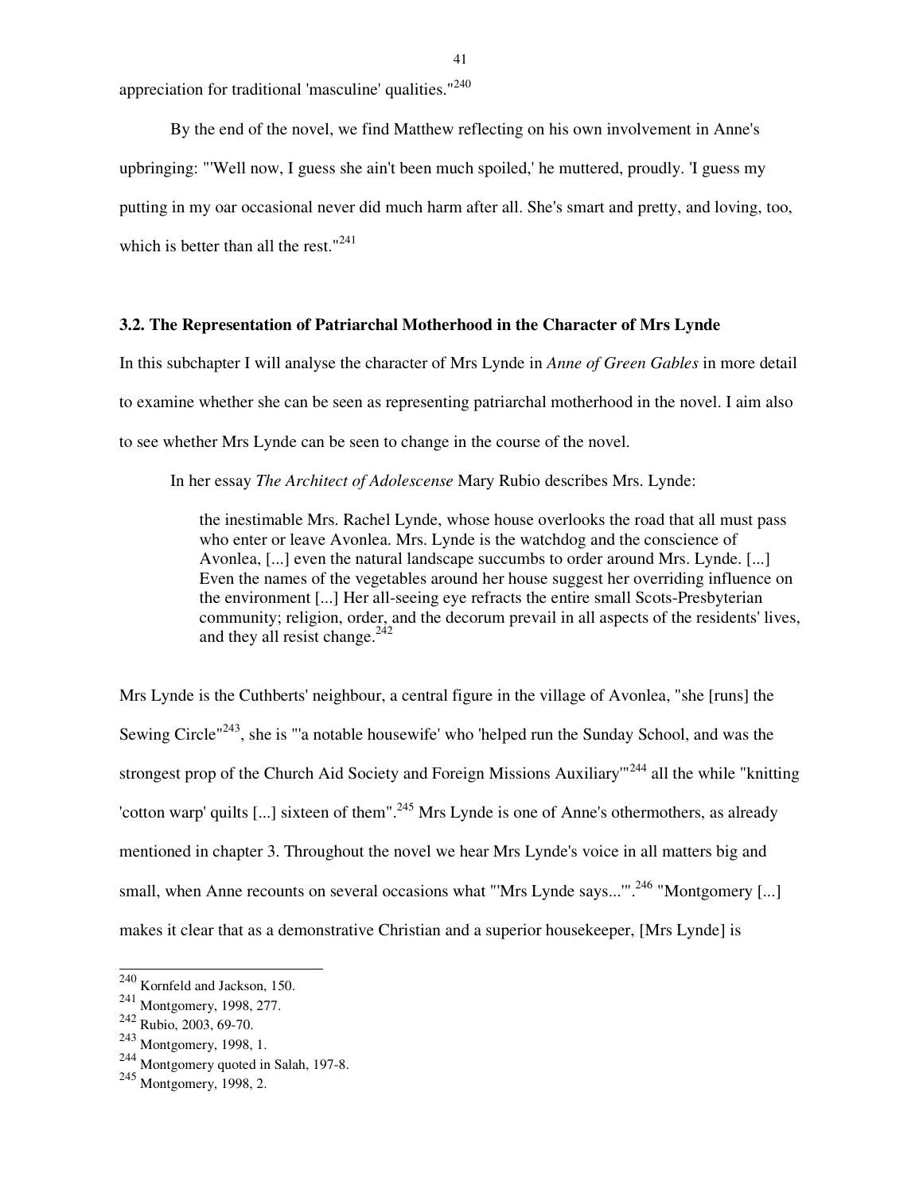appreciation for traditional 'masculine' qualities."[240]

By the end of the novel, we find Matthew reflecting on his own involvement in Anne's upbringing: "'Well now, I guess she ain't been much spoiled,' he muttered, proudly. 'I guess my putting in my oar occasional never did much harm after all. She's smart and pretty, and loving, too, which is better than all the rest."[241]

### 3.2. The Representation of Patriarchal Motherhood in the Character of Mrs Lynde

In this subchapter I will analyse the character of Mrs Lynde in *Anne of Green Gables* in more detail to examine whether she can be seen as representing patriarchal motherhood in the novel. I aim also to see whether Mrs Lynde can be seen to change in the course of the novel.

In her essay *The Architect of Adolescense* Mary Rubio describes Mrs. Lynde:

> the inestimable Mrs. Rachel Lynde, whose house overlooks the road that all must pass who enter or leave Avonlea. Mrs. Lynde is the watchdog and the conscience of Avonlea, [...] even the natural landscape succumbs to order around Mrs. Lynde. [...] Even the names of the vegetables around her house suggest her overriding influence on the environment [...] Her all-seeing eye refracts the entire small Scots-Presbyterian community; religion, order, and the decorum prevail in all aspects of the residents' lives, and they all resist change.[242]

Mrs Lynde is the Cuthberts' neighbour, a central figure in the village of Avonlea, "she [runs] the Sewing Circle"[243], she is "'a notable housewife' who 'helped run the Sunday School, and was the strongest prop of the Church Aid Society and Foreign Missions Auxiliary'"[244] all the while "knitting 'cotton warp' quilts [...] sixteen of them".[245] Mrs Lynde is one of Anne's othermothers, as already mentioned in chapter 3. Throughout the novel we hear Mrs Lynde's voice in all matters big and small, when Anne recounts on several occasions what "'Mrs Lynde says...'".[246] "Montgomery [...] makes it clear that as a demonstrative Christian and a superior housekeeper, [Mrs Lynde] is

---

[240] Kornfeld and Jackson, 150.
[241] Montgomery, 1998, 277.
[242] Rubio, 2003, 69-70.
[243] Montgomery, 1998, 1.
[244] Montgomery quoted in Salah, 197-8.
[245] Montgomery, 1998, 2.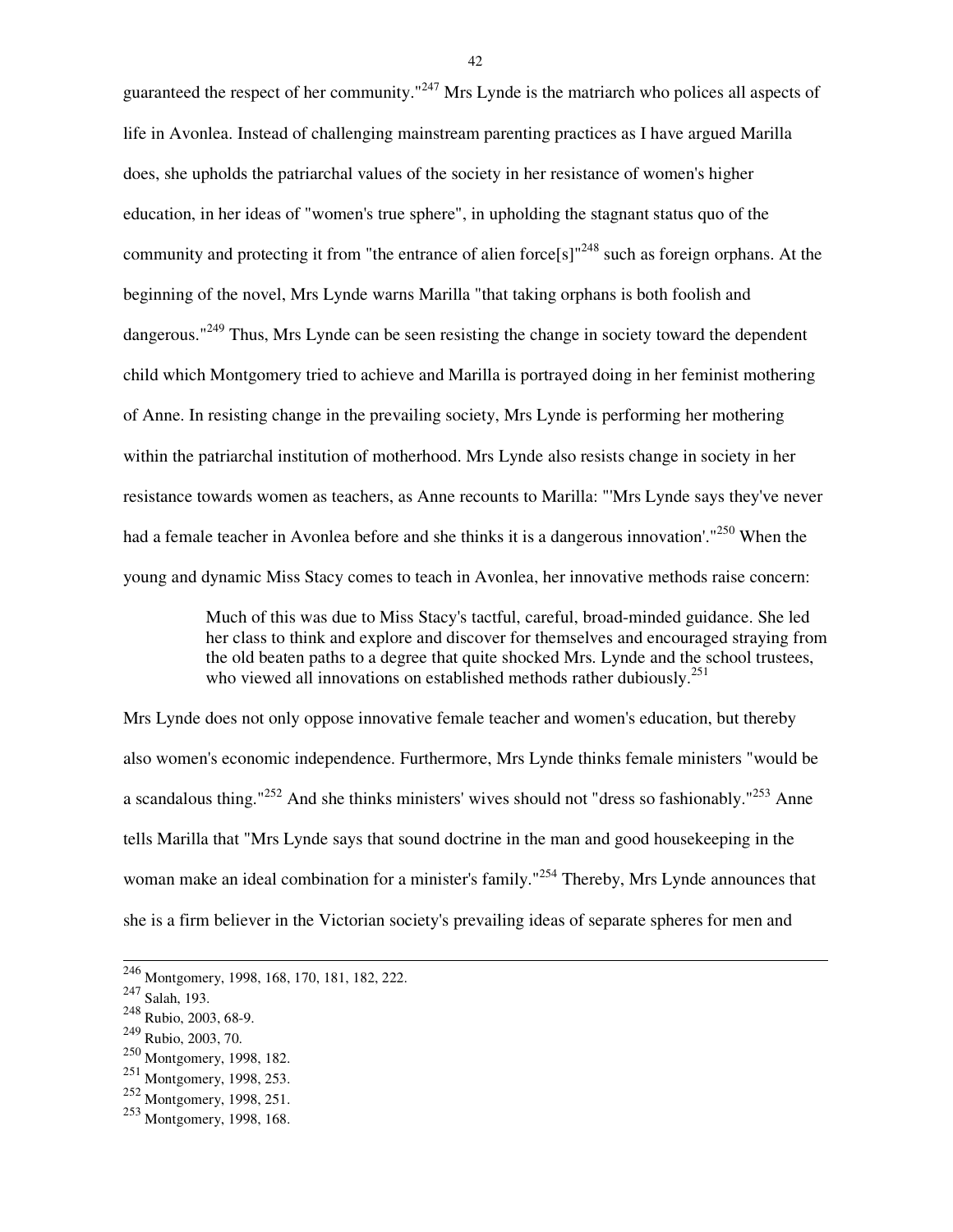guaranteed the respect of her community."[247] Mrs Lynde is the matriarch who polices all aspects of life in Avonlea. Instead of challenging mainstream parenting practices as I have argued Marilla does, she upholds the patriarchal values of the society in her resistance of women's higher education, in her ideas of "women's true sphere", in upholding the stagnant status quo of the community and protecting it from "the entrance of alien force[s]"[248] such as foreign orphans. At the beginning of the novel, Mrs Lynde warns Marilla "that taking orphans is both foolish and dangerous."[249] Thus, Mrs Lynde can be seen resisting the change in society toward the dependent child which Montgomery tried to achieve and Marilla is portrayed doing in her feminist mothering of Anne. In resisting change in the prevailing society, Mrs Lynde is performing her mothering within the patriarchal institution of motherhood. Mrs Lynde also resists change in society in her resistance towards women as teachers, as Anne recounts to Marilla: "'Mrs Lynde says they've never had a female teacher in Avonlea before and she thinks it is a dangerous innovation'."[250] When the young and dynamic Miss Stacy comes to teach in Avonlea, her innovative methods raise concern:

> Much of this was due to Miss Stacy's tactful, careful, broad-minded guidance. She led her class to think and explore and discover for themselves and encouraged straying from the old beaten paths to a degree that quite shocked Mrs. Lynde and the school trustees, who viewed all innovations on established methods rather dubiously.[251]

Mrs Lynde does not only oppose innovative female teacher and women's education, but thereby also women's economic independence. Furthermore, Mrs Lynde thinks female ministers "would be a scandalous thing."[252] And she thinks ministers' wives should not "dress so fashionably."[253] Anne tells Marilla that "Mrs Lynde says that sound doctrine in the man and good housekeeping in the woman make an ideal combination for a minister's family."[254] Thereby, Mrs Lynde announces that she is a firm believer in the Victorian society's prevailing ideas of separate spheres for men and

---

[246] Montgomery, 1998, 168, 170, 181, 182, 222.
[247] Salah, 193.
[248] Rubio, 2003, 68-9.
[249] Rubio, 2003, 70.
[250] Montgomery, 1998, 182.
[251] Montgomery, 1998, 253.
[252] Montgomery, 1998, 251.
[253] Montgomery, 1998, 168.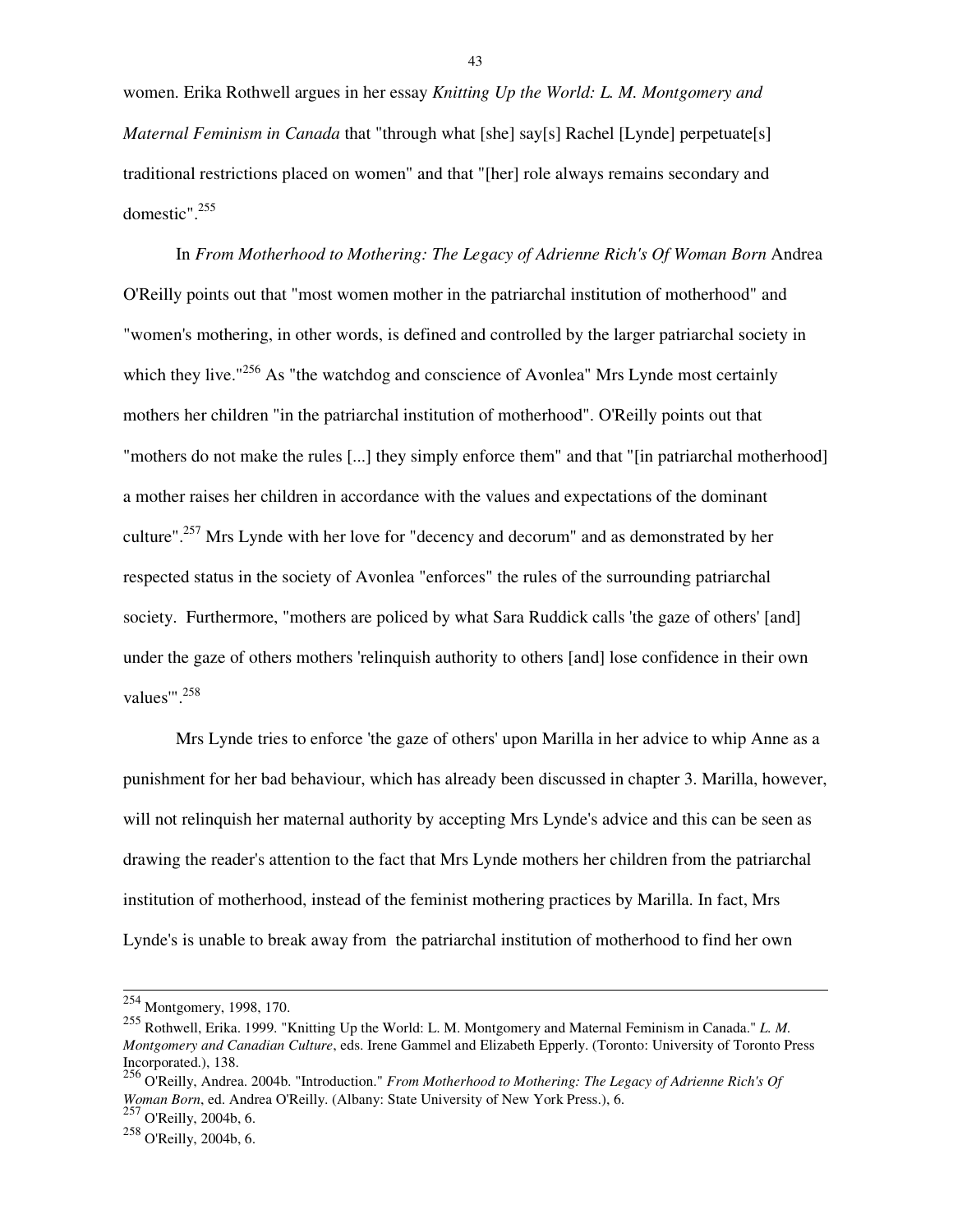women. Erika Rothwell argues in her essay *Knitting Up the World: L. M. Montgomery and Maternal Feminism in Canada* that "through what [she] say[s] Rachel [Lynde] perpetuate[s] traditional restrictions placed on women" and that "[her] role always remains secondary and domestic".[255]

In *From Motherhood to Mothering: The Legacy of Adrienne Rich's Of Woman Born* Andrea O'Reilly points out that "most women mother in the patriarchal institution of motherhood" and "women's mothering, in other words, is defined and controlled by the larger patriarchal society in which they live."[256] As "the watchdog and conscience of Avonlea" Mrs Lynde most certainly mothers her children "in the patriarchal institution of motherhood". O'Reilly points out that "mothers do not make the rules [...] they simply enforce them" and that "[in patriarchal motherhood] a mother raises her children in accordance with the values and expectations of the dominant culture".[257] Mrs Lynde with her love for "decency and decorum" and as demonstrated by her respected status in the society of Avonlea "enforces" the rules of the surrounding patriarchal society. Furthermore, "mothers are policed by what Sara Ruddick calls 'the gaze of others' [and] under the gaze of others mothers 'relinquish authority to others [and] lose confidence in their own values'".[258]

Mrs Lynde tries to enforce 'the gaze of others' upon Marilla in her advice to whip Anne as a punishment for her bad behaviour, which has already been discussed in chapter 3. Marilla, however, will not relinquish her maternal authority by accepting Mrs Lynde's advice and this can be seen as drawing the reader's attention to the fact that Mrs Lynde mothers her children from the patriarchal institution of motherhood, instead of the feminist mothering practices by Marilla. In fact, Mrs Lynde's is unable to break away from the patriarchal institution of motherhood to find her own

---

[254] Montgomery, 1998, 170.

[255] Rothwell, Erika. 1999. "Knitting Up the World: L. M. Montgomery and Maternal Feminism in Canada." *L. M. Montgomery and Canadian Culture*, eds. Irene Gammel and Elizabeth Epperly. (Toronto: University of Toronto Press Incorporated.), 138.

[256] O'Reilly, Andrea. 2004b. "Introduction." *From Motherhood to Mothering: The Legacy of Adrienne Rich's Of Woman Born*, ed. Andrea O'Reilly. (Albany: State University of New York Press.), 6.

[257] O'Reilly, 2004b, 6.

[258] O'Reilly, 2004b, 6.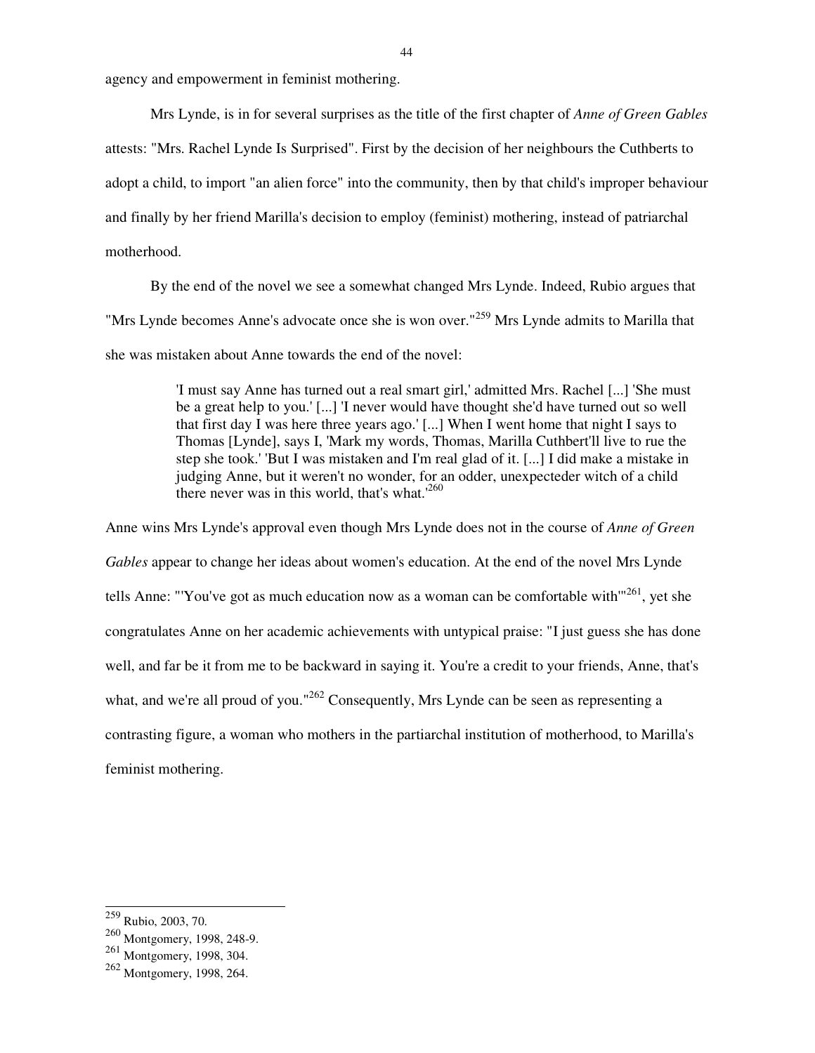agency and empowerment in feminist mothering.

Mrs Lynde, is in for several surprises as the title of the first chapter of *Anne of Green Gables* attests: "Mrs. Rachel Lynde Is Surprised". First by the decision of her neighbours the Cuthberts to adopt a child, to import "an alien force" into the community, then by that child's improper behaviour and finally by her friend Marilla's decision to employ (feminist) mothering, instead of patriarchal motherhood.

By the end of the novel we see a somewhat changed Mrs Lynde. Indeed, Rubio argues that "Mrs Lynde becomes Anne's advocate once she is won over."[259] Mrs Lynde admits to Marilla that she was mistaken about Anne towards the end of the novel:

> 'I must say Anne has turned out a real smart girl,' admitted Mrs. Rachel [...] 'She must be a great help to you.' [...] 'I never would have thought she'd have turned out so well that first day I was here three years ago.' [...] When I went home that night I says to Thomas [Lynde], says I, 'Mark my words, Thomas, Marilla Cuthbert'll live to rue the step she took.' 'But I was mistaken and I'm real glad of it. [...] I did make a mistake in judging Anne, but it weren't no wonder, for an odder, unexpecteder witch of a child there never was in this world, that's what.'[260]

Anne wins Mrs Lynde's approval even though Mrs Lynde does not in the course of *Anne of Green Gables* appear to change her ideas about women's education. At the end of the novel Mrs Lynde tells Anne: "'You've got as much education now as a woman can be comfortable with'"[261], yet she congratulates Anne on her academic achievements with untypical praise: "I just guess she has done well, and far be it from me to be backward in saying it. You're a credit to your friends, Anne, that's what, and we're all proud of you."[262] Consequently, Mrs Lynde can be seen as representing a contrasting figure, a woman who mothers in the partiarchal institution of motherhood, to Marilla's feminist mothering.

---

[259] Rubio, 2003, 70.
[260] Montgomery, 1998, 248-9.
[261] Montgomery, 1998, 304.
[262] Montgomery, 1998, 264.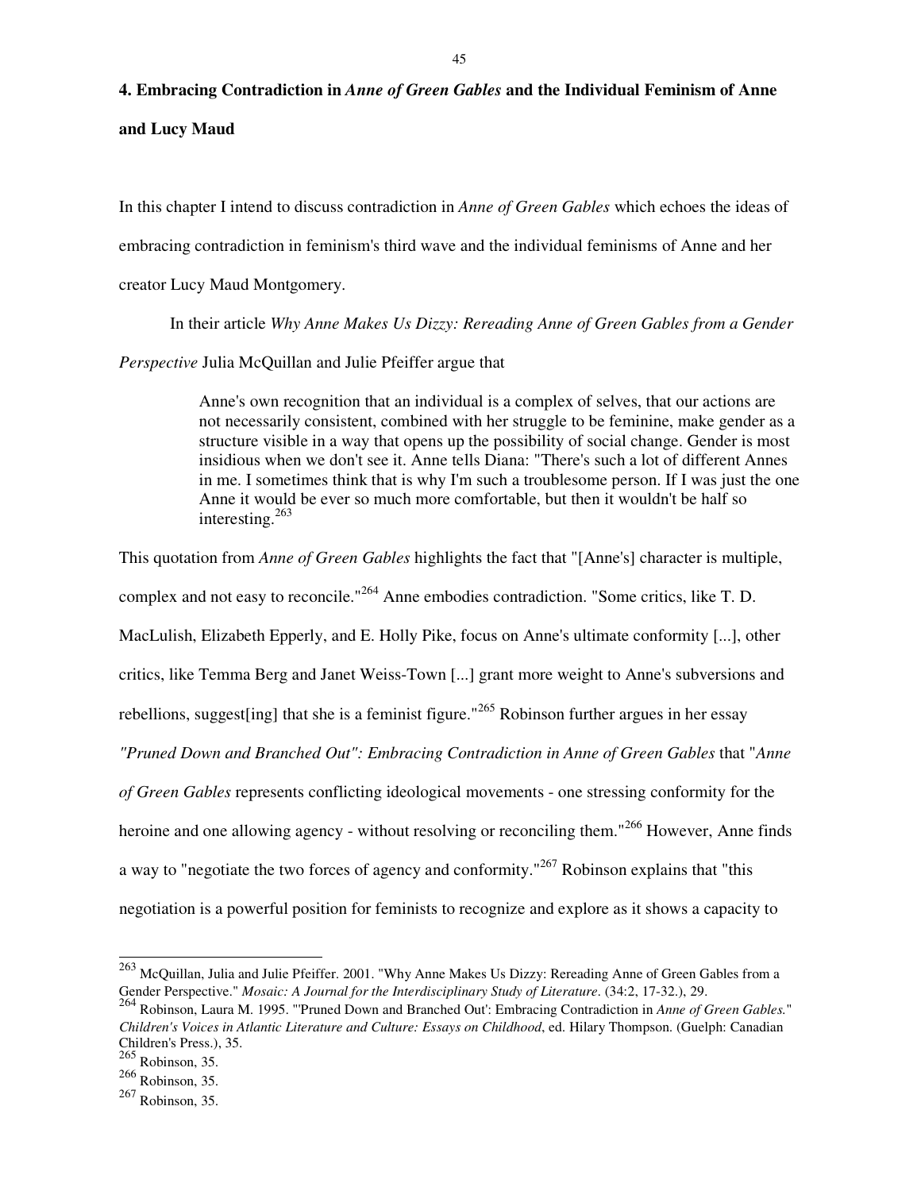## 4. Embracing Contradiction in *Anne of Green Gables* and the Individual Feminism of Anne and Lucy Maud

In this chapter I intend to discuss contradiction in *Anne of Green Gables* which echoes the ideas of embracing contradiction in feminism's third wave and the individual feminisms of Anne and her creator Lucy Maud Montgomery.

In their article *Why Anne Makes Us Dizzy: Rereading Anne of Green Gables from a Gender Perspective* Julia McQuillan and Julie Pfeiffer argue that

> Anne's own recognition that an individual is a complex of selves, that our actions are not necessarily consistent, combined with her struggle to be feminine, make gender as a structure visible in a way that opens up the possibility of social change. Gender is most insidious when we don't see it. Anne tells Diana: "There's such a lot of different Annes in me. I sometimes think that is why I'm such a troublesome person. If I was just the one Anne it would be ever so much more comfortable, but then it wouldn't be half so interesting.[263]

This quotation from *Anne of Green Gables* highlights the fact that "[Anne's] character is multiple, complex and not easy to reconcile."[264] Anne embodies contradiction. "Some critics, like T. D. MacLulish, Elizabeth Epperly, and E. Holly Pike, focus on Anne's ultimate conformity [...], other critics, like Temma Berg and Janet Weiss-Town [...] grant more weight to Anne's subversions and rebellions, suggest[ing] that she is a feminist figure."[265] Robinson further argues in her essay *"Pruned Down and Branched Out": Embracing Contradiction in Anne of Green Gables* that "*Anne of Green Gables* represents conflicting ideological movements - one stressing conformity for the heroine and one allowing agency - without resolving or reconciling them."[266] However, Anne finds a way to "negotiate the two forces of agency and conformity."[267] Robinson explains that "this negotiation is a powerful position for feminists to recognize and explore as it shows a capacity to

---

[263] McQuillan, Julia and Julie Pfeiffer. 2001. "Why Anne Makes Us Dizzy: Rereading Anne of Green Gables from a Gender Perspective." *Mosaic: A Journal for the Interdisciplinary Study of Literature*. (34:2, 17-32.), 29.

[264] Robinson, Laura M. 1995. "'Pruned Down and Branched Out': Embracing Contradiction in *Anne of Green Gables.*" *Children's Voices in Atlantic Literature and Culture: Essays on Childhood*, ed. Hilary Thompson. (Guelph: Canadian Children's Press.), 35.

[265] Robinson, 35.

[266] Robinson, 35.

[267] Robinson, 35.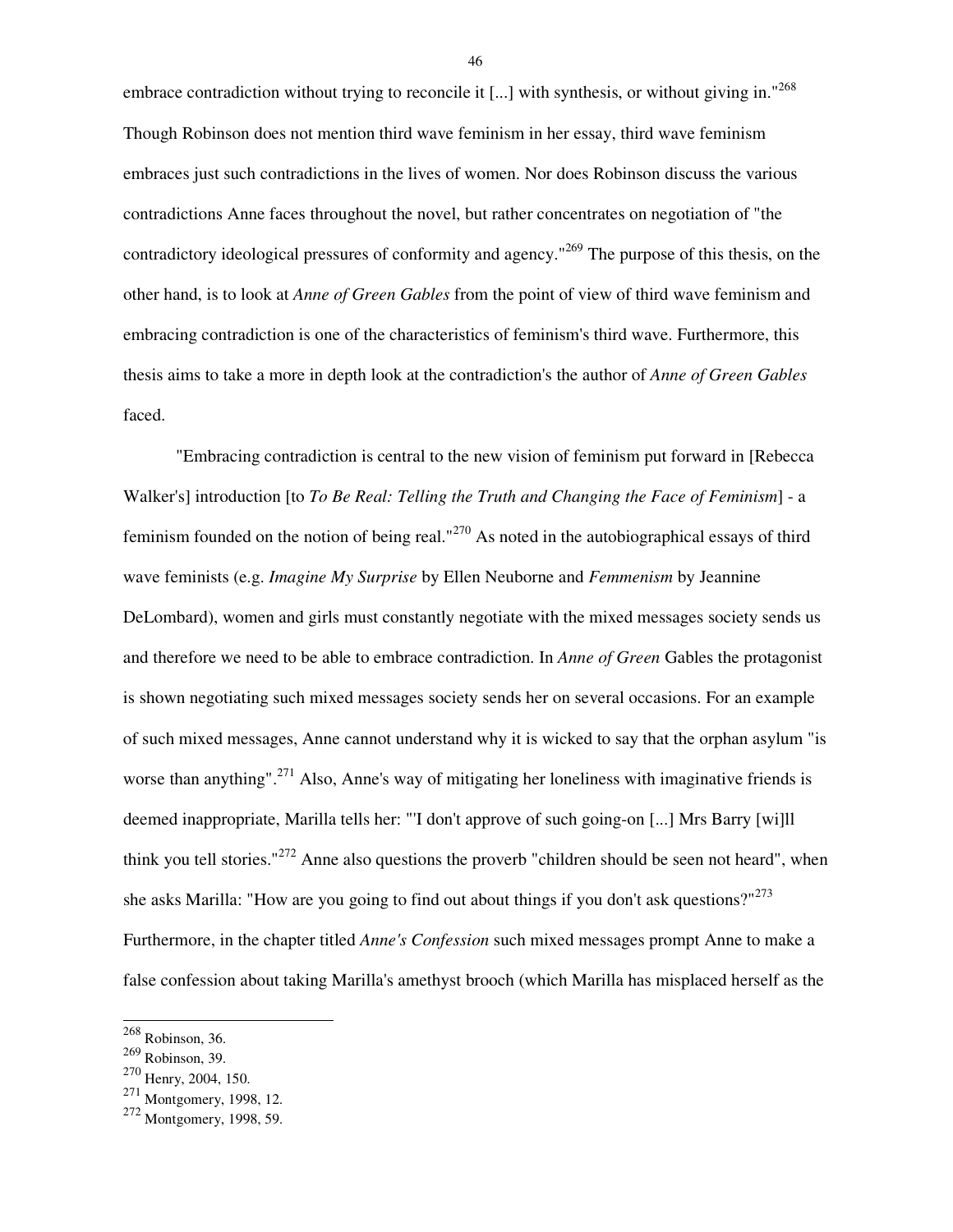embrace contradiction without trying to reconcile it [...] with synthesis, or without giving in."[268] Though Robinson does not mention third wave feminism in her essay, third wave feminism embraces just such contradictions in the lives of women. Nor does Robinson discuss the various contradictions Anne faces throughout the novel, but rather concentrates on negotiation of "the contradictory ideological pressures of conformity and agency."[269] The purpose of this thesis, on the other hand, is to look at *Anne of Green Gables* from the point of view of third wave feminism and embracing contradiction is one of the characteristics of feminism's third wave. Furthermore, this thesis aims to take a more in depth look at the contradiction's the author of *Anne of Green Gables* faced.

"Embracing contradiction is central to the new vision of feminism put forward in [Rebecca Walker's] introduction [to *To Be Real: Telling the Truth and Changing the Face of Feminism*] - a feminism founded on the notion of being real."[270] As noted in the autobiographical essays of third wave feminists (e.g. *Imagine My Surprise* by Ellen Neuborne and *Femmenism* by Jeannine DeLombard), women and girls must constantly negotiate with the mixed messages society sends us and therefore we need to be able to embrace contradiction. In *Anne of Green* Gables the protagonist is shown negotiating such mixed messages society sends her on several occasions. For an example of such mixed messages, Anne cannot understand why it is wicked to say that the orphan asylum "is worse than anything".[271] Also, Anne's way of mitigating her loneliness with imaginative friends is deemed inappropriate, Marilla tells her: "'I don't approve of such going-on [...] Mrs Barry [wi]ll think you tell stories."[272] Anne also questions the proverb "children should be seen not heard", when she asks Marilla: "How are you going to find out about things if you don't ask questions?"[273] Furthermore, in the chapter titled *Anne's Confession* such mixed messages prompt Anne to make a false confession about taking Marilla's amethyst brooch (which Marilla has misplaced herself as the

---

[268] Robinson, 36.
[269] Robinson, 39.
[270] Henry, 2004, 150.
[271] Montgomery, 1998, 12.
[272] Montgomery, 1998, 59.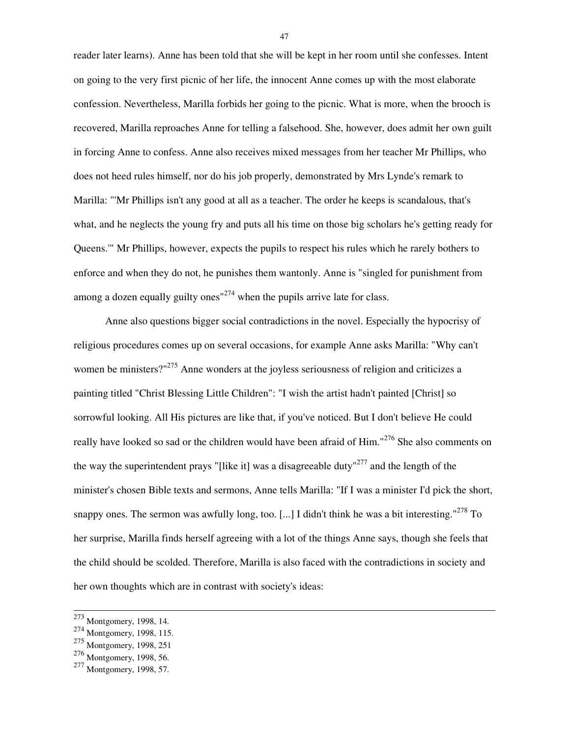reader later learns). Anne has been told that she will be kept in her room until she confesses. Intent on going to the very first picnic of her life, the innocent Anne comes up with the most elaborate confession. Nevertheless, Marilla forbids her going to the picnic. What is more, when the brooch is recovered, Marilla reproaches Anne for telling a falsehood. She, however, does admit her own guilt in forcing Anne to confess. Anne also receives mixed messages from her teacher Mr Phillips, who does not heed rules himself, nor do his job properly, demonstrated by Mrs Lynde's remark to Marilla: "'Mr Phillips isn't any good at all as a teacher. The order he keeps is scandalous, that's what, and he neglects the young fry and puts all his time on those big scholars he's getting ready for Queens.'" Mr Phillips, however, expects the pupils to respect his rules which he rarely bothers to enforce and when they do not, he punishes them wantonly. Anne is "singled for punishment from among a dozen equally guilty ones"[274] when the pupils arrive late for class.

Anne also questions bigger social contradictions in the novel. Especially the hypocrisy of religious procedures comes up on several occasions, for example Anne asks Marilla: "Why can't women be ministers?"[275] Anne wonders at the joyless seriousness of religion and criticizes a painting titled "Christ Blessing Little Children": "I wish the artist hadn't painted [Christ] so sorrowful looking. All His pictures are like that, if you've noticed. But I don't believe He could really have looked so sad or the children would have been afraid of Him."[276] She also comments on the way the superintendent prays "[like it] was a disagreeable duty"[277] and the length of the minister's chosen Bible texts and sermons, Anne tells Marilla: "If I was a minister I'd pick the short, snappy ones. The sermon was awfully long, too. [...] I didn't think he was a bit interesting."[278] To her surprise, Marilla finds herself agreeing with a lot of the things Anne says, though she feels that the child should be scolded. Therefore, Marilla is also faced with the contradictions in society and her own thoughts which are in contrast with society's ideas:

---

[273] Montgomery, 1998, 14.
[274] Montgomery, 1998, 115.
[275] Montgomery, 1998, 251
[276] Montgomery, 1998, 56.
[277] Montgomery, 1998, 57.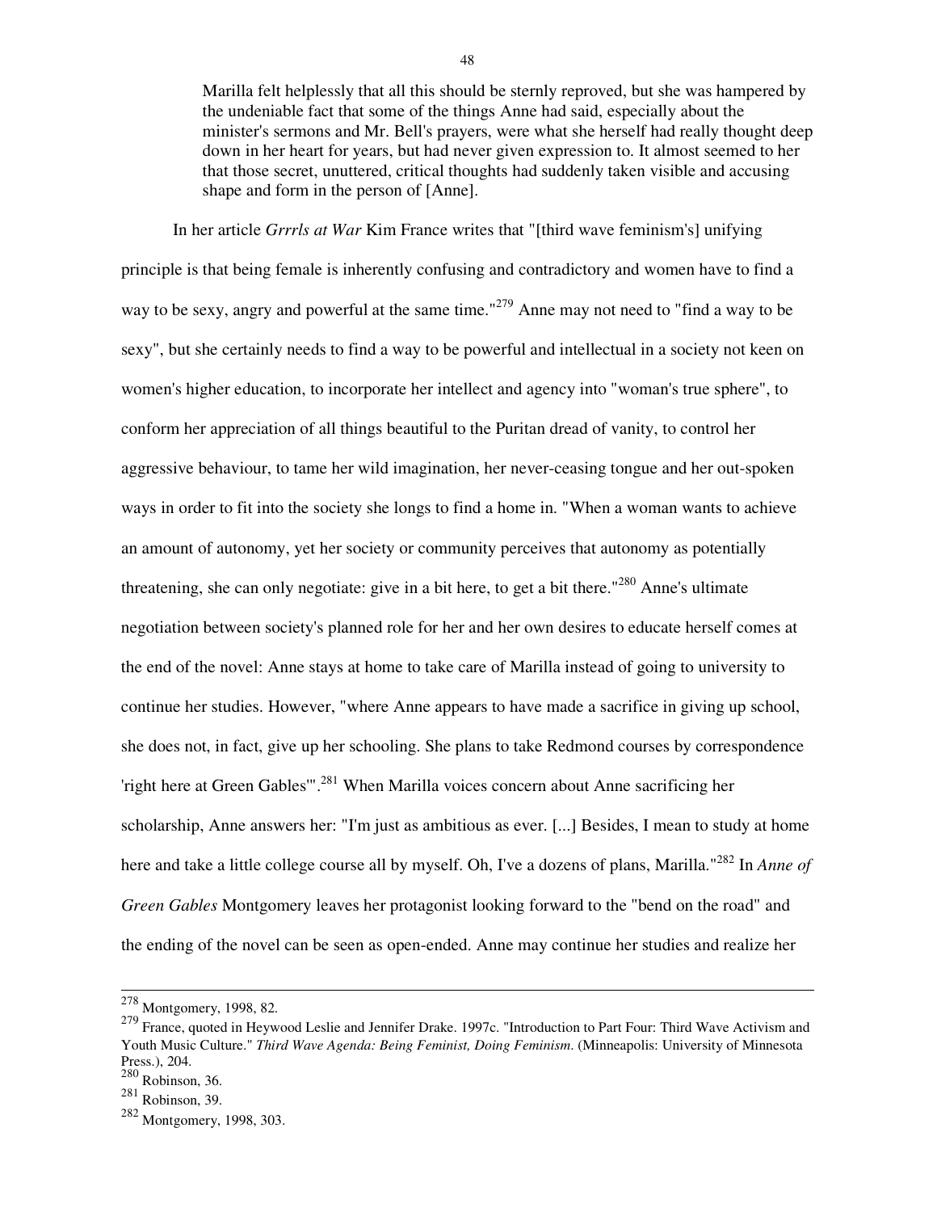> Marilla felt helplessly that all this should be sternly reproved, but she was hampered by the undeniable fact that some of the things Anne had said, especially about the minister's sermons and Mr. Bell's prayers, were what she herself had really thought deep down in her heart for years, but had never given expression to. It almost seemed to her that those secret, unuttered, critical thoughts had suddenly taken visible and accusing shape and form in the person of [Anne].

In her article *Grrrls at War* Kim France writes that "[third wave feminism's] unifying principle is that being female is inherently confusing and contradictory and women have to find a way to be sexy, angry and powerful at the same time."[279] Anne may not need to "find a way to be sexy", but she certainly needs to find a way to be powerful and intellectual in a society not keen on women's higher education, to incorporate her intellect and agency into "woman's true sphere", to conform her appreciation of all things beautiful to the Puritan dread of vanity, to control her aggressive behaviour, to tame her wild imagination, her never-ceasing tongue and her out-spoken ways in order to fit into the society she longs to find a home in. "When a woman wants to achieve an amount of autonomy, yet her society or community perceives that autonomy as potentially threatening, she can only negotiate: give in a bit here, to get a bit there."[280] Anne's ultimate negotiation between society's planned role for her and her own desires to educate herself comes at the end of the novel: Anne stays at home to take care of Marilla instead of going to university to continue her studies. However, "where Anne appears to have made a sacrifice in giving up school, she does not, in fact, give up her schooling. She plans to take Redmond courses by correspondence 'right here at Green Gables'".[281] When Marilla voices concern about Anne sacrificing her scholarship, Anne answers her: "I'm just as ambitious as ever. [...] Besides, I mean to study at home here and take a little college course all by myself. Oh, I've a dozens of plans, Marilla."[282] In *Anne of Green Gables* Montgomery leaves her protagonist looking forward to the "bend on the road" and the ending of the novel can be seen as open-ended. Anne may continue her studies and realize her

---

[278] Montgomery, 1998, 82.

[279] France, quoted in Heywood Leslie and Jennifer Drake. 1997c. "Introduction to Part Four: Third Wave Activism and Youth Music Culture." *Third Wave Agenda: Being Feminist, Doing Feminism*. (Minneapolis: University of Minnesota Press.), 204.

[280] Robinson, 36.

[281] Robinson, 39.

[282] Montgomery, 1998, 303.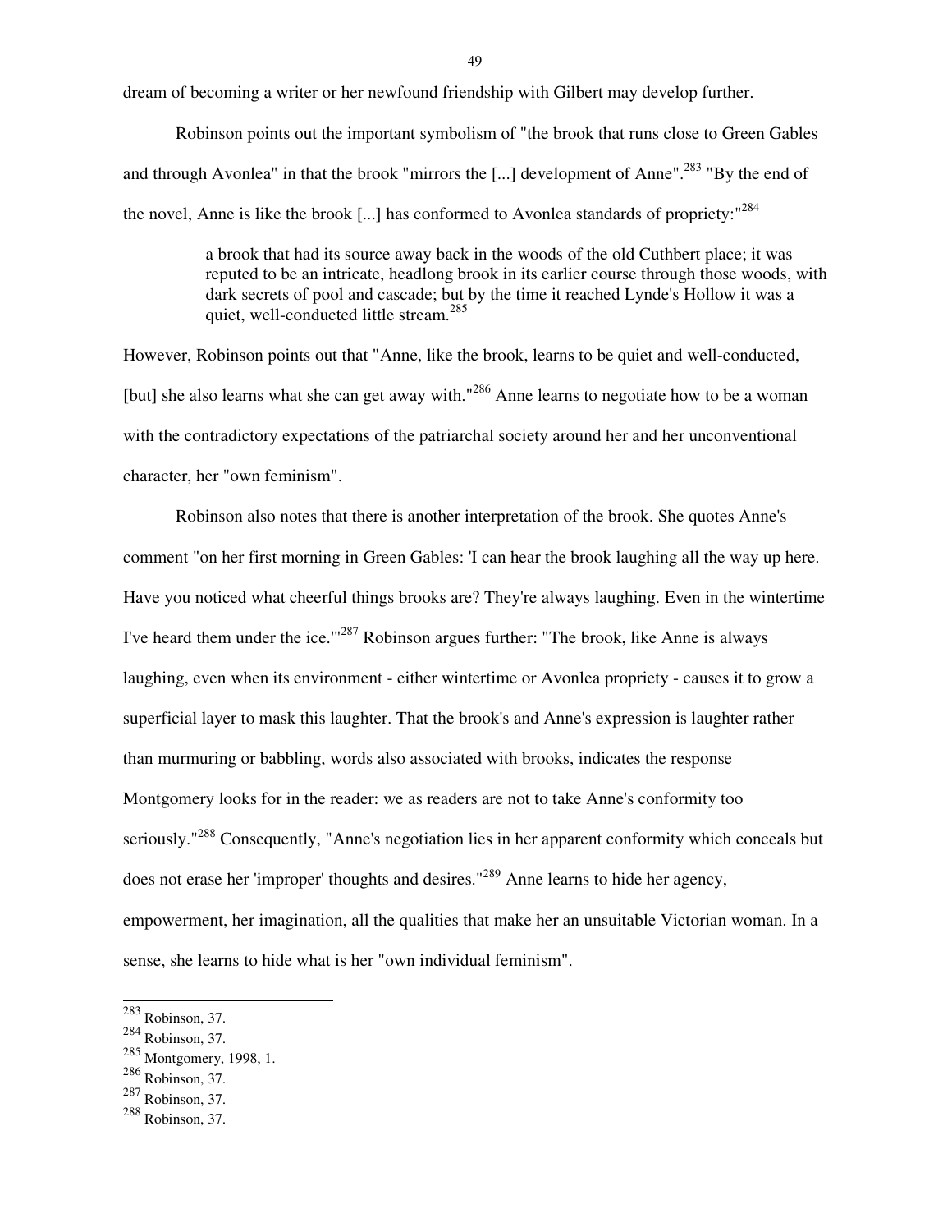dream of becoming a writer or her newfound friendship with Gilbert may develop further.

Robinson points out the important symbolism of "the brook that runs close to Green Gables and through Avonlea" in that the brook "mirrors the [...] development of Anne".[283] "By the end of the novel, Anne is like the brook [...] has conformed to Avonlea standards of propriety:"[284]

> a brook that had its source away back in the woods of the old Cuthbert place; it was reputed to be an intricate, headlong brook in its earlier course through those woods, with dark secrets of pool and cascade; but by the time it reached Lynde's Hollow it was a quiet, well-conducted little stream.[285]

However, Robinson points out that "Anne, like the brook, learns to be quiet and well-conducted, [but] she also learns what she can get away with."[286] Anne learns to negotiate how to be a woman with the contradictory expectations of the patriarchal society around her and her unconventional character, her "own feminism".

Robinson also notes that there is another interpretation of the brook. She quotes Anne's comment "on her first morning in Green Gables: 'I can hear the brook laughing all the way up here. Have you noticed what cheerful things brooks are? They're always laughing. Even in the wintertime I've heard them under the ice.'"[287] Robinson argues further: "The brook, like Anne is always laughing, even when its environment - either wintertime or Avonlea propriety - causes it to grow a superficial layer to mask this laughter. That the brook's and Anne's expression is laughter rather than murmuring or babbling, words also associated with brooks, indicates the response Montgomery looks for in the reader: we as readers are not to take Anne's conformity too seriously."[288] Consequently, "Anne's negotiation lies in her apparent conformity which conceals but does not erase her 'improper' thoughts and desires."[289] Anne learns to hide her agency, empowerment, her imagination, all the qualities that make her an unsuitable Victorian woman. In a sense, she learns to hide what is her "own individual feminism".

---

[283] Robinson, 37.
[284] Robinson, 37.
[285] Montgomery, 1998, 1.
[286] Robinson, 37.
[287] Robinson, 37.
[288] Robinson, 37.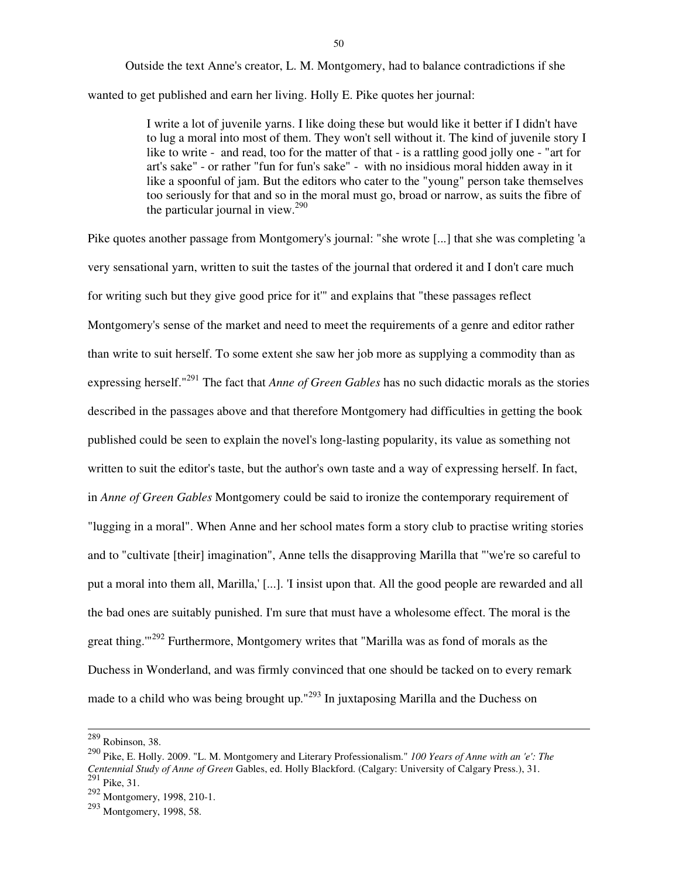Outside the text Anne's creator, L. M. Montgomery, had to balance contradictions if she wanted to get published and earn her living. Holly E. Pike quotes her journal:

> I write a lot of juvenile yarns. I like doing these but would like it better if I didn't have to lug a moral into most of them. They won't sell without it. The kind of juvenile story I like to write - and read, too for the matter of that - is a rattling good jolly one - "art for art's sake" - or rather "fun for fun's sake" - with no insidious moral hidden away in it like a spoonful of jam. But the editors who cater to the "young" person take themselves too seriously for that and so in the moral must go, broad or narrow, as suits the fibre of the particular journal in view.[290]

Pike quotes another passage from Montgomery's journal: "she wrote [...] that she was completing 'a very sensational yarn, written to suit the tastes of the journal that ordered it and I don't care much for writing such but they give good price for it'" and explains that "these passages reflect Montgomery's sense of the market and need to meet the requirements of a genre and editor rather than write to suit herself. To some extent she saw her job more as supplying a commodity than as expressing herself."[291] The fact that *Anne of Green Gables* has no such didactic morals as the stories described in the passages above and that therefore Montgomery had difficulties in getting the book published could be seen to explain the novel's long-lasting popularity, its value as something not written to suit the editor's taste, but the author's own taste and a way of expressing herself. In fact, in *Anne of Green Gables* Montgomery could be said to ironize the contemporary requirement of "lugging in a moral". When Anne and her school mates form a story club to practise writing stories and to "cultivate [their] imagination", Anne tells the disapproving Marilla that "'we're so careful to put a moral into them all, Marilla,' [...]. 'I insist upon that. All the good people are rewarded and all the bad ones are suitably punished. I'm sure that must have a wholesome effect. The moral is the great thing.'"[292] Furthermore, Montgomery writes that "Marilla was as fond of morals as the Duchess in Wonderland, and was firmly convinced that one should be tacked on to every remark made to a child who was being brought up."[293] In juxtaposing Marilla and the Duchess on

---

[289] Robinson, 38.

[290] Pike, E. Holly. 2009. "L. M. Montgomery and Literary Professionalism." *100 Years of Anne with an 'e': The Centennial Study of Anne of Green* Gables, ed. Holly Blackford. (Calgary: University of Calgary Press.), 31.

[291] Pike, 31.

[292] Montgomery, 1998, 210-1.

[293] Montgomery, 1998, 58.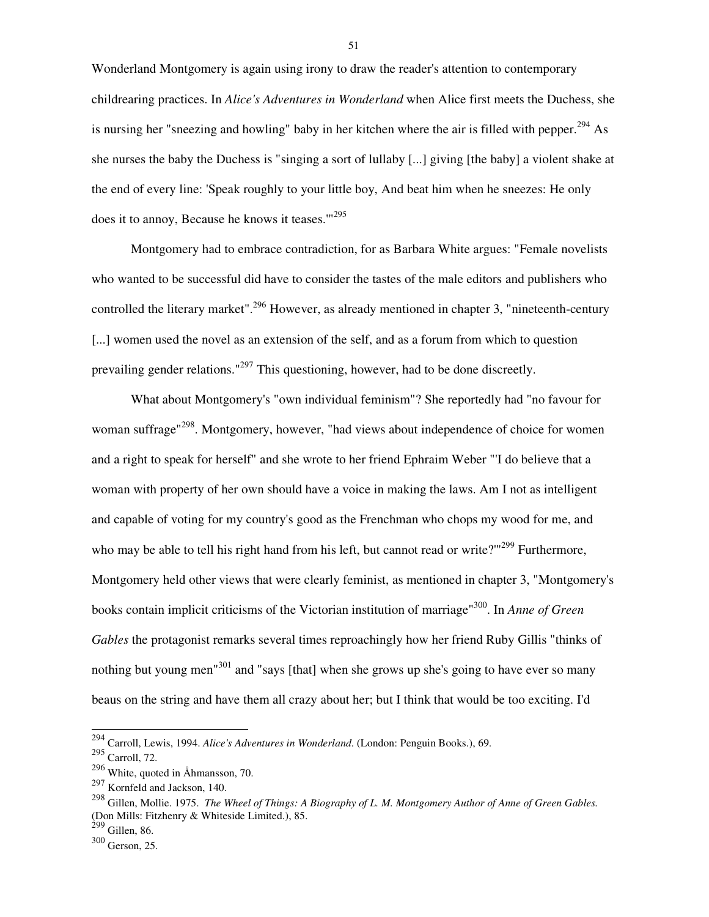Wonderland Montgomery is again using irony to draw the reader's attention to contemporary childrearing practices. In *Alice's Adventures in Wonderland* when Alice first meets the Duchess, she is nursing her "sneezing and howling" baby in her kitchen where the air is filled with pepper.[294] As she nurses the baby the Duchess is "singing a sort of lullaby [...] giving [the baby] a violent shake at the end of every line: 'Speak roughly to your little boy, And beat him when he sneezes: He only does it to annoy, Because he knows it teases.'"[295]

Montgomery had to embrace contradiction, for as Barbara White argues: "Female novelists who wanted to be successful did have to consider the tastes of the male editors and publishers who controlled the literary market".[296] However, as already mentioned in chapter 3, "nineteenth-century [...] women used the novel as an extension of the self, and as a forum from which to question prevailing gender relations."[297] This questioning, however, had to be done discreetly.

What about Montgomery's "own individual feminism"? She reportedly had "no favour for woman suffrage"[298]. Montgomery, however, "had views about independence of choice for women and a right to speak for herself" and she wrote to her friend Ephraim Weber "'I do believe that a woman with property of her own should have a voice in making the laws. Am I not as intelligent and capable of voting for my country's good as the Frenchman who chops my wood for me, and who may be able to tell his right hand from his left, but cannot read or write?'"[299] Furthermore, Montgomery held other views that were clearly feminist, as mentioned in chapter 3, "Montgomery's books contain implicit criticisms of the Victorian institution of marriage"[300]. In *Anne of Green Gables* the protagonist remarks several times reproachingly how her friend Ruby Gillis "thinks of nothing but young men"[301] and "says [that] when she grows up she's going to have ever so many beaus on the string and have them all crazy about her; but I think that would be too exciting. I'd

---

[294] Carroll, Lewis, 1994. *Alice's Adventures in Wonderland*. (London: Penguin Books.), 69.
[295] Carroll, 72.
[296] White, quoted in Åhmansson, 70.
[297] Kornfeld and Jackson, 140.
[298] Gillen, Mollie. 1975. *The Wheel of Things: A Biography of L. M. Montgomery Author of Anne of Green Gables.* (Don Mills: Fitzhenry & Whiteside Limited.), 85.
[299] Gillen, 86.
[300] Gerson, 25.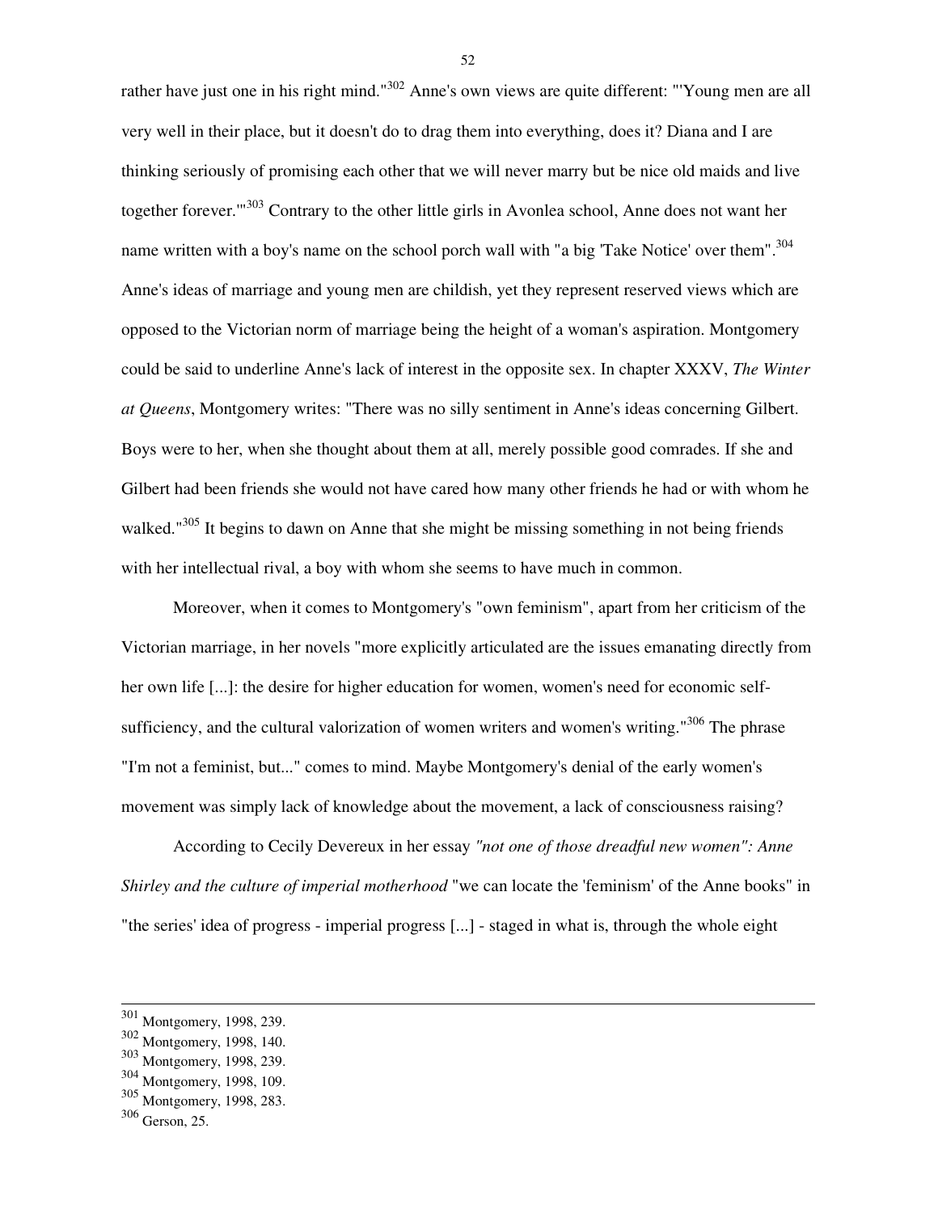rather have just one in his right mind."[302] Anne's own views are quite different: "'Young men are all very well in their place, but it doesn't do to drag them into everything, does it? Diana and I are thinking seriously of promising each other that we will never marry but be nice old maids and live together forever.'"[303] Contrary to the other little girls in Avonlea school, Anne does not want her name written with a boy's name on the school porch wall with "a big 'Take Notice' over them".[304] Anne's ideas of marriage and young men are childish, yet they represent reserved views which are opposed to the Victorian norm of marriage being the height of a woman's aspiration. Montgomery could be said to underline Anne's lack of interest in the opposite sex. In chapter XXXV, *The Winter at Queens*, Montgomery writes: "There was no silly sentiment in Anne's ideas concerning Gilbert. Boys were to her, when she thought about them at all, merely possible good comrades. If she and Gilbert had been friends she would not have cared how many other friends he had or with whom he walked."[305] It begins to dawn on Anne that she might be missing something in not being friends with her intellectual rival, a boy with whom she seems to have much in common.

Moreover, when it comes to Montgomery's "own feminism", apart from her criticism of the Victorian marriage, in her novels "more explicitly articulated are the issues emanating directly from her own life [...]: the desire for higher education for women, women's need for economic self-sufficiency, and the cultural valorization of women writers and women's writing."[306] The phrase "I'm not a feminist, but..." comes to mind. Maybe Montgomery's denial of the early women's movement was simply lack of knowledge about the movement, a lack of consciousness raising?

According to Cecily Devereux in her essay *"not one of those dreadful new women": Anne Shirley and the culture of imperial motherhood* "we can locate the 'feminism' of the Anne books" in "the series' idea of progress - imperial progress [...] - staged in what is, through the whole eight

---

[301] Montgomery, 1998, 239.
[302] Montgomery, 1998, 140.
[303] Montgomery, 1998, 239.
[304] Montgomery, 1998, 109.
[305] Montgomery, 1998, 283.
[306] Gerson, 25.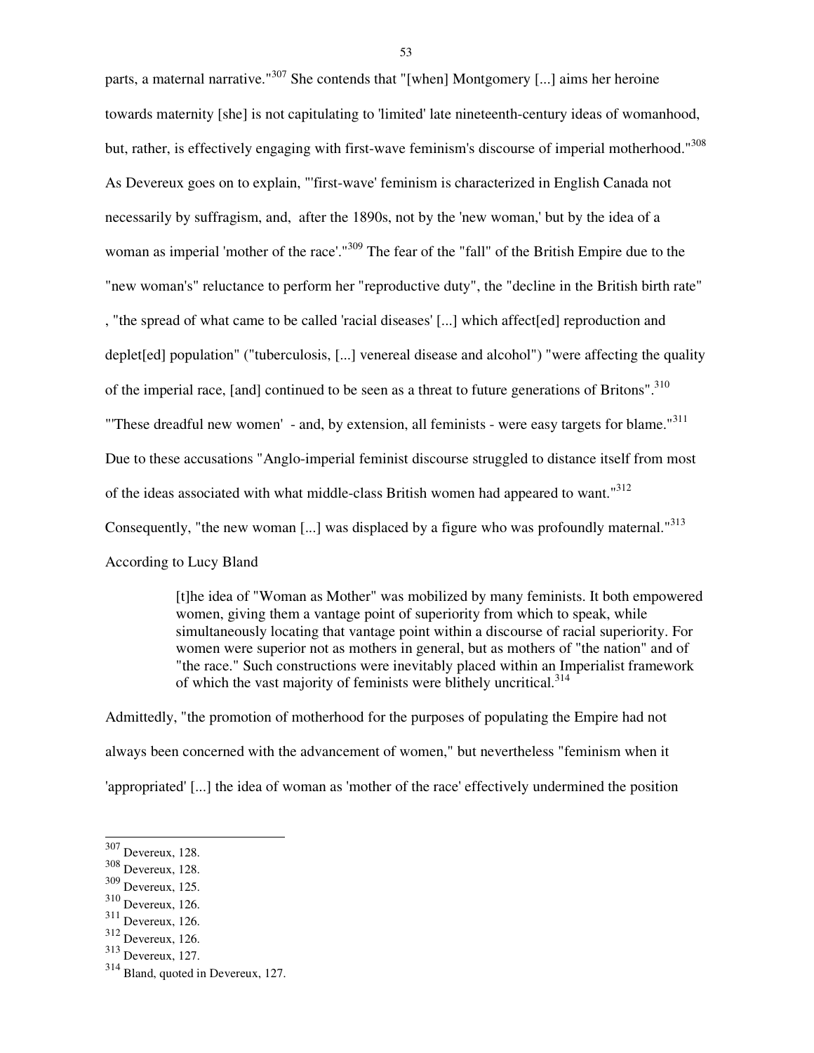parts, a maternal narrative."[307] She contends that "[when] Montgomery [...] aims her heroine towards maternity [she] is not capitulating to 'limited' late nineteenth-century ideas of womanhood, but, rather, is effectively engaging with first-wave feminism's discourse of imperial motherhood."[308] As Devereux goes on to explain, "'first-wave' feminism is characterized in English Canada not necessarily by suffragism, and, after the 1890s, not by the 'new woman,' but by the idea of a woman as imperial 'mother of the race'."[309] The fear of the "fall" of the British Empire due to the "new woman's" reluctance to perform her "reproductive duty", the "decline in the British birth rate" , "the spread of what came to be called 'racial diseases' [...] which affect[ed] reproduction and deplet[ed] population" ("tuberculosis, [...] venereal disease and alcohol") "were affecting the quality of the imperial race, [and] continued to be seen as a threat to future generations of Britons".[310] "'These dreadful new women' - and, by extension, all feminists - were easy targets for blame."[311] Due to these accusations "Anglo-imperial feminist discourse struggled to distance itself from most of the ideas associated with what middle-class British women had appeared to want."[312] Consequently, "the new woman [...] was displaced by a figure who was profoundly maternal."[313] According to Lucy Bland

> [t]he idea of "Woman as Mother" was mobilized by many feminists. It both empowered women, giving them a vantage point of superiority from which to speak, while simultaneously locating that vantage point within a discourse of racial superiority. For women were superior not as mothers in general, but as mothers of "the nation" and of "the race." Such constructions were inevitably placed within an Imperialist framework of which the vast majority of feminists were blithely uncritical.[314]

Admittedly, "the promotion of motherhood for the purposes of populating the Empire had not always been concerned with the advancement of women," but nevertheless "feminism when it 'appropriated' [...] the idea of woman as 'mother of the race' effectively undermined the position

---

[307] Devereux, 128.
[308] Devereux, 128.
[309] Devereux, 125.
[310] Devereux, 126.
[311] Devereux, 126.
[312] Devereux, 126.
[313] Devereux, 127.
[314] Bland, quoted in Devereux, 127.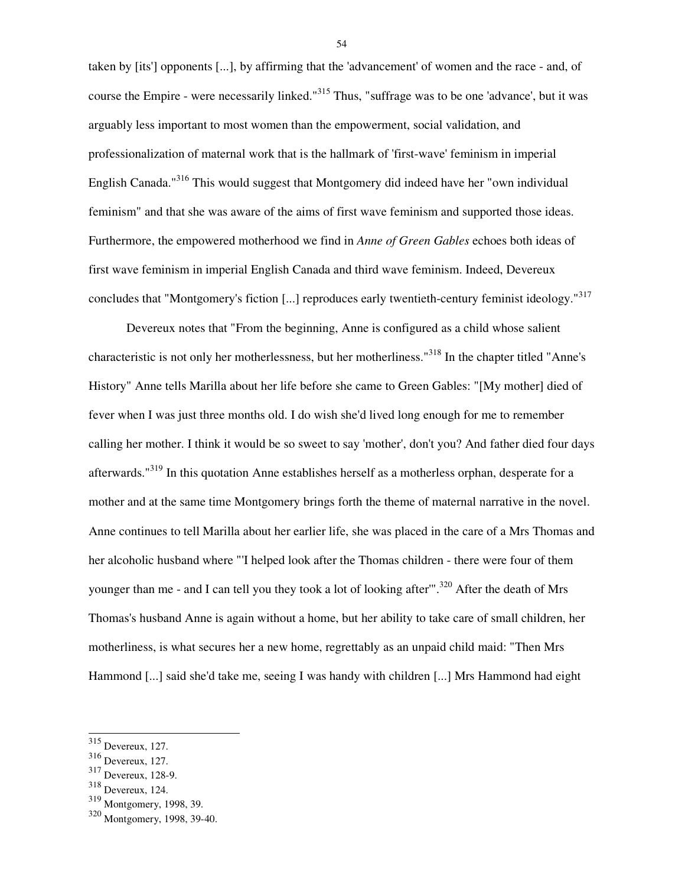taken by [its'] opponents [...], by affirming that the 'advancement' of women and the race - and, of course the Empire - were necessarily linked."[315] Thus, "suffrage was to be one 'advance', but it was arguably less important to most women than the empowerment, social validation, and professionalization of maternal work that is the hallmark of 'first-wave' feminism in imperial English Canada."[316] This would suggest that Montgomery did indeed have her "own individual feminism" and that she was aware of the aims of first wave feminism and supported those ideas. Furthermore, the empowered motherhood we find in *Anne of Green Gables* echoes both ideas of first wave feminism in imperial English Canada and third wave feminism. Indeed, Devereux concludes that "Montgomery's fiction [...] reproduces early twentieth-century feminist ideology."[317]

Devereux notes that "From the beginning, Anne is configured as a child whose salient characteristic is not only her motherlessness, but her motherliness."[318] In the chapter titled "Anne's History" Anne tells Marilla about her life before she came to Green Gables: "[My mother] died of fever when I was just three months old. I do wish she'd lived long enough for me to remember calling her mother. I think it would be so sweet to say 'mother', don't you? And father died four days afterwards."[319] In this quotation Anne establishes herself as a motherless orphan, desperate for a mother and at the same time Montgomery brings forth the theme of maternal narrative in the novel. Anne continues to tell Marilla about her earlier life, she was placed in the care of a Mrs Thomas and her alcoholic husband where "'I helped look after the Thomas children - there were four of them younger than me - and I can tell you they took a lot of looking after'".[320] After the death of Mrs Thomas's husband Anne is again without a home, but her ability to take care of small children, her motherliness, is what secures her a new home, regrettably as an unpaid child maid: "Then Mrs Hammond [...] said she'd take me, seeing I was handy with children [...] Mrs Hammond had eight

---

[315] Devereux, 127.
[316] Devereux, 127.
[317] Devereux, 128-9.
[318] Devereux, 124.
[319] Montgomery, 1998, 39.
[320] Montgomery, 1998, 39-40.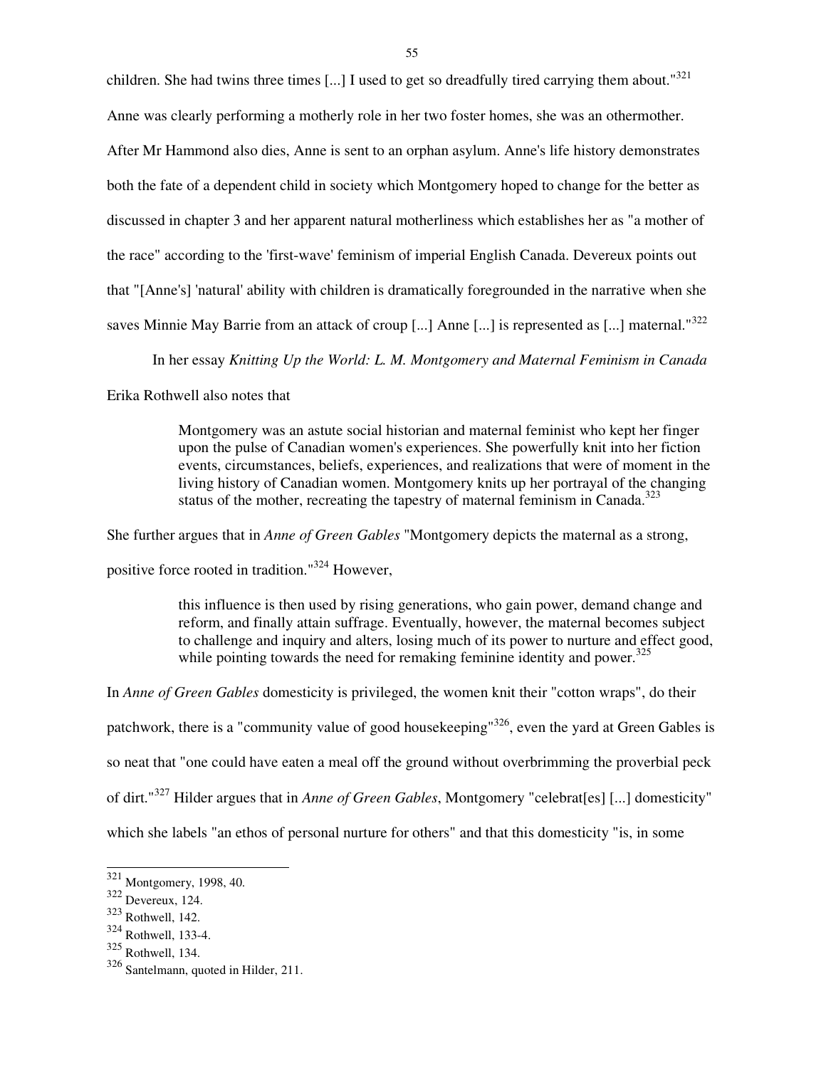children. She had twins three times [...] I used to get so dreadfully tired carrying them about."[321] Anne was clearly performing a motherly role in her two foster homes, she was an othermother. After Mr Hammond also dies, Anne is sent to an orphan asylum. Anne's life history demonstrates both the fate of a dependent child in society which Montgomery hoped to change for the better as discussed in chapter 3 and her apparent natural motherliness which establishes her as "a mother of the race" according to the 'first-wave' feminism of imperial English Canada. Devereux points out that "[Anne's] 'natural' ability with children is dramatically foregrounded in the narrative when she saves Minnie May Barrie from an attack of croup [...] Anne [...] is represented as [...] maternal."[322]

In her essay *Knitting Up the World: L. M. Montgomery and Maternal Feminism in Canada* Erika Rothwell also notes that

> Montgomery was an astute social historian and maternal feminist who kept her finger upon the pulse of Canadian women's experiences. She powerfully knit into her fiction events, circumstances, beliefs, experiences, and realizations that were of moment in the living history of Canadian women. Montgomery knits up her portrayal of the changing status of the mother, recreating the tapestry of maternal feminism in Canada.[323]

She further argues that in *Anne of Green Gables* "Montgomery depicts the maternal as a strong, positive force rooted in tradition."[324] However,

> this influence is then used by rising generations, who gain power, demand change and reform, and finally attain suffrage. Eventually, however, the maternal becomes subject to challenge and inquiry and alters, losing much of its power to nurture and effect good, while pointing towards the need for remaking feminine identity and power.[325]

In *Anne of Green Gables* domesticity is privileged, the women knit their "cotton wraps", do their patchwork, there is a "community value of good housekeeping"[326], even the yard at Green Gables is so neat that "one could have eaten a meal off the ground without overbrimming the proverbial peck of dirt."[327] Hilder argues that in *Anne of Green Gables*, Montgomery "celebrat[es] [...] domesticity" which she labels "an ethos of personal nurture for others" and that this domesticity "is, in some

---

[321] Montgomery, 1998, 40.
[322] Devereux, 124.
[323] Rothwell, 142.
[324] Rothwell, 133-4.
[325] Rothwell, 134.
[326] Santelmann, quoted in Hilder, 211.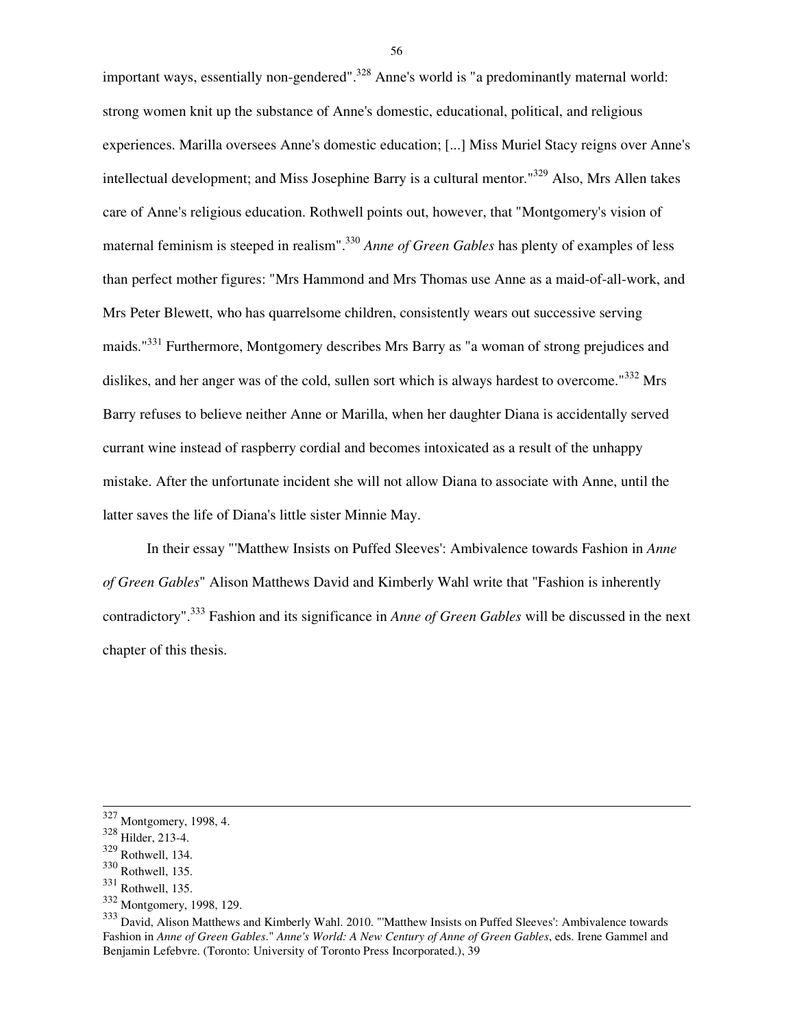important ways, essentially non-gendered".[328] Anne's world is "a predominantly maternal world: strong women knit up the substance of Anne's domestic, educational, political, and religious experiences. Marilla oversees Anne's domestic education; [...] Miss Muriel Stacy reigns over Anne's intellectual development; and Miss Josephine Barry is a cultural mentor."[329] Also, Mrs Allen takes care of Anne's religious education. Rothwell points out, however, that "Montgomery's vision of maternal feminism is steeped in realism".[330] *Anne of Green Gables* has plenty of examples of less than perfect mother figures: "Mrs Hammond and Mrs Thomas use Anne as a maid-of-all-work, and Mrs Peter Blewett, who has quarrelsome children, consistently wears out successive serving maids."[331] Furthermore, Montgomery describes Mrs Barry as "a woman of strong prejudices and dislikes, and her anger was of the cold, sullen sort which is always hardest to overcome."[332] Mrs Barry refuses to believe neither Anne or Marilla, when her daughter Diana is accidentally served currant wine instead of raspberry cordial and becomes intoxicated as a result of the unhappy mistake. After the unfortunate incident she will not allow Diana to associate with Anne, until the latter saves the life of Diana's little sister Minnie May.

In their essay "'Matthew Insists on Puffed Sleeves': Ambivalence towards Fashion in *Anne of Green Gables*" Alison Matthews David and Kimberly Wahl write that "Fashion is inherently contradictory".[333] Fashion and its significance in *Anne of Green Gables* will be discussed in the next chapter of this thesis.

---

[327] Montgomery, 1998, 4.
[328] Hilder, 213-4.
[329] Rothwell, 134.
[330] Rothwell, 135.
[331] Rothwell, 135.
[332] Montgomery, 1998, 129.
[333] David, Alison Matthews and Kimberly Wahl. 2010. "'Matthew Insists on Puffed Sleeves': Ambivalence towards Fashion in *Anne of Green Gables*." *Anne's World: A New Century of Anne of Green Gables*, eds. Irene Gammel and Benjamin Lefebvre. (Toronto: University of Toronto Press Incorporated.), 39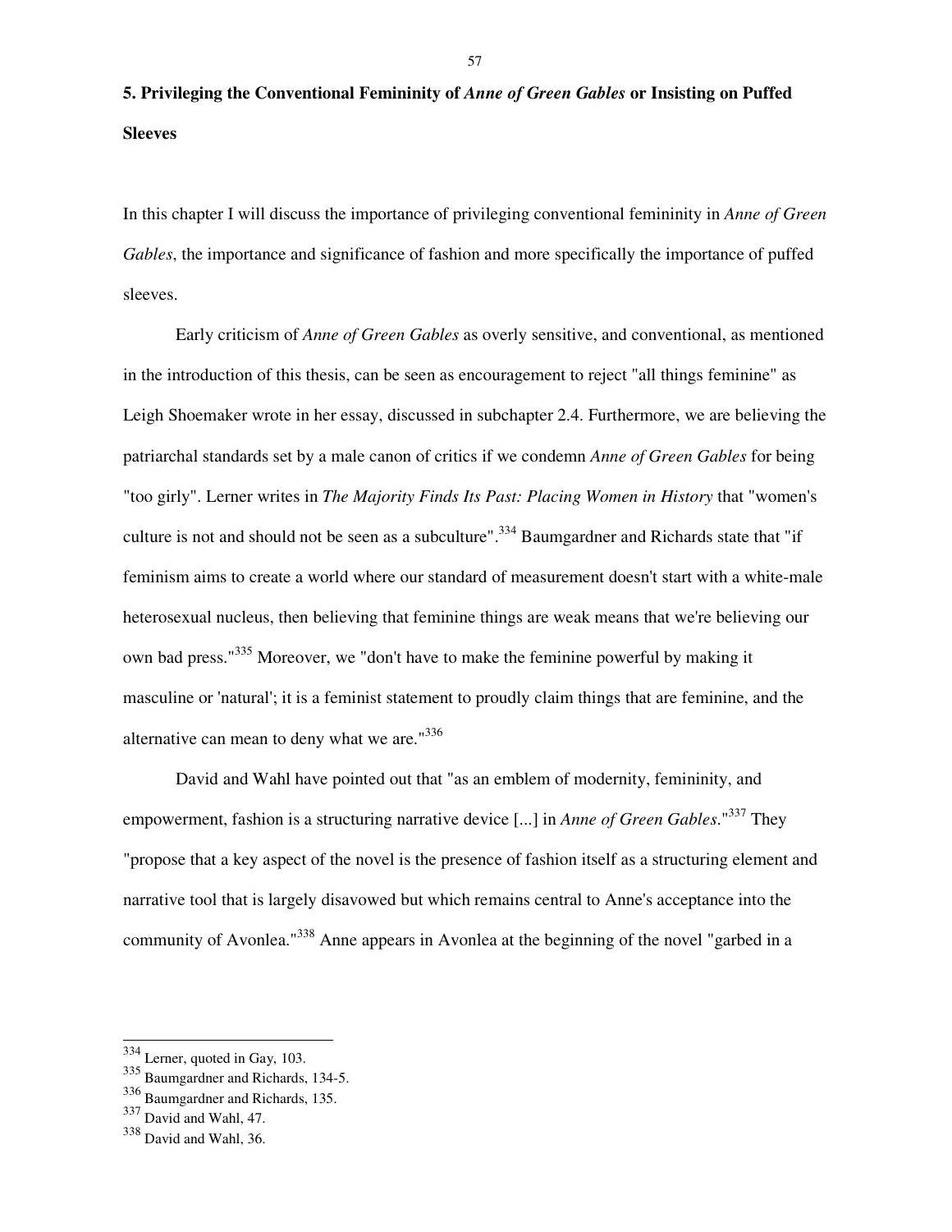## 5. Privileging the Conventional Femininity of *Anne of Green Gables* or Insisting on Puffed Sleeves

In this chapter I will discuss the importance of privileging conventional femininity in *Anne of Green Gables*, the importance and significance of fashion and more specifically the importance of puffed sleeves.

Early criticism of *Anne of Green Gables* as overly sensitive, and conventional, as mentioned in the introduction of this thesis, can be seen as encouragement to reject "all things feminine" as Leigh Shoemaker wrote in her essay, discussed in subchapter 2.4. Furthermore, we are believing the patriarchal standards set by a male canon of critics if we condemn *Anne of Green Gables* for being "too girly". Lerner writes in *The Majority Finds Its Past: Placing Women in History* that "women's culture is not and should not be seen as a subculture".[334] Baumgardner and Richards state that "if feminism aims to create a world where our standard of measurement doesn't start with a white-male heterosexual nucleus, then believing that feminine things are weak means that we're believing our own bad press."[335] Moreover, we "don't have to make the feminine powerful by making it masculine or 'natural'; it is a feminist statement to proudly claim things that are feminine, and the alternative can mean to deny what we are."[336]

David and Wahl have pointed out that "as an emblem of modernity, femininity, and empowerment, fashion is a structuring narrative device [...] in *Anne of Green Gables*."[337] They "propose that a key aspect of the novel is the presence of fashion itself as a structuring element and narrative tool that is largely disavowed but which remains central to Anne's acceptance into the community of Avonlea."[338] Anne appears in Avonlea at the beginning of the novel "garbed in a

---

[334] Lerner, quoted in Gay, 103.
[335] Baumgardner and Richards, 134-5.
[336] Baumgardner and Richards, 135.
[337] David and Wahl, 47.
[338] David and Wahl, 36.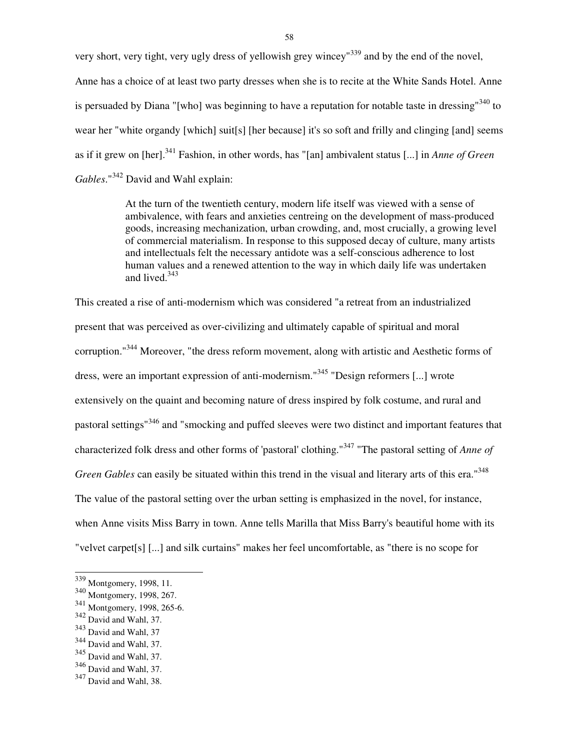very short, very tight, very ugly dress of yellowish grey wincey"[339] and by the end of the novel, Anne has a choice of at least two party dresses when she is to recite at the White Sands Hotel. Anne is persuaded by Diana "[who] was beginning to have a reputation for notable taste in dressing"[340] to wear her "white organdy [which] suit[s] [her because] it's so soft and frilly and clinging [and] seems as if it grew on [her].[341] Fashion, in other words, has "[an] ambivalent status [...] in *Anne of Green Gables*."[342] David and Wahl explain:

> At the turn of the twentieth century, modern life itself was viewed with a sense of ambivalence, with fears and anxieties centreing on the development of mass-produced goods, increasing mechanization, urban crowding, and, most crucially, a growing level of commercial materialism. In response to this supposed decay of culture, many artists and intellectuals felt the necessary antidote was a self-conscious adherence to lost human values and a renewed attention to the way in which daily life was undertaken and lived.[343]

This created a rise of anti-modernism which was considered "a retreat from an industrialized present that was perceived as over-civilizing and ultimately capable of spiritual and moral corruption."[344] Moreover, "the dress reform movement, along with artistic and Aesthetic forms of dress, were an important expression of anti-modernism."[345] "Design reformers [...] wrote extensively on the quaint and becoming nature of dress inspired by folk costume, and rural and pastoral settings"[346] and "smocking and puffed sleeves were two distinct and important features that characterized folk dress and other forms of 'pastoral' clothing."[347] "The pastoral setting of *Anne of Green Gables* can easily be situated within this trend in the visual and literary arts of this era."[348] The value of the pastoral setting over the urban setting is emphasized in the novel, for instance, when Anne visits Miss Barry in town. Anne tells Marilla that Miss Barry's beautiful home with its "velvet carpet[s] [...] and silk curtains" makes her feel uncomfortable, as "there is no scope for

---

[339] Montgomery, 1998, 11.
[340] Montgomery, 1998, 267.
[341] Montgomery, 1998, 265-6.
[342] David and Wahl, 37.
[343] David and Wahl, 37
[344] David and Wahl, 37.
[345] David and Wahl, 37.
[346] David and Wahl, 37.
[347] David and Wahl, 38.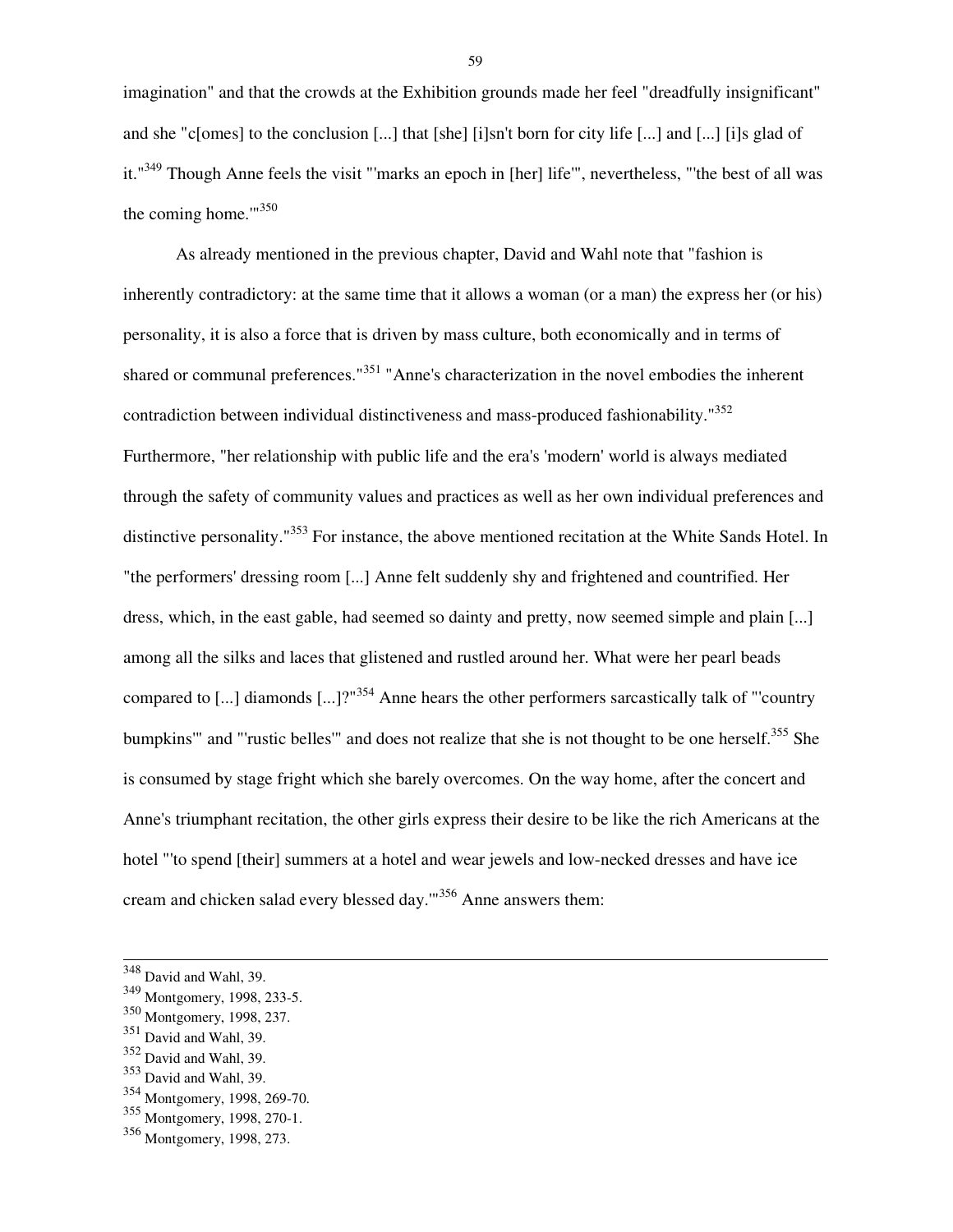imagination" and that the crowds at the Exhibition grounds made her feel "dreadfully insignificant" and she "c[omes] to the conclusion [...] that [she] [i]sn't born for city life [...] and [...] [i]s glad of it."[349] Though Anne feels the visit "'marks an epoch in [her] life'", nevertheless, "'the best of all was the coming home.'"[350]

As already mentioned in the previous chapter, David and Wahl note that "fashion is inherently contradictory: at the same time that it allows a woman (or a man) the express her (or his) personality, it is also a force that is driven by mass culture, both economically and in terms of shared or communal preferences."[351] "Anne's characterization in the novel embodies the inherent contradiction between individual distinctiveness and mass-produced fashionability."[352] Furthermore, "her relationship with public life and the era's 'modern' world is always mediated through the safety of community values and practices as well as her own individual preferences and distinctive personality."[353] For instance, the above mentioned recitation at the White Sands Hotel. In "the performers' dressing room [...] Anne felt suddenly shy and frightened and countrified. Her dress, which, in the east gable, had seemed so dainty and pretty, now seemed simple and plain [...] among all the silks and laces that glistened and rustled around her. What were her pearl beads compared to [...] diamonds [...]?"[354] Anne hears the other performers sarcastically talk of "'country bumpkins'" and "'rustic belles'" and does not realize that she is not thought to be one herself.[355] She is consumed by stage fright which she barely overcomes. On the way home, after the concert and Anne's triumphant recitation, the other girls express their desire to be like the rich Americans at the hotel "'to spend [their] summers at a hotel and wear jewels and low-necked dresses and have ice cream and chicken salad every blessed day.'"[356] Anne answers them:

---

[348] David and Wahl, 39.
[349] Montgomery, 1998, 233-5.
[350] Montgomery, 1998, 237.
[351] David and Wahl, 39.
[352] David and Wahl, 39.
[353] David and Wahl, 39.
[354] Montgomery, 1998, 269-70.
[355] Montgomery, 1998, 270-1.
[356] Montgomery, 1998, 273.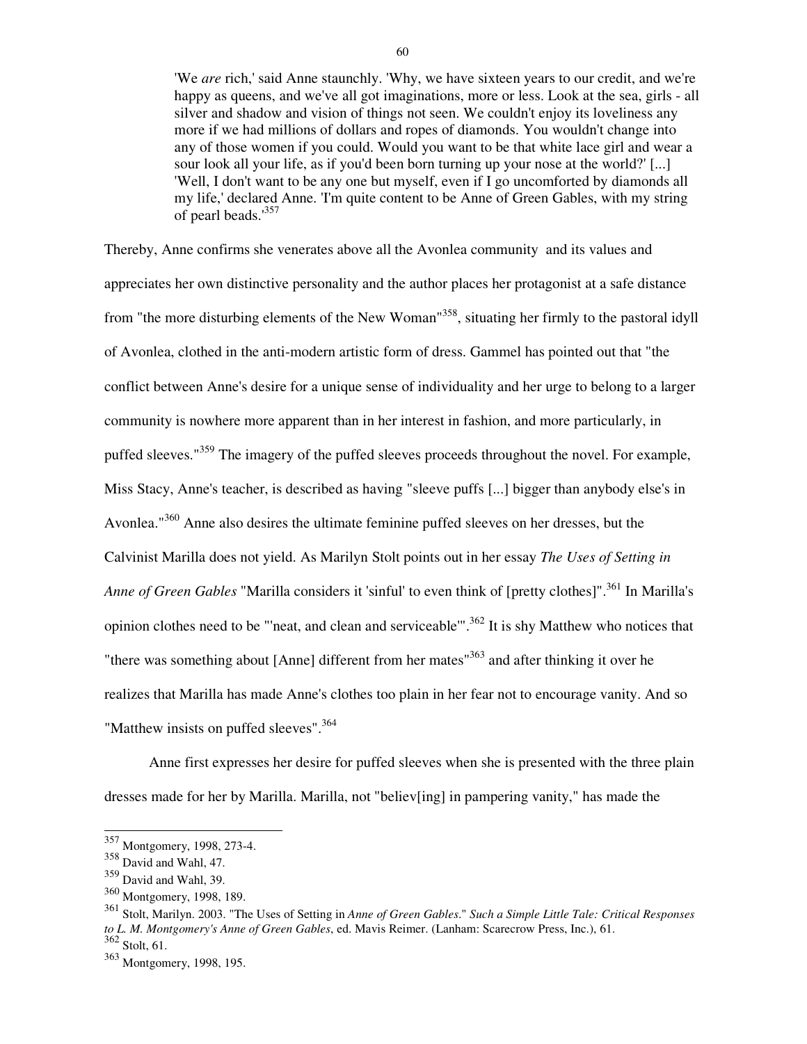> 'We *are* rich,' said Anne staunchly. 'Why, we have sixteen years to our credit, and we're happy as queens, and we've all got imaginations, more or less. Look at the sea, girls - all silver and shadow and vision of things not seen. We couldn't enjoy its loveliness any more if we had millions of dollars and ropes of diamonds. You wouldn't change into any of those women if you could. Would you want to be that white lace girl and wear a sour look all your life, as if you'd been born turning up your nose at the world?' [...] 'Well, I don't want to be any one but myself, even if I go uncomforted by diamonds all my life,' declared Anne. 'I'm quite content to be Anne of Green Gables, with my string of pearl beads.'[357]

Thereby, Anne confirms she venerates above all the Avonlea community and its values and appreciates her own distinctive personality and the author places her protagonist at a safe distance from "the more disturbing elements of the New Woman"[358], situating her firmly to the pastoral idyll of Avonlea, clothed in the anti-modern artistic form of dress. Gammel has pointed out that "the conflict between Anne's desire for a unique sense of individuality and her urge to belong to a larger community is nowhere more apparent than in her interest in fashion, and more particularly, in puffed sleeves."[359] The imagery of the puffed sleeves proceeds throughout the novel. For example, Miss Stacy, Anne's teacher, is described as having "sleeve puffs [...] bigger than anybody else's in Avonlea."[360] Anne also desires the ultimate feminine puffed sleeves on her dresses, but the Calvinist Marilla does not yield. As Marilyn Stolt points out in her essay *The Uses of Setting in Anne of Green Gables* "Marilla considers it 'sinful' to even think of [pretty clothes]".[361] In Marilla's opinion clothes need to be "'neat, and clean and serviceable'".[362] It is shy Matthew who notices that "there was something about [Anne] different from her mates"[363] and after thinking it over he realizes that Marilla has made Anne's clothes too plain in her fear not to encourage vanity. And so "Matthew insists on puffed sleeves".[364]

Anne first expresses her desire for puffed sleeves when she is presented with the three plain dresses made for her by Marilla. Marilla, not "believ[ing] in pampering vanity," has made the

---

[357] Montgomery, 1998, 273-4.
[358] David and Wahl, 47.
[359] David and Wahl, 39.
[360] Montgomery, 1998, 189.
[361] Stolt, Marilyn. 2003. "The Uses of Setting in *Anne of Green Gables*." *Such a Simple Little Tale: Critical Responses to L. M. Montgomery's Anne of Green Gables*, ed. Mavis Reimer. (Lanham: Scarecrow Press, Inc.), 61.
[362] Stolt, 61.
[363] Montgomery, 1998, 195.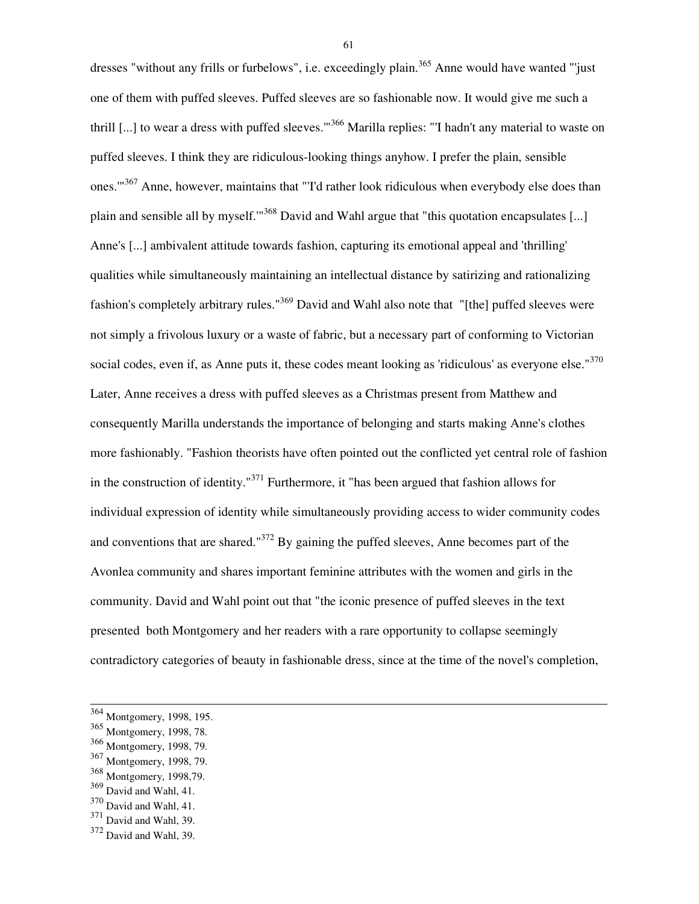dresses "without any frills or furbelows", i.e. exceedingly plain.[365] Anne would have wanted "'just one of them with puffed sleeves. Puffed sleeves are so fashionable now. It would give me such a thrill [...] to wear a dress with puffed sleeves.'"[366] Marilla replies: "'I hadn't any material to waste on puffed sleeves. I think they are ridiculous-looking things anyhow. I prefer the plain, sensible ones.'"[367] Anne, however, maintains that "'I'd rather look ridiculous when everybody else does than plain and sensible all by myself.'"[368] David and Wahl argue that "this quotation encapsulates [...] Anne's [...] ambivalent attitude towards fashion, capturing its emotional appeal and 'thrilling' qualities while simultaneously maintaining an intellectual distance by satirizing and rationalizing fashion's completely arbitrary rules."[369] David and Wahl also note that "[the] puffed sleeves were not simply a frivolous luxury or a waste of fabric, but a necessary part of conforming to Victorian social codes, even if, as Anne puts it, these codes meant looking as 'ridiculous' as everyone else."[370] Later, Anne receives a dress with puffed sleeves as a Christmas present from Matthew and consequently Marilla understands the importance of belonging and starts making Anne's clothes more fashionably. "Fashion theorists have often pointed out the conflicted yet central role of fashion in the construction of identity."[371] Furthermore, it "has been argued that fashion allows for individual expression of identity while simultaneously providing access to wider community codes and conventions that are shared."[372] By gaining the puffed sleeves, Anne becomes part of the Avonlea community and shares important feminine attributes with the women and girls in the community. David and Wahl point out that "the iconic presence of puffed sleeves in the text presented both Montgomery and her readers with a rare opportunity to collapse seemingly contradictory categories of beauty in fashionable dress, since at the time of the novel's completion,

---

[364] Montgomery, 1998, 195.
[365] Montgomery, 1998, 78.
[366] Montgomery, 1998, 79.
[367] Montgomery, 1998, 79.
[368] Montgomery, 1998,79.
[369] David and Wahl, 41.
[370] David and Wahl, 41.
[371] David and Wahl, 39.
[372] David and Wahl, 39.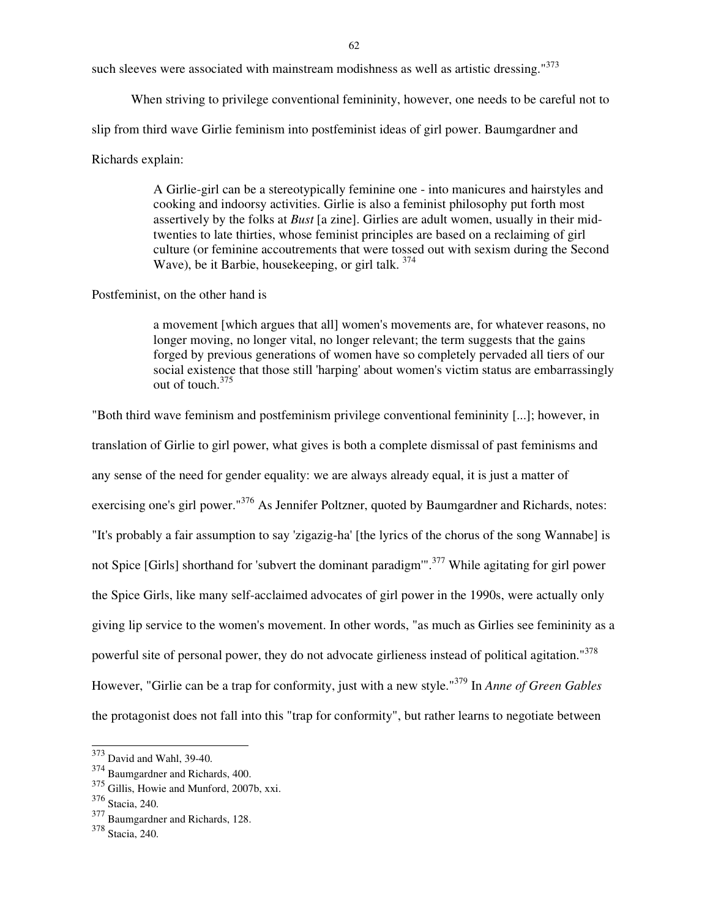such sleeves were associated with mainstream modishness as well as artistic dressing."[373]

When striving to privilege conventional femininity, however, one needs to be careful not to slip from third wave Girlie feminism into postfeminist ideas of girl power. Baumgardner and Richards explain:

> A Girlie-girl can be a stereotypically feminine one - into manicures and hairstyles and cooking and indoorsy activities. Girlie is also a feminist philosophy put forth most assertively by the folks at *Bust* [a zine]. Girlies are adult women, usually in their mid-twenties to late thirties, whose feminist principles are based on a reclaiming of girl culture (or feminine accoutrements that were tossed out with sexism during the Second Wave), be it Barbie, housekeeping, or girl talk. [374]

Postfeminist, on the other hand is

> a movement [which argues that all] women's movements are, for whatever reasons, no longer moving, no longer vital, no longer relevant; the term suggests that the gains forged by previous generations of women have so completely pervaded all tiers of our social existence that those still 'harping' about women's victim status are embarrassingly out of touch.[375]

"Both third wave feminism and postfeminism privilege conventional femininity [...]; however, in translation of Girlie to girl power, what gives is both a complete dismissal of past feminisms and any sense of the need for gender equality: we are always already equal, it is just a matter of exercising one's girl power."[376] As Jennifer Poltzner, quoted by Baumgardner and Richards, notes: "It's probably a fair assumption to say 'zigazig-ha' [the lyrics of the chorus of the song Wannabe] is not Spice [Girls] shorthand for 'subvert the dominant paradigm'".[377] While agitating for girl power the Spice Girls, like many self-acclaimed advocates of girl power in the 1990s, were actually only giving lip service to the women's movement. In other words, "as much as Girlies see femininity as a powerful site of personal power, they do not advocate girlieness instead of political agitation."[378] However, "Girlie can be a trap for conformity, just with a new style."[379] In *Anne of Green Gables* the protagonist does not fall into this "trap for conformity", but rather learns to negotiate between

---

[373] David and Wahl, 39-40.
[374] Baumgardner and Richards, 400.
[375] Gillis, Howie and Munford, 2007b, xxi.
[376] Stacia, 240.
[377] Baumgardner and Richards, 128.
[378] Stacia, 240.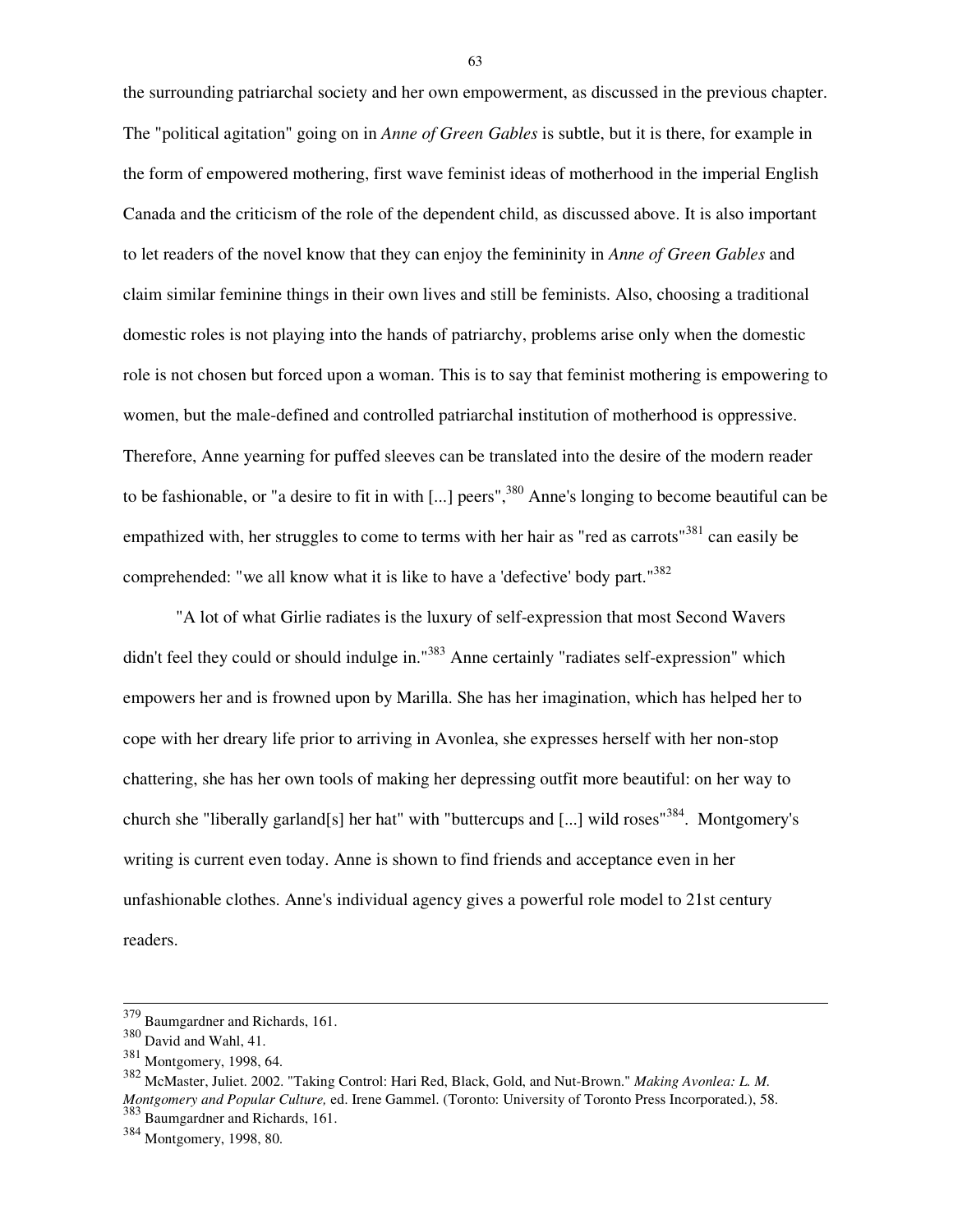the surrounding patriarchal society and her own empowerment, as discussed in the previous chapter. The "political agitation" going on in *Anne of Green Gables* is subtle, but it is there, for example in the form of empowered mothering, first wave feminist ideas of motherhood in the imperial English Canada and the criticism of the role of the dependent child, as discussed above. It is also important to let readers of the novel know that they can enjoy the femininity in *Anne of Green Gables* and claim similar feminine things in their own lives and still be feminists. Also, choosing a traditional domestic roles is not playing into the hands of patriarchy, problems arise only when the domestic role is not chosen but forced upon a woman. This is to say that feminist mothering is empowering to women, but the male-defined and controlled patriarchal institution of motherhood is oppressive. Therefore, Anne yearning for puffed sleeves can be translated into the desire of the modern reader to be fashionable, or "a desire to fit in with [...] peers",[380] Anne's longing to become beautiful can be empathized with, her struggles to come to terms with her hair as "red as carrots"[381] can easily be comprehended: "we all know what it is like to have a 'defective' body part."[382]

"A lot of what Girlie radiates is the luxury of self-expression that most Second Wavers didn't feel they could or should indulge in."[383] Anne certainly "radiates self-expression" which empowers her and is frowned upon by Marilla. She has her imagination, which has helped her to cope with her dreary life prior to arriving in Avonlea, she expresses herself with her non-stop chattering, she has her own tools of making her depressing outfit more beautiful: on her way to church she "liberally garland[s] her hat" with "buttercups and [...] wild roses"[384]. Montgomery's writing is current even today. Anne is shown to find friends and acceptance even in her unfashionable clothes. Anne's individual agency gives a powerful role model to 21st century readers.

---

[379] Baumgardner and Richards, 161.

[380] David and Wahl, 41.

[381] Montgomery, 1998, 64.

[382] McMaster, Juliet. 2002. "Taking Control: Hari Red, Black, Gold, and Nut-Brown." *Making Avonlea: L. M. Montgomery and Popular Culture,* ed. Irene Gammel. (Toronto: University of Toronto Press Incorporated.), 58.

[383] Baumgardner and Richards, 161.

[384] Montgomery, 1998, 80.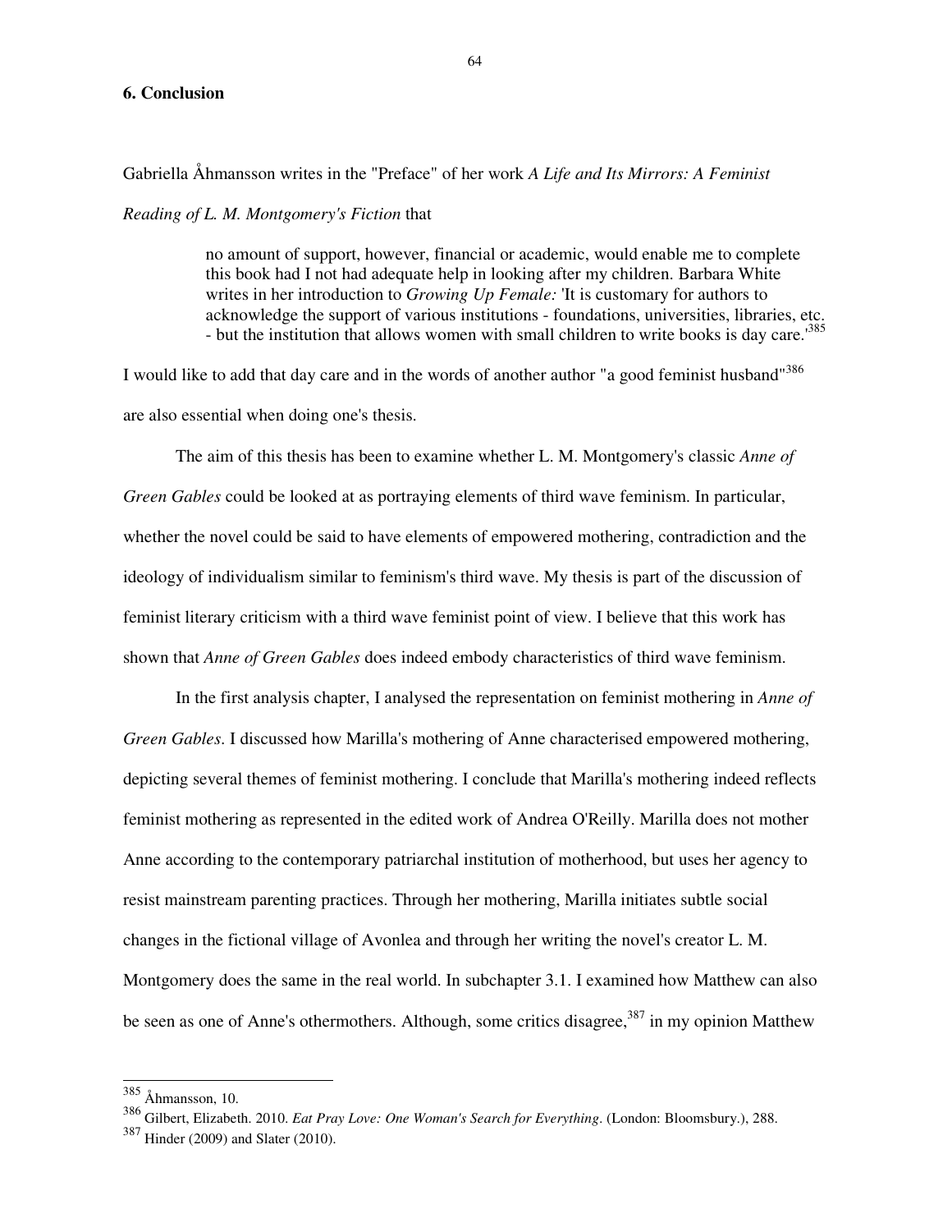## 6. Conclusion

Gabriella Åhmansson writes in the "Preface" of her work *A Life and Its Mirrors: A Feminist Reading of L. M. Montgomery's Fiction* that

> no amount of support, however, financial or academic, would enable me to complete this book had I not had adequate help in looking after my children. Barbara White writes in her introduction to *Growing Up Female:* 'It is customary for authors to acknowledge the support of various institutions - foundations, universities, libraries, etc. - but the institution that allows women with small children to write books is day care.'[385]

I would like to add that day care and in the words of another author "a good feminist husband"[386] are also essential when doing one's thesis.

The aim of this thesis has been to examine whether L. M. Montgomery's classic *Anne of Green Gables* could be looked at as portraying elements of third wave feminism. In particular, whether the novel could be said to have elements of empowered mothering, contradiction and the ideology of individualism similar to feminism's third wave. My thesis is part of the discussion of feminist literary criticism with a third wave feminist point of view. I believe that this work has shown that *Anne of Green Gables* does indeed embody characteristics of third wave feminism.

In the first analysis chapter, I analysed the representation on feminist mothering in *Anne of Green Gables*. I discussed how Marilla's mothering of Anne characterised empowered mothering, depicting several themes of feminist mothering. I conclude that Marilla's mothering indeed reflects feminist mothering as represented in the edited work of Andrea O'Reilly. Marilla does not mother Anne according to the contemporary patriarchal institution of motherhood, but uses her agency to resist mainstream parenting practices. Through her mothering, Marilla initiates subtle social changes in the fictional village of Avonlea and through her writing the novel's creator L. M. Montgomery does the same in the real world. In subchapter 3.1. I examined how Matthew can also be seen as one of Anne's othermothers. Although, some critics disagree,[387] in my opinion Matthew

---

[385] Åhmansson, 10.

[386] Gilbert, Elizabeth. 2010. *Eat Pray Love: One Woman's Search for Everything*. (London: Bloomsbury.), 288.

[387] Hinder (2009) and Slater (2010).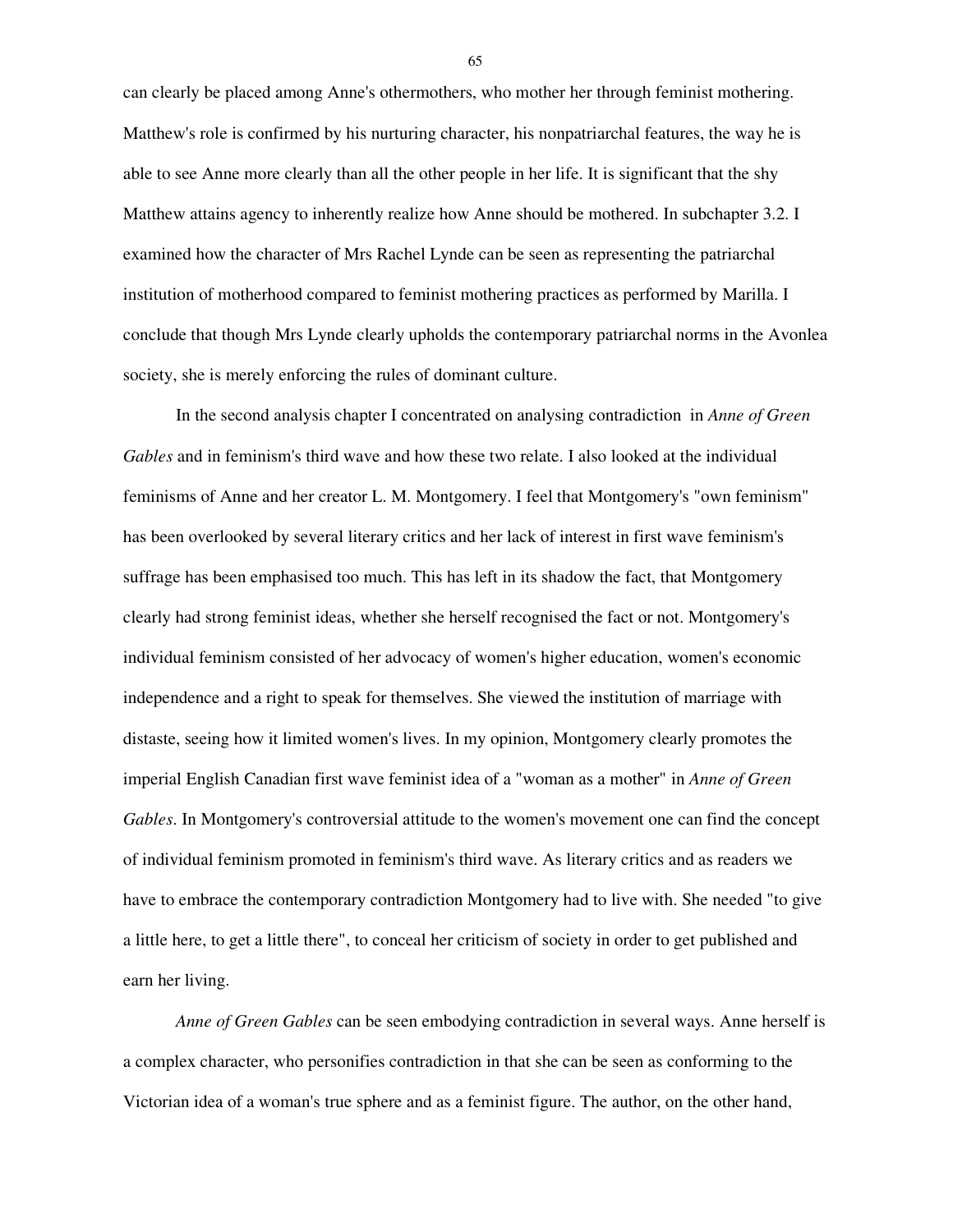can clearly be placed among Anne's othermothers, who mother her through feminist mothering. Matthew's role is confirmed by his nurturing character, his nonpatriarchal features, the way he is able to see Anne more clearly than all the other people in her life. It is significant that the shy Matthew attains agency to inherently realize how Anne should be mothered. In subchapter 3.2. I examined how the character of Mrs Rachel Lynde can be seen as representing the patriarchal institution of motherhood compared to feminist mothering practices as performed by Marilla. I conclude that though Mrs Lynde clearly upholds the contemporary patriarchal norms in the Avonlea society, she is merely enforcing the rules of dominant culture.

In the second analysis chapter I concentrated on analysing contradiction in *Anne of Green Gables* and in feminism's third wave and how these two relate. I also looked at the individual feminisms of Anne and her creator L. M. Montgomery. I feel that Montgomery's "own feminism" has been overlooked by several literary critics and her lack of interest in first wave feminism's suffrage has been emphasised too much. This has left in its shadow the fact, that Montgomery clearly had strong feminist ideas, whether she herself recognised the fact or not. Montgomery's individual feminism consisted of her advocacy of women's higher education, women's economic independence and a right to speak for themselves. She viewed the institution of marriage with distaste, seeing how it limited women's lives. In my opinion, Montgomery clearly promotes the imperial English Canadian first wave feminist idea of a "woman as a mother" in *Anne of Green Gables*. In Montgomery's controversial attitude to the women's movement one can find the concept of individual feminism promoted in feminism's third wave. As literary critics and as readers we have to embrace the contemporary contradiction Montgomery had to live with. She needed "to give a little here, to get a little there", to conceal her criticism of society in order to get published and earn her living.

*Anne of Green Gables* can be seen embodying contradiction in several ways. Anne herself is a complex character, who personifies contradiction in that she can be seen as conforming to the Victorian idea of a woman's true sphere and as a feminist figure. The author, on the other hand,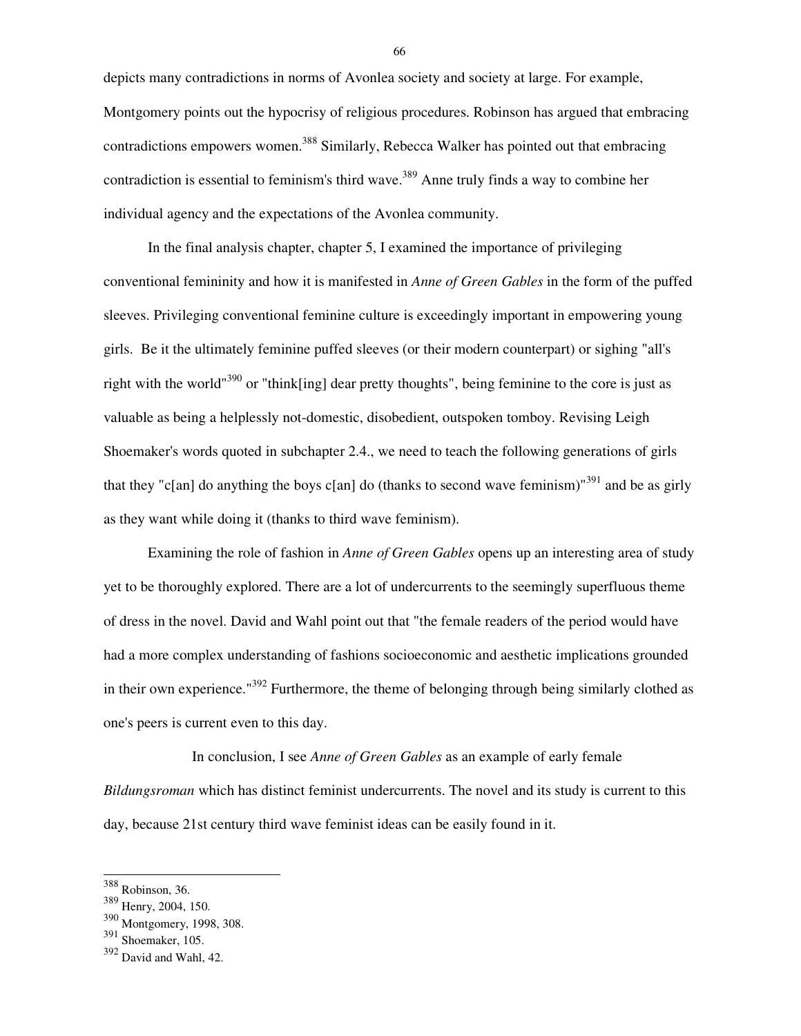depicts many contradictions in norms of Avonlea society and society at large. For example, Montgomery points out the hypocrisy of religious procedures. Robinson has argued that embracing contradictions empowers women.[388] Similarly, Rebecca Walker has pointed out that embracing contradiction is essential to feminism's third wave.[389] Anne truly finds a way to combine her individual agency and the expectations of the Avonlea community.

In the final analysis chapter, chapter 5, I examined the importance of privileging conventional femininity and how it is manifested in *Anne of Green Gables* in the form of the puffed sleeves. Privileging conventional feminine culture is exceedingly important in empowering young girls. Be it the ultimately feminine puffed sleeves (or their modern counterpart) or sighing "all's right with the world"[390] or "think[ing] dear pretty thoughts", being feminine to the core is just as valuable as being a helplessly not-domestic, disobedient, outspoken tomboy. Revising Leigh Shoemaker's words quoted in subchapter 2.4., we need to teach the following generations of girls that they "c[an] do anything the boys c[an] do (thanks to second wave feminism)"[391] and be as girly as they want while doing it (thanks to third wave feminism).

Examining the role of fashion in *Anne of Green Gables* opens up an interesting area of study yet to be thoroughly explored. There are a lot of undercurrents to the seemingly superfluous theme of dress in the novel. David and Wahl point out that "the female readers of the period would have had a more complex understanding of fashions socioeconomic and aesthetic implications grounded in their own experience."[392] Furthermore, the theme of belonging through being similarly clothed as one's peers is current even to this day.

In conclusion, I see *Anne of Green Gables* as an example of early female *Bildungsroman* which has distinct feminist undercurrents. The novel and its study is current to this day, because 21st century third wave feminist ideas can be easily found in it.

---

[388] Robinson, 36.
[389] Henry, 2004, 150.
[390] Montgomery, 1998, 308.
[391] Shoemaker, 105.
[392] David and Wahl, 42.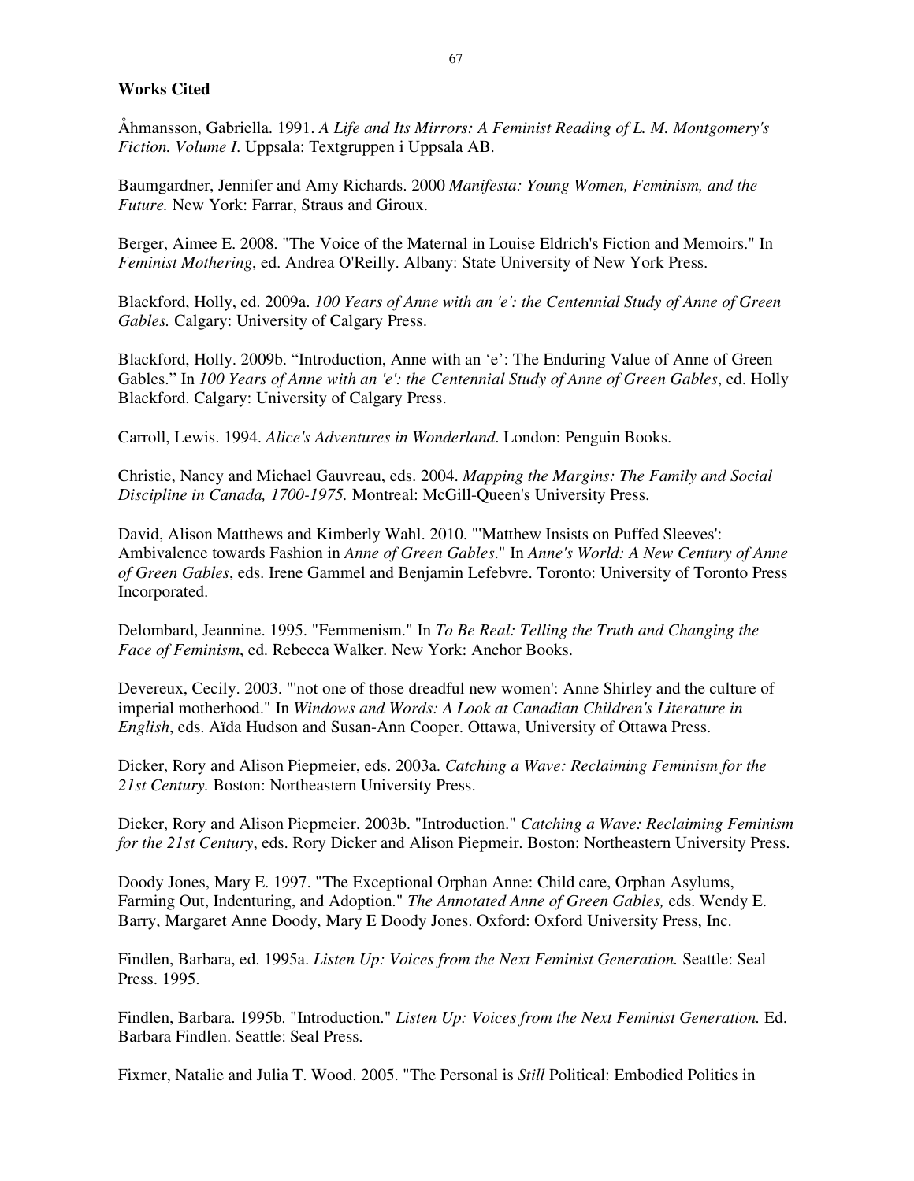**Works Cited**

Åhmansson, Gabriella. 1991. *A Life and Its Mirrors: A Feminist Reading of L. M. Montgomery's Fiction. Volume I*. Uppsala: Textgruppen i Uppsala AB.

Baumgardner, Jennifer and Amy Richards. 2000 *Manifesta: Young Women, Feminism, and the Future.* New York: Farrar, Straus and Giroux.

Berger, Aimee E. 2008. "The Voice of the Maternal in Louise Eldrich's Fiction and Memoirs." In *Feminist Mothering*, ed. Andrea O'Reilly. Albany: State University of New York Press.

Blackford, Holly, ed. 2009a. *100 Years of Anne with an 'e': the Centennial Study of Anne of Green Gables.* Calgary: University of Calgary Press.

Blackford, Holly. 2009b. "Introduction, Anne with an 'e': The Enduring Value of Anne of Green Gables." In *100 Years of Anne with an 'e': the Centennial Study of Anne of Green Gables*, ed. Holly Blackford. Calgary: University of Calgary Press.

Carroll, Lewis. 1994. *Alice's Adventures in Wonderland*. London: Penguin Books.

Christie, Nancy and Michael Gauvreau, eds. 2004. *Mapping the Margins: The Family and Social Discipline in Canada, 1700-1975.* Montreal: McGill-Queen's University Press.

David, Alison Matthews and Kimberly Wahl. 2010. "'Matthew Insists on Puffed Sleeves': Ambivalence towards Fashion in *Anne of Green Gables*." In *Anne's World: A New Century of Anne of Green Gables*, eds. Irene Gammel and Benjamin Lefebvre. Toronto: University of Toronto Press Incorporated.

Delombard, Jeannine. 1995. "Femmenism." In *To Be Real: Telling the Truth and Changing the Face of Feminism*, ed. Rebecca Walker. New York: Anchor Books.

Devereux, Cecily. 2003. "'not one of those dreadful new women': Anne Shirley and the culture of imperial motherhood." In *Windows and Words: A Look at Canadian Children's Literature in English*, eds. Aïda Hudson and Susan-Ann Cooper. Ottawa, University of Ottawa Press.

Dicker, Rory and Alison Piepmeier, eds. 2003a. *Catching a Wave: Reclaiming Feminism for the 21st Century.* Boston: Northeastern University Press.

Dicker, Rory and Alison Piepmeier. 2003b. "Introduction." *Catching a Wave: Reclaiming Feminism for the 21st Century*, eds. Rory Dicker and Alison Piepmeir. Boston: Northeastern University Press.

Doody Jones, Mary E. 1997. "The Exceptional Orphan Anne: Child care, Orphan Asylums, Farming Out, Indenturing, and Adoption." *The Annotated Anne of Green Gables,* eds. Wendy E. Barry, Margaret Anne Doody, Mary E Doody Jones. Oxford: Oxford University Press, Inc.

Findlen, Barbara, ed. 1995a. *Listen Up: Voices from the Next Feminist Generation.* Seattle: Seal Press. 1995.

Findlen, Barbara. 1995b. "Introduction." *Listen Up: Voices from the Next Feminist Generation.* Ed. Barbara Findlen. Seattle: Seal Press.

Fixmer, Natalie and Julia T. Wood. 2005. "The Personal is *Still* Political: Embodied Politics in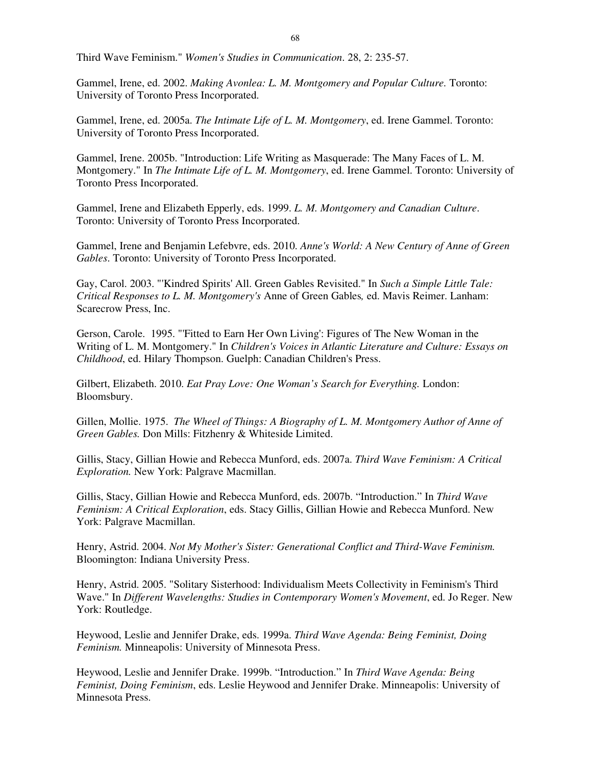Third Wave Feminism." *Women's Studies in Communication*. 28, 2: 235-57.

Gammel, Irene, ed. 2002. *Making Avonlea: L. M. Montgomery and Popular Culture.* Toronto: University of Toronto Press Incorporated.

Gammel, Irene, ed. 2005a. *The Intimate Life of L. M. Montgomery*, ed. Irene Gammel. Toronto: University of Toronto Press Incorporated.

Gammel, Irene. 2005b. "Introduction: Life Writing as Masquerade: The Many Faces of L. M. Montgomery." In *The Intimate Life of L. M. Montgomery*, ed. Irene Gammel. Toronto: University of Toronto Press Incorporated.

Gammel, Irene and Elizabeth Epperly, eds. 1999. *L. M. Montgomery and Canadian Culture*. Toronto: University of Toronto Press Incorporated.

Gammel, Irene and Benjamin Lefebvre, eds. 2010. *Anne's World: A New Century of Anne of Green Gables*. Toronto: University of Toronto Press Incorporated.

Gay, Carol. 2003. "'Kindred Spirits' All. Green Gables Revisited." In *Such a Simple Little Tale: Critical Responses to L. M. Montgomery's* Anne of Green Gables*,* ed. Mavis Reimer. Lanham: Scarecrow Press, Inc.

Gerson, Carole. 1995. "'Fitted to Earn Her Own Living': Figures of The New Woman in the Writing of L. M. Montgomery." In *Children's Voices in Atlantic Literature and Culture: Essays on Childhood*, ed. Hilary Thompson. Guelph: Canadian Children's Press.

Gilbert, Elizabeth. 2010. *Eat Pray Love: One Woman's Search for Everything.* London: Bloomsbury.

Gillen, Mollie. 1975. *The Wheel of Things: A Biography of L. M. Montgomery Author of Anne of Green Gables.* Don Mills: Fitzhenry & Whiteside Limited.

Gillis, Stacy, Gillian Howie and Rebecca Munford, eds. 2007a. *Third Wave Feminism: A Critical Exploration.* New York: Palgrave Macmillan.

Gillis, Stacy, Gillian Howie and Rebecca Munford, eds. 2007b. "Introduction." In *Third Wave Feminism: A Critical Exploration*, eds. Stacy Gillis, Gillian Howie and Rebecca Munford. New York: Palgrave Macmillan.

Henry, Astrid. 2004. *Not My Mother's Sister: Generational Conflict and Third-Wave Feminism.* Bloomington: Indiana University Press.

Henry, Astrid. 2005. "Solitary Sisterhood: Individualism Meets Collectivity in Feminism's Third Wave." In *Different Wavelengths: Studies in Contemporary Women's Movement*, ed. Jo Reger. New York: Routledge.

Heywood, Leslie and Jennifer Drake, eds. 1999a. *Third Wave Agenda: Being Feminist, Doing Feminism.* Minneapolis: University of Minnesota Press.

Heywood, Leslie and Jennifer Drake. 1999b. "Introduction." In *Third Wave Agenda: Being Feminist, Doing Feminism*, eds. Leslie Heywood and Jennifer Drake. Minneapolis: University of Minnesota Press.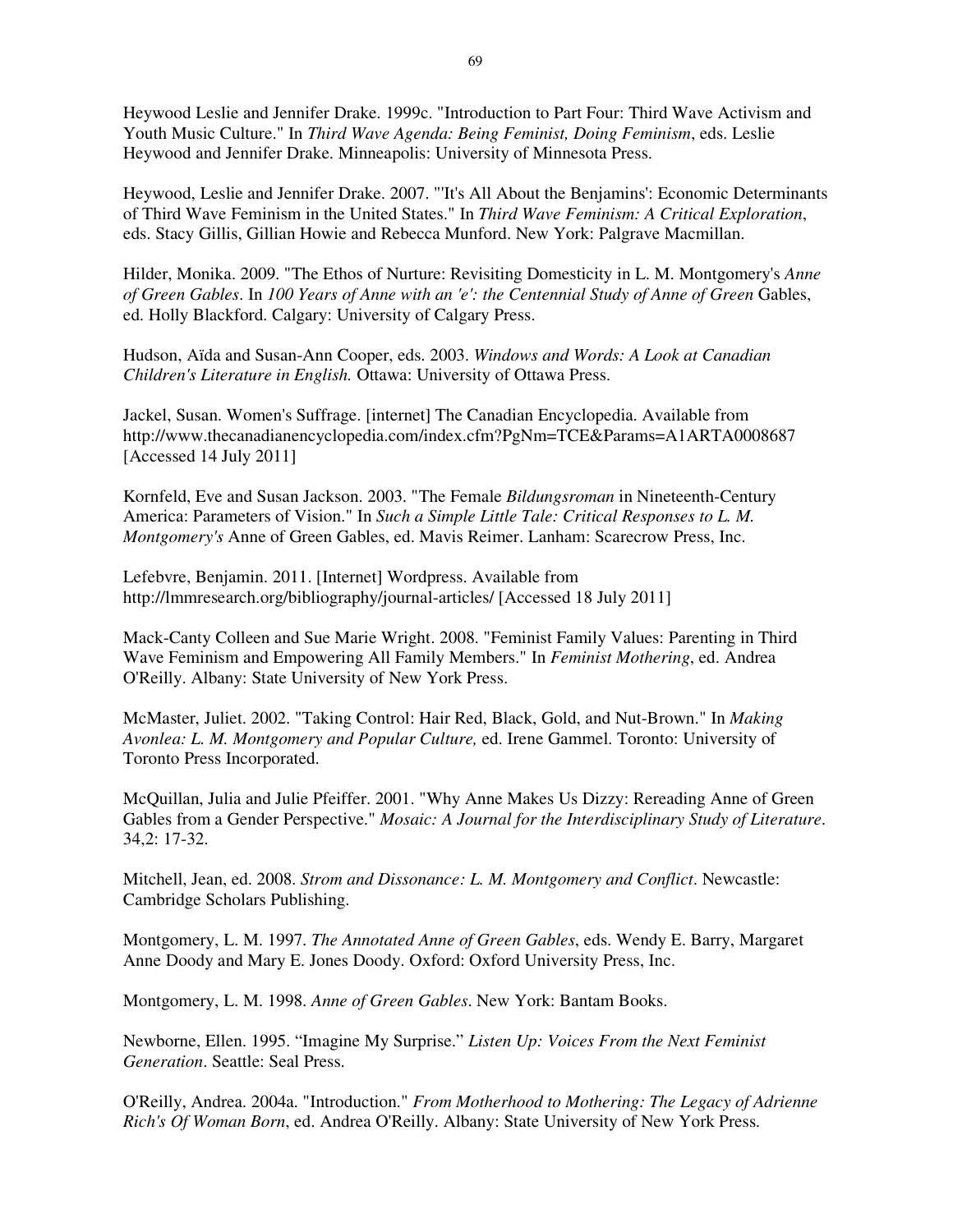Heywood Leslie and Jennifer Drake. 1999c. "Introduction to Part Four: Third Wave Activism and Youth Music Culture." In *Third Wave Agenda: Being Feminist, Doing Feminism*, eds. Leslie Heywood and Jennifer Drake. Minneapolis: University of Minnesota Press.

Heywood, Leslie and Jennifer Drake. 2007. "'It's All About the Benjamins': Economic Determinants of Third Wave Feminism in the United States." In *Third Wave Feminism: A Critical Exploration*, eds. Stacy Gillis, Gillian Howie and Rebecca Munford. New York: Palgrave Macmillan.

Hilder, Monika. 2009. "The Ethos of Nurture: Revisiting Domesticity in L. M. Montgomery's *Anne of Green Gables*. In *100 Years of Anne with an 'e': the Centennial Study of Anne of Green* Gables, ed. Holly Blackford. Calgary: University of Calgary Press.

Hudson, Aïda and Susan-Ann Cooper, eds. 2003. *Windows and Words: A Look at Canadian Children's Literature in English.* Ottawa: University of Ottawa Press.

Jackel, Susan. Women's Suffrage. [internet] The Canadian Encyclopedia. Available from http://www.thecanadianencyclopedia.com/index.cfm?PgNm=TCE&Params=A1ARTA0008687 [Accessed 14 July 2011]

Kornfeld, Eve and Susan Jackson. 2003. "The Female *Bildungsroman* in Nineteenth-Century America: Parameters of Vision." In *Such a Simple Little Tale: Critical Responses to L. M. Montgomery's* Anne of Green Gables, ed. Mavis Reimer. Lanham: Scarecrow Press, Inc.

Lefebvre, Benjamin. 2011. [Internet] Wordpress. Available from http://lmmresearch.org/bibliography/journal-articles/ [Accessed 18 July 2011]

Mack-Canty Colleen and Sue Marie Wright. 2008. "Feminist Family Values: Parenting in Third Wave Feminism and Empowering All Family Members." In *Feminist Mothering*, ed. Andrea O'Reilly. Albany: State University of New York Press.

McMaster, Juliet. 2002. "Taking Control: Hair Red, Black, Gold, and Nut-Brown." In *Making Avonlea: L. M. Montgomery and Popular Culture,* ed. Irene Gammel. Toronto: University of Toronto Press Incorporated.

McQuillan, Julia and Julie Pfeiffer. 2001. "Why Anne Makes Us Dizzy: Rereading Anne of Green Gables from a Gender Perspective." *Mosaic: A Journal for the Interdisciplinary Study of Literature*. 34,2: 17-32.

Mitchell, Jean, ed. 2008. *Strom and Dissonance: L. M. Montgomery and Conflict*. Newcastle: Cambridge Scholars Publishing.

Montgomery, L. M. 1997. *The Annotated Anne of Green Gables*, eds. Wendy E. Barry, Margaret Anne Doody and Mary E. Jones Doody. Oxford: Oxford University Press, Inc.

Montgomery, L. M. 1998. *Anne of Green Gables*. New York: Bantam Books.

Newborne, Ellen. 1995. "Imagine My Surprise." *Listen Up: Voices From the Next Feminist Generation*. Seattle: Seal Press.

O'Reilly, Andrea. 2004a. "Introduction." *From Motherhood to Mothering: The Legacy of Adrienne Rich's Of Woman Born*, ed. Andrea O'Reilly. Albany: State University of New York Press.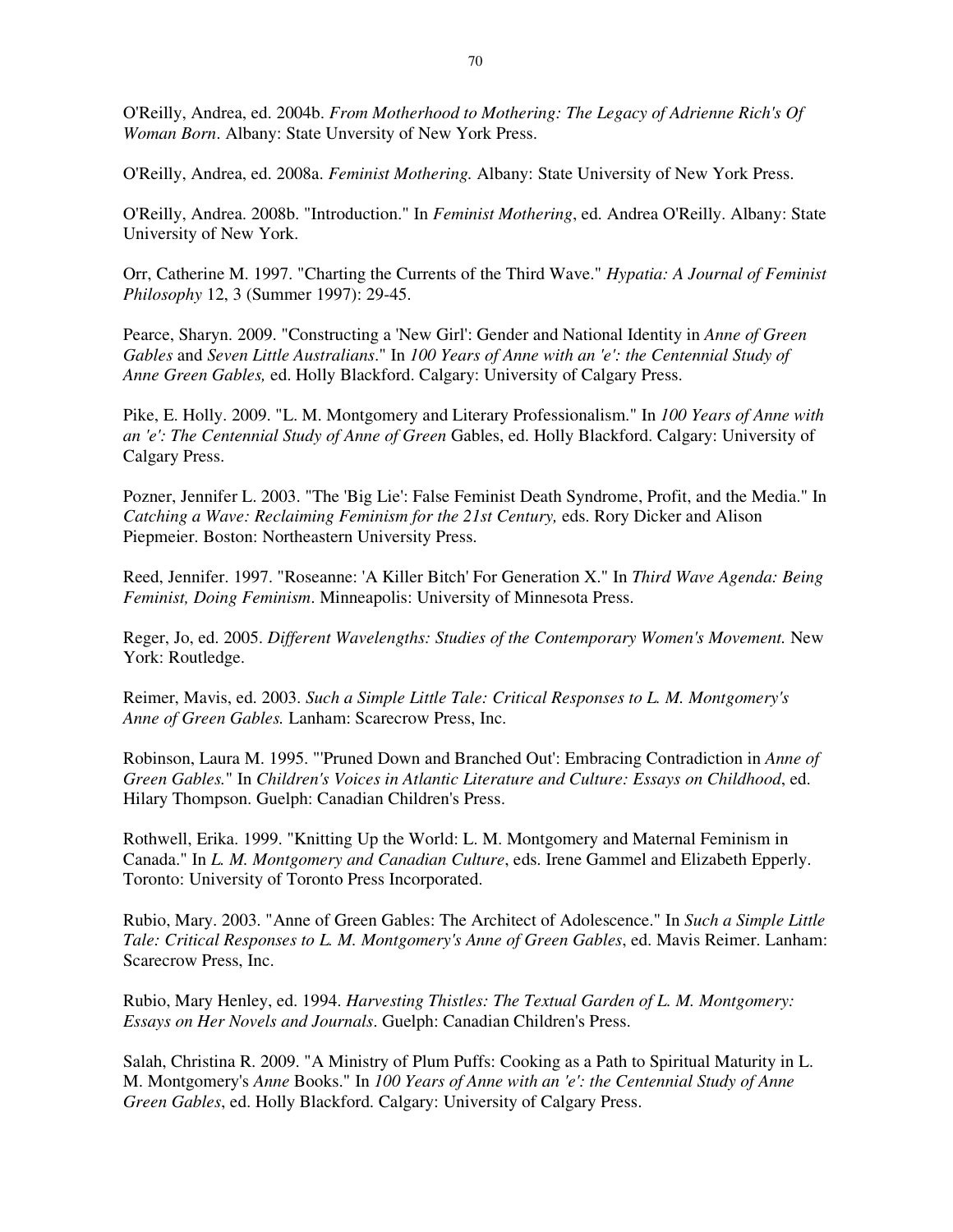O'Reilly, Andrea, ed. 2004b. *From Motherhood to Mothering: The Legacy of Adrienne Rich's Of Woman Born*. Albany: State Unversity of New York Press.

O'Reilly, Andrea, ed. 2008a. *Feminist Mothering.* Albany: State University of New York Press.

O'Reilly, Andrea. 2008b. "Introduction." In *Feminist Mothering*, ed. Andrea O'Reilly. Albany: State University of New York.

Orr, Catherine M. 1997. "Charting the Currents of the Third Wave." *Hypatia: A Journal of Feminist Philosophy* 12, 3 (Summer 1997): 29-45.

Pearce, Sharyn. 2009. "Constructing a 'New Girl': Gender and National Identity in *Anne of Green Gables* and *Seven Little Australians*." In *100 Years of Anne with an 'e': the Centennial Study of Anne Green Gables,* ed. Holly Blackford. Calgary: University of Calgary Press.

Pike, E. Holly. 2009. "L. M. Montgomery and Literary Professionalism." In *100 Years of Anne with an 'e': The Centennial Study of Anne of Green* Gables, ed. Holly Blackford. Calgary: University of Calgary Press.

Pozner, Jennifer L. 2003. "The 'Big Lie': False Feminist Death Syndrome, Profit, and the Media." In *Catching a Wave: Reclaiming Feminism for the 21st Century,* eds. Rory Dicker and Alison Piepmeier. Boston: Northeastern University Press.

Reed, Jennifer. 1997. "Roseanne: 'A Killer Bitch' For Generation X." In *Third Wave Agenda: Being Feminist, Doing Feminism*. Minneapolis: University of Minnesota Press.

Reger, Jo, ed. 2005. *Different Wavelengths: Studies of the Contemporary Women's Movement.* New York: Routledge.

Reimer, Mavis, ed. 2003. *Such a Simple Little Tale: Critical Responses to L. M. Montgomery's Anne of Green Gables.* Lanham: Scarecrow Press, Inc.

Robinson, Laura M. 1995. "'Pruned Down and Branched Out': Embracing Contradiction in *Anne of Green Gables.*" In *Children's Voices in Atlantic Literature and Culture: Essays on Childhood*, ed. Hilary Thompson. Guelph: Canadian Children's Press.

Rothwell, Erika. 1999. "Knitting Up the World: L. M. Montgomery and Maternal Feminism in Canada." In *L. M. Montgomery and Canadian Culture*, eds. Irene Gammel and Elizabeth Epperly. Toronto: University of Toronto Press Incorporated.

Rubio, Mary. 2003. "Anne of Green Gables: The Architect of Adolescence." In *Such a Simple Little Tale: Critical Responses to L. M. Montgomery's Anne of Green Gables*, ed. Mavis Reimer. Lanham: Scarecrow Press, Inc.

Rubio, Mary Henley, ed. 1994. *Harvesting Thistles: The Textual Garden of L. M. Montgomery: Essays on Her Novels and Journals*. Guelph: Canadian Children's Press.

Salah, Christina R. 2009. "A Ministry of Plum Puffs: Cooking as a Path to Spiritual Maturity in L. M. Montgomery's *Anne* Books." In *100 Years of Anne with an 'e': the Centennial Study of Anne Green Gables*, ed. Holly Blackford. Calgary: University of Calgary Press.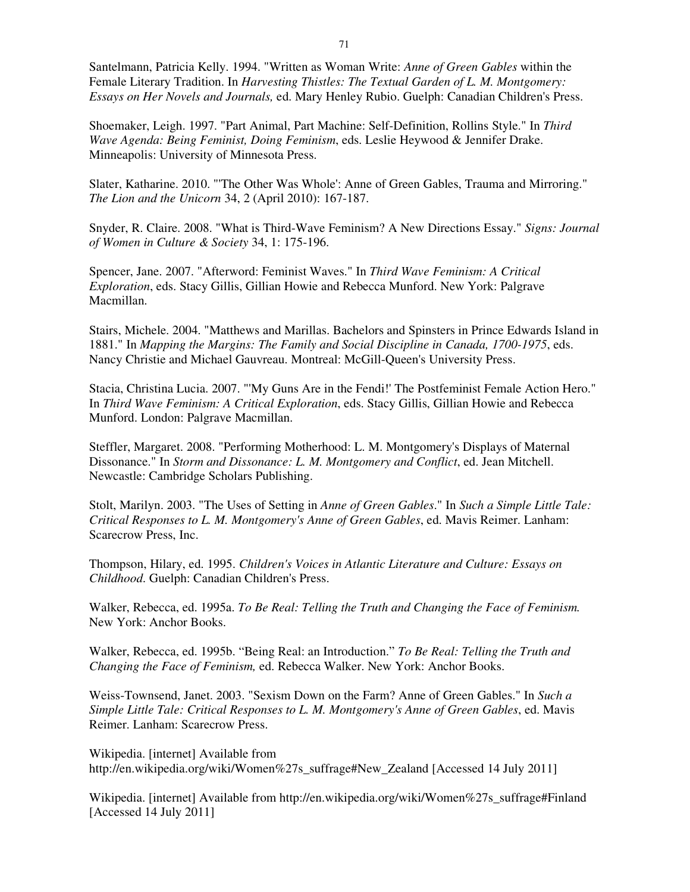Santelmann, Patricia Kelly. 1994. "Written as Woman Write: *Anne of Green Gables* within the Female Literary Tradition. In *Harvesting Thistles: The Textual Garden of L. M. Montgomery: Essays on Her Novels and Journals,* ed. Mary Henley Rubio. Guelph: Canadian Children's Press.

Shoemaker, Leigh. 1997. "Part Animal, Part Machine: Self-Definition, Rollins Style." In *Third Wave Agenda: Being Feminist, Doing Feminism*, eds. Leslie Heywood & Jennifer Drake. Minneapolis: University of Minnesota Press.

Slater, Katharine. 2010. "'The Other Was Whole': Anne of Green Gables, Trauma and Mirroring." *The Lion and the Unicorn* 34, 2 (April 2010): 167-187.

Snyder, R. Claire. 2008. "What is Third-Wave Feminism? A New Directions Essay." *Signs: Journal of Women in Culture & Society* 34, 1: 175-196.

Spencer, Jane. 2007. "Afterword: Feminist Waves." In *Third Wave Feminism: A Critical Exploration*, eds. Stacy Gillis, Gillian Howie and Rebecca Munford. New York: Palgrave Macmillan.

Stairs, Michele. 2004. "Matthews and Marillas. Bachelors and Spinsters in Prince Edwards Island in 1881." In *Mapping the Margins: The Family and Social Discipline in Canada, 1700-1975*, eds. Nancy Christie and Michael Gauvreau. Montreal: McGill-Queen's University Press.

Stacia, Christina Lucia. 2007. "'My Guns Are in the Fendi!' The Postfeminist Female Action Hero." In *Third Wave Feminism: A Critical Exploration*, eds. Stacy Gillis, Gillian Howie and Rebecca Munford. London: Palgrave Macmillan.

Steffler, Margaret. 2008. "Performing Motherhood: L. M. Montgomery's Displays of Maternal Dissonance." In *Storm and Dissonance: L. M. Montgomery and Conflict*, ed. Jean Mitchell. Newcastle: Cambridge Scholars Publishing.

Stolt, Marilyn. 2003. "The Uses of Setting in *Anne of Green Gables*." In *Such a Simple Little Tale: Critical Responses to L. M. Montgomery's Anne of Green Gables*, ed. Mavis Reimer. Lanham: Scarecrow Press, Inc.

Thompson, Hilary, ed. 1995. *Children's Voices in Atlantic Literature and Culture: Essays on Childhood.* Guelph: Canadian Children's Press.

Walker, Rebecca, ed. 1995a. *To Be Real: Telling the Truth and Changing the Face of Feminism.* New York: Anchor Books.

Walker, Rebecca, ed. 1995b. "Being Real: an Introduction." *To Be Real: Telling the Truth and Changing the Face of Feminism,* ed. Rebecca Walker. New York: Anchor Books.

Weiss-Townsend, Janet. 2003. "Sexism Down on the Farm? Anne of Green Gables." In *Such a Simple Little Tale: Critical Responses to L. M. Montgomery's Anne of Green Gables*, ed. Mavis Reimer. Lanham: Scarecrow Press.

Wikipedia. [internet] Available from http://en.wikipedia.org/wiki/Women%27s_suffrage#New_Zealand [Accessed 14 July 2011]

Wikipedia. [internet] Available from http://en.wikipedia.org/wiki/Women%27s_suffrage#Finland [Accessed 14 July 2011]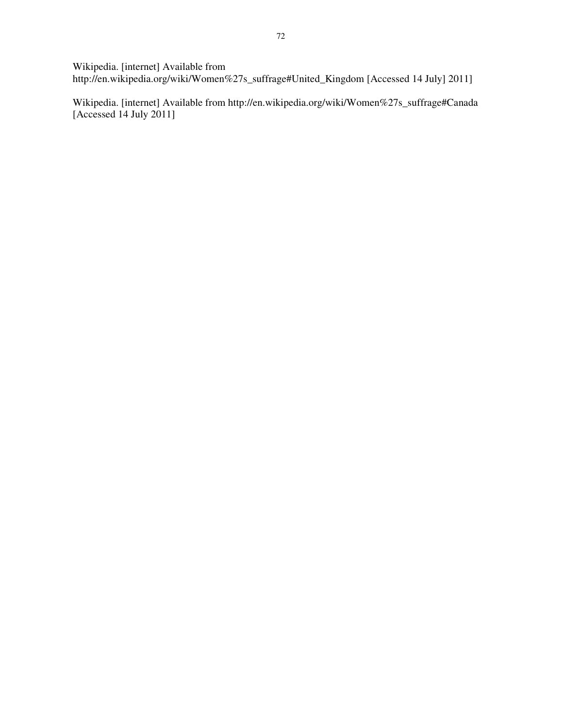Wikipedia. [internet] Available from http://en.wikipedia.org/wiki/Women%27s_suffrage#United_Kingdom [Accessed 14 July] 2011]

Wikipedia. [internet] Available from http://en.wikipedia.org/wiki/Women%27s_suffrage#Canada [Accessed 14 July 2011]